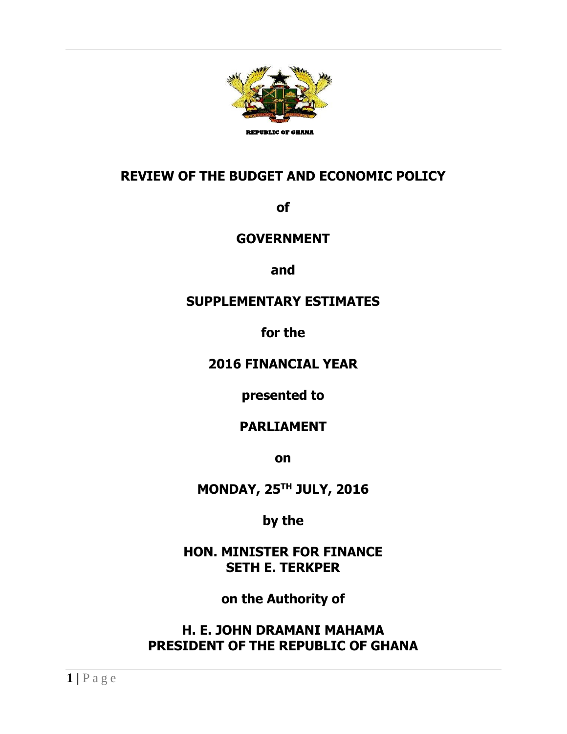REPUBLIC OF GHANA

# REVIEW OF THE BUDGET AND ECONOMIC POLICY

**of**

**GOVERNMENT**

**and**

**SUPPLEMENTARY ESTIMATES**

**for the**

**2016 FINANCIAL YEAR**

**presented to**

**PARLIAMENT**

**on**

**MONDAY, 25TH JULY, 2016**

**by the**

**HON. MINISTER FOR FINANCE**
**SETH E. TERKPER**

**on the Authority of**

**H. E. JOHN DRAMANI MAHAMA**
**PRESIDENT OF THE REPUBLIC OF GHANA**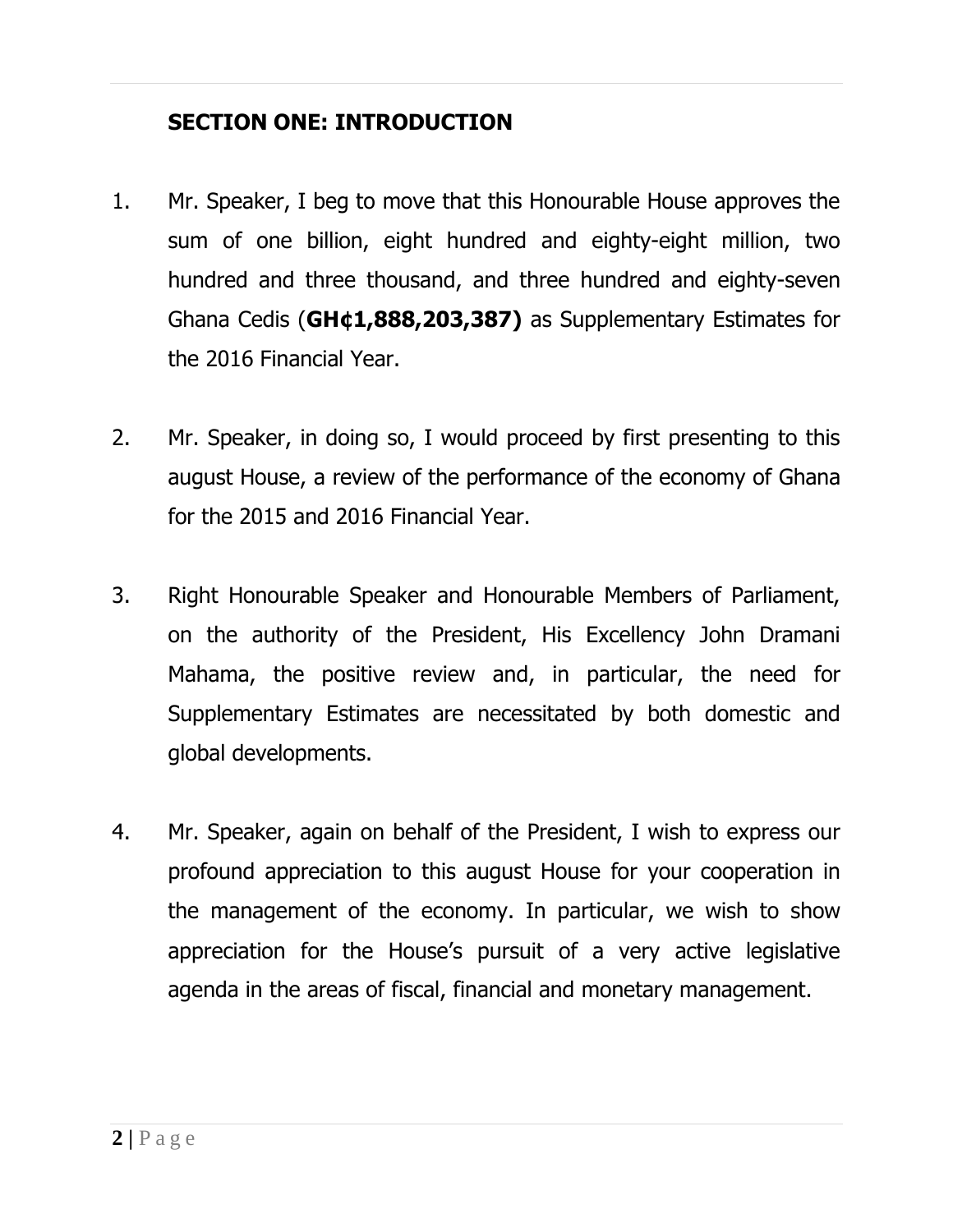## SECTION ONE: INTRODUCTION

1. Mr. Speaker, I beg to move that this Honourable House approves the sum of one billion, eight hundred and eighty-eight million, two hundred and three thousand, and three hundred and eighty-seven Ghana Cedis (**GH¢1,888,203,387)** as Supplementary Estimates for the 2016 Financial Year.

2. Mr. Speaker, in doing so, I would proceed by first presenting to this august House, a review of the performance of the economy of Ghana for the 2015 and 2016 Financial Year.

3. Right Honourable Speaker and Honourable Members of Parliament, on the authority of the President, His Excellency John Dramani Mahama, the positive review and, in particular, the need for Supplementary Estimates are necessitated by both domestic and global developments.

4. Mr. Speaker, again on behalf of the President, I wish to express our profound appreciation to this august House for your cooperation in the management of the economy. In particular, we wish to show appreciation for the House's pursuit of a very active legislative agenda in the areas of fiscal, financial and monetary management.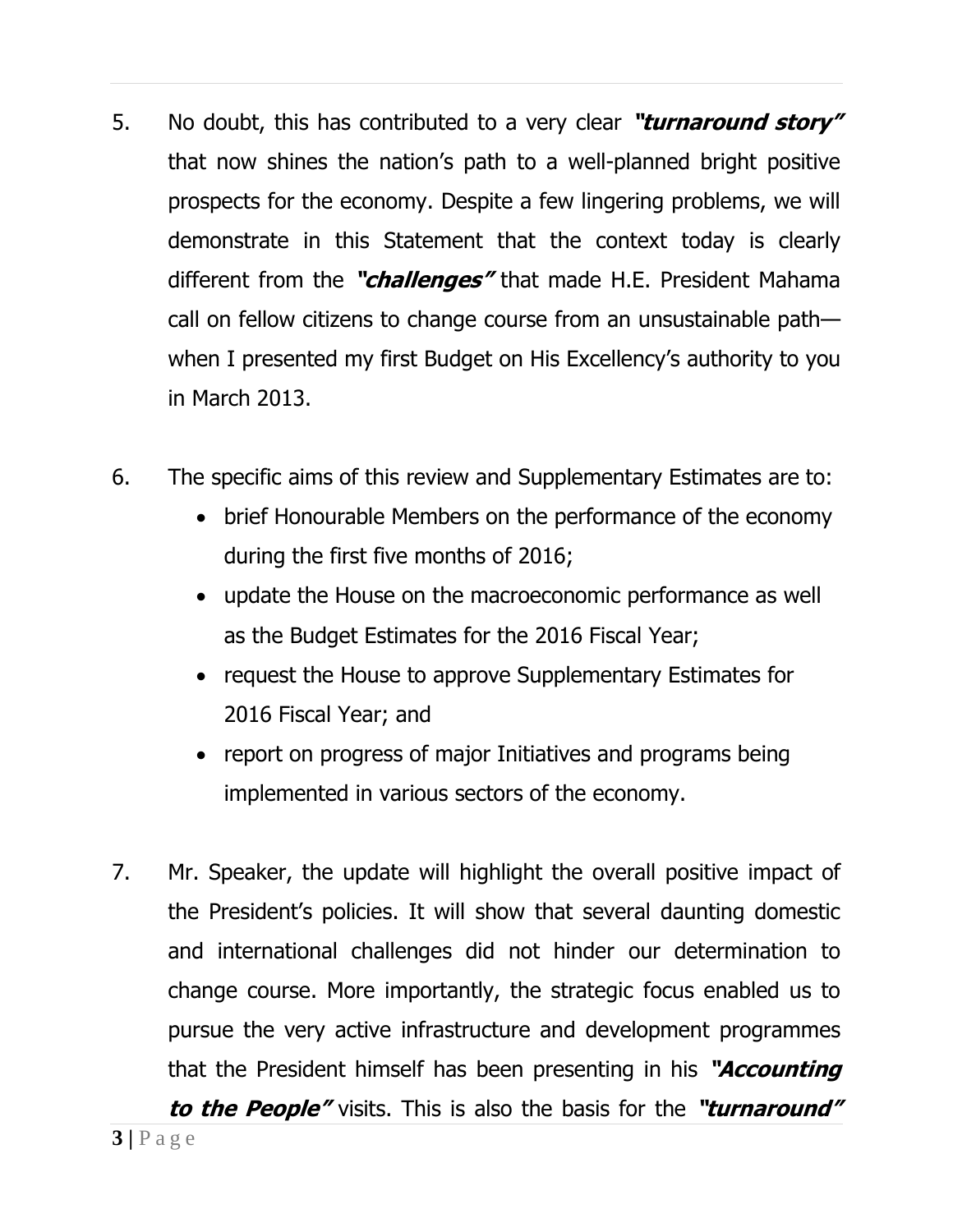5. No doubt, this has contributed to a very clear ***"turnaround story"*** that now shines the nation's path to a well-planned bright positive prospects for the economy. Despite a few lingering problems, we will demonstrate in this Statement that the context today is clearly different from the ***"challenges"*** that made H.E. President Mahama call on fellow citizens to change course from an unsustainable path—when I presented my first Budget on His Excellency's authority to you in March 2013.

6. The specific aims of this review and Supplementary Estimates are to:
   - brief Honourable Members on the performance of the economy during the first five months of 2016;
   - update the House on the macroeconomic performance as well as the Budget Estimates for the 2016 Fiscal Year;
   - request the House to approve Supplementary Estimates for 2016 Fiscal Year; and
   - report on progress of major Initiatives and programs being implemented in various sectors of the economy.

7. Mr. Speaker, the update will highlight the overall positive impact of the President's policies. It will show that several daunting domestic and international challenges did not hinder our determination to change course. More importantly, the strategic focus enabled us to pursue the very active infrastructure and development programmes that the President himself has been presenting in his ***"Accounting to the People"*** visits. This is also the basis for the ***"turnaround"***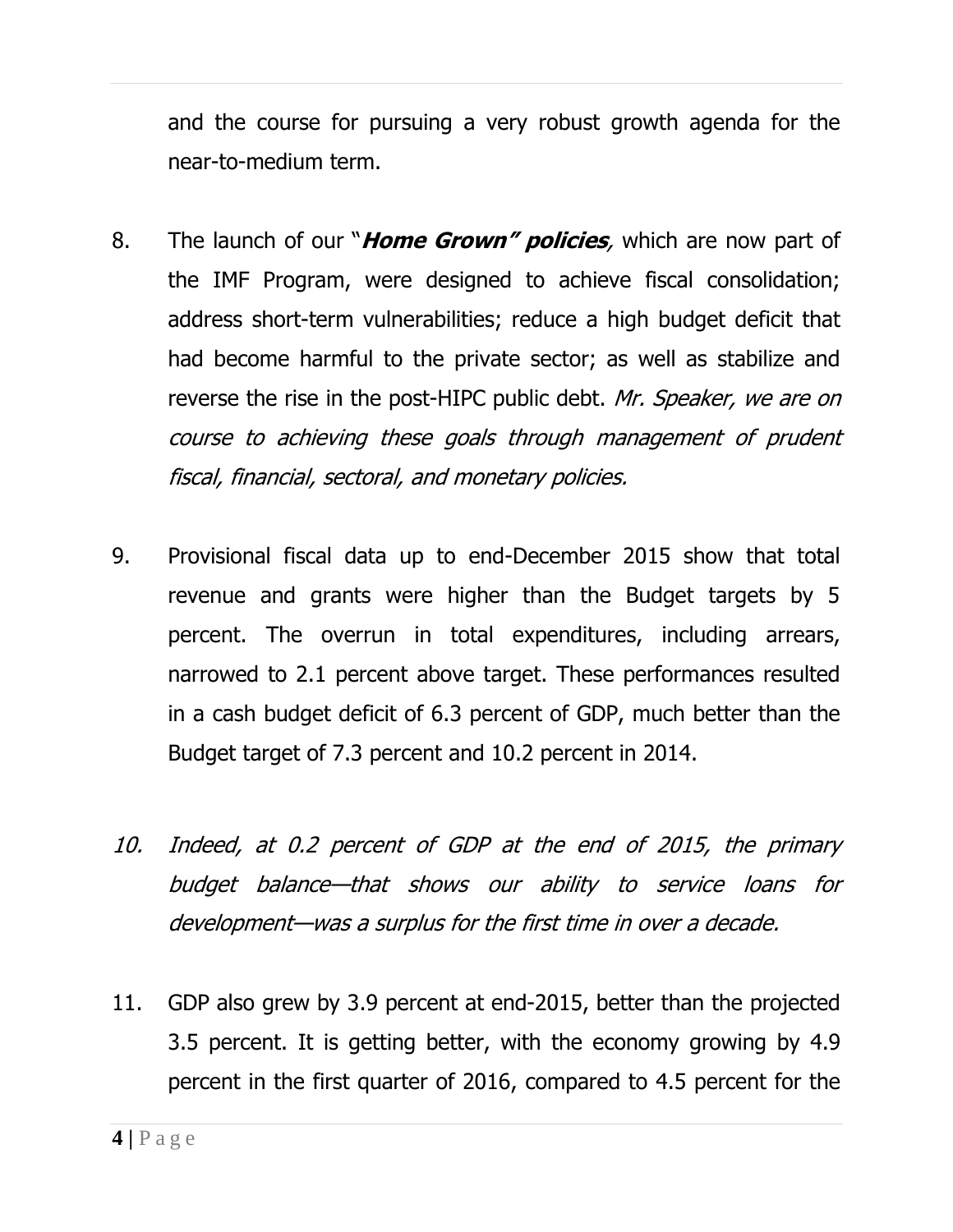and the course for pursuing a very robust growth agenda for the near-to-medium term.

8. The launch of our "***Home Grown" policies***, which are now part of the IMF Program, were designed to achieve fiscal consolidation; address short-term vulnerabilities; reduce a high budget deficit that had become harmful to the private sector; as well as stabilize and reverse the rise in the post-HIPC public debt. *Mr. Speaker, we are on course to achieving these goals through management of prudent fiscal, financial, sectoral, and monetary policies.*

9. Provisional fiscal data up to end-December 2015 show that total revenue and grants were higher than the Budget targets by 5 percent. The overrun in total expenditures, including arrears, narrowed to 2.1 percent above target. These performances resulted in a cash budget deficit of 6.3 percent of GDP, much better than the Budget target of 7.3 percent and 10.2 percent in 2014.

10. *Indeed, at 0.2 percent of GDP at the end of 2015, the primary budget balance—that shows our ability to service loans for development—was a surplus for the first time in over a decade.*

11. GDP also grew by 3.9 percent at end-2015, better than the projected 3.5 percent. It is getting better, with the economy growing by 4.9 percent in the first quarter of 2016, compared to 4.5 percent for the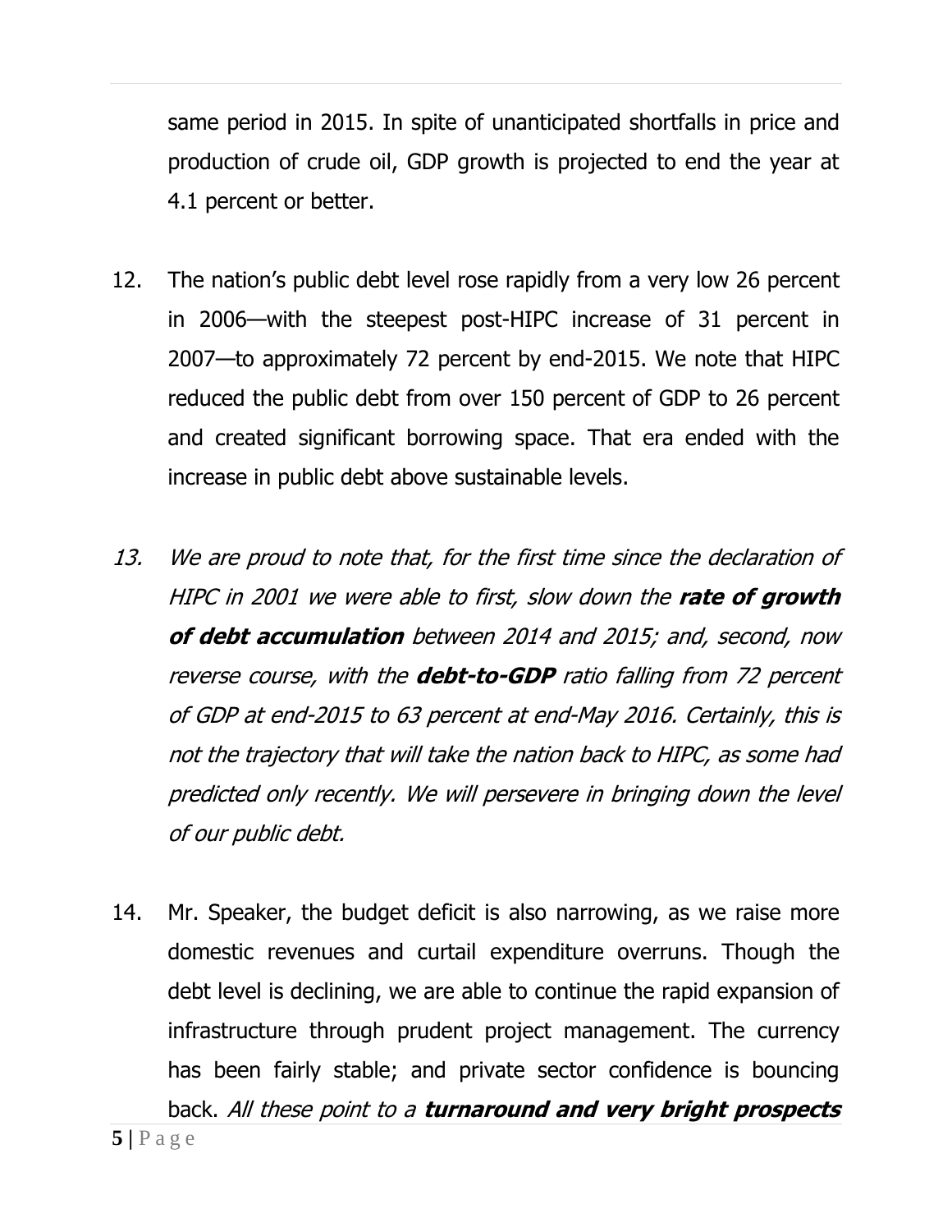same period in 2015. In spite of unanticipated shortfalls in price and production of crude oil, GDP growth is projected to end the year at 4.1 percent or better.

12. The nation's public debt level rose rapidly from a very low 26 percent in 2006—with the steepest post-HIPC increase of 31 percent in 2007—to approximately 72 percent by end-2015. We note that HIPC reduced the public debt from over 150 percent of GDP to 26 percent and created significant borrowing space. That era ended with the increase in public debt above sustainable levels.

13. *We are proud to note that, for the first time since the declaration of HIPC in 2001 we were able to first, slow down the **rate of growth of debt accumulation** between 2014 and 2015; and, second, now reverse course, with the **debt-to-GDP** ratio falling from 72 percent of GDP at end-2015 to 63 percent at end-May 2016. Certainly, this is not the trajectory that will take the nation back to HIPC, as some had predicted only recently. We will persevere in bringing down the level of our public debt.*

14. Mr. Speaker, the budget deficit is also narrowing, as we raise more domestic revenues and curtail expenditure overruns. Though the debt level is declining, we are able to continue the rapid expansion of infrastructure through prudent project management. The currency has been fairly stable; and private sector confidence is bouncing back. *All these point to a **turnaround and very bright prospects***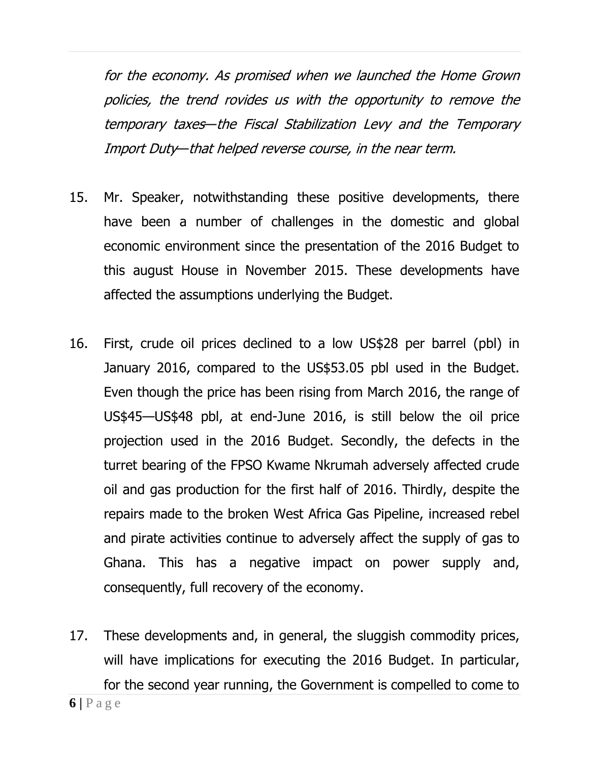*for the economy. As promised when we launched the Home Grown policies, the trend rovides us with the opportunity to remove the temporary taxes—the Fiscal Stabilization Levy and the Temporary Import Duty—that helped reverse course, in the near term.*

15. Mr. Speaker, notwithstanding these positive developments, there have been a number of challenges in the domestic and global economic environment since the presentation of the 2016 Budget to this august House in November 2015. These developments have affected the assumptions underlying the Budget.

16. First, crude oil prices declined to a low US$28 per barrel (pbl) in January 2016, compared to the US$53.05 pbl used in the Budget. Even though the price has been rising from March 2016, the range of US$45—US$48 pbl, at end-June 2016, is still below the oil price projection used in the 2016 Budget. Secondly, the defects in the turret bearing of the FPSO Kwame Nkrumah adversely affected crude oil and gas production for the first half of 2016. Thirdly, despite the repairs made to the broken West Africa Gas Pipeline, increased rebel and pirate activities continue to adversely affect the supply of gas to Ghana. This has a negative impact on power supply and, consequently, full recovery of the economy.

17. These developments and, in general, the sluggish commodity prices, will have implications for executing the 2016 Budget. In particular, for the second year running, the Government is compelled to come to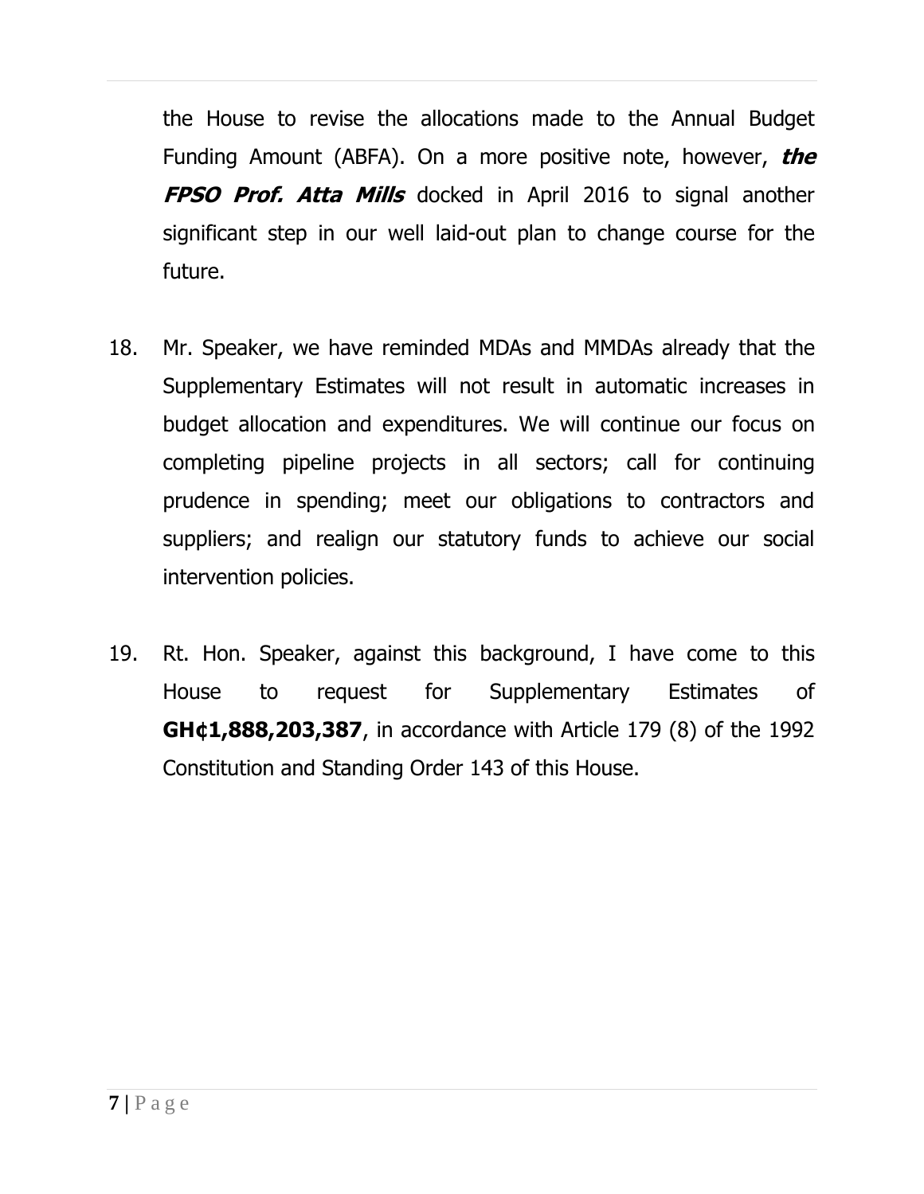the House to revise the allocations made to the Annual Budget Funding Amount (ABFA). On a more positive note, however, ***the FPSO Prof. Atta Mills*** docked in April 2016 to signal another significant step in our well laid-out plan to change course for the future.

18. Mr. Speaker, we have reminded MDAs and MMDAs already that the Supplementary Estimates will not result in automatic increases in budget allocation and expenditures. We will continue our focus on completing pipeline projects in all sectors; call for continuing prudence in spending; meet our obligations to contractors and suppliers; and realign our statutory funds to achieve our social intervention policies.

19. Rt. Hon. Speaker, against this background, I have come to this House to request for Supplementary Estimates of **GH¢1,888,203,387**, in accordance with Article 179 (8) of the 1992 Constitution and Standing Order 143 of this House.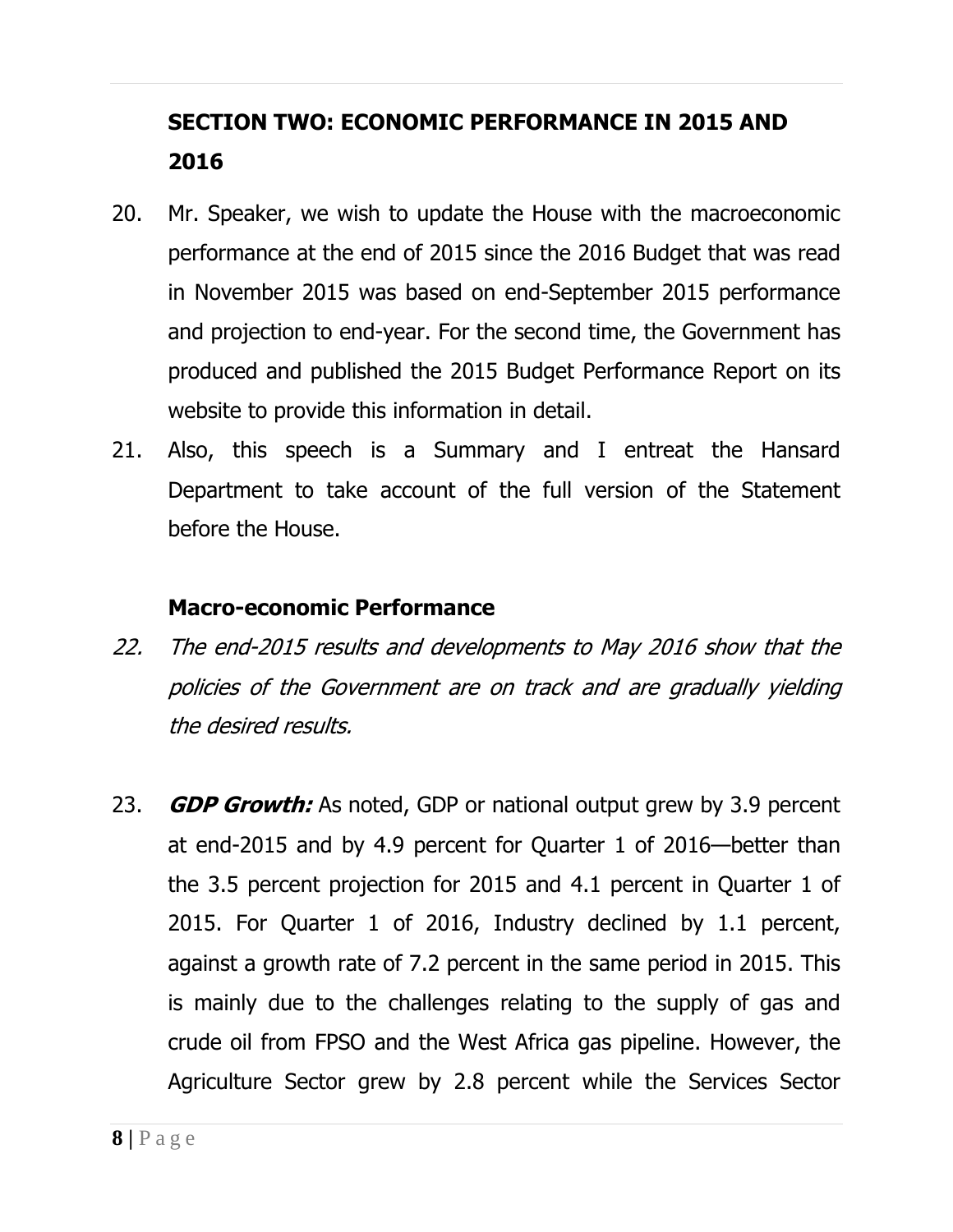## SECTION TWO: ECONOMIC PERFORMANCE IN 2015 AND 2016

20. Mr. Speaker, we wish to update the House with the macroeconomic performance at the end of 2015 since the 2016 Budget that was read in November 2015 was based on end-September 2015 performance and projection to end-year. For the second time, the Government has produced and published the 2015 Budget Performance Report on its website to provide this information in detail.

21. Also, this speech is a Summary and I entreat the Hansard Department to take account of the full version of the Statement before the House.

### Macro-economic Performance

22. *The end-2015 results and developments to May 2016 show that the policies of the Government are on track and are gradually yielding the desired results.*

23. ***GDP Growth:*** As noted, GDP or national output grew by 3.9 percent at end-2015 and by 4.9 percent for Quarter 1 of 2016—better than the 3.5 percent projection for 2015 and 4.1 percent in Quarter 1 of 2015. For Quarter 1 of 2016, Industry declined by 1.1 percent, against a growth rate of 7.2 percent in the same period in 2015. This is mainly due to the challenges relating to the supply of gas and crude oil from FPSO and the West Africa gas pipeline. However, the Agriculture Sector grew by 2.8 percent while the Services Sector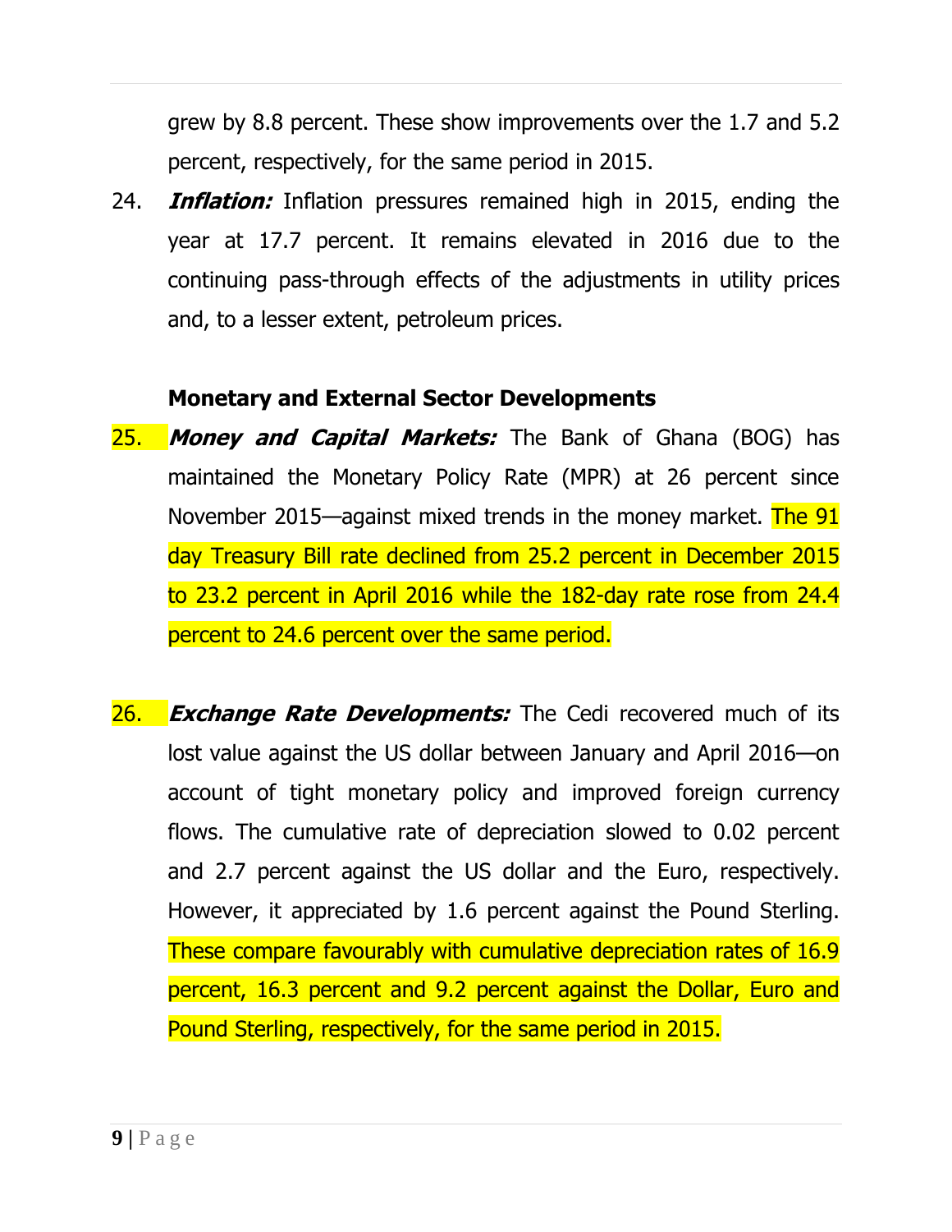grew by 8.8 percent. These show improvements over the 1.7 and 5.2 percent, respectively, for the same period in 2015.

24. ***Inflation:*** Inflation pressures remained high in 2015, ending the year at 17.7 percent. It remains elevated in 2016 due to the continuing pass-through effects of the adjustments in utility prices and, to a lesser extent, petroleum prices.

**Monetary and External Sector Developments**

25. ***Money and Capital Markets:*** The Bank of Ghana (BOG) has maintained the Monetary Policy Rate (MPR) at 26 percent since November 2015—against mixed trends in the money market. The 91 day Treasury Bill rate declined from 25.2 percent in December 2015 to 23.2 percent in April 2016 while the 182-day rate rose from 24.4 percent to 24.6 percent over the same period.

26. ***Exchange Rate Developments:*** The Cedi recovered much of its lost value against the US dollar between January and April 2016—on account of tight monetary policy and improved foreign currency flows. The cumulative rate of depreciation slowed to 0.02 percent and 2.7 percent against the US dollar and the Euro, respectively. However, it appreciated by 1.6 percent against the Pound Sterling. These compare favourably with cumulative depreciation rates of 16.9 percent, 16.3 percent and 9.2 percent against the Dollar, Euro and Pound Sterling, respectively, for the same period in 2015.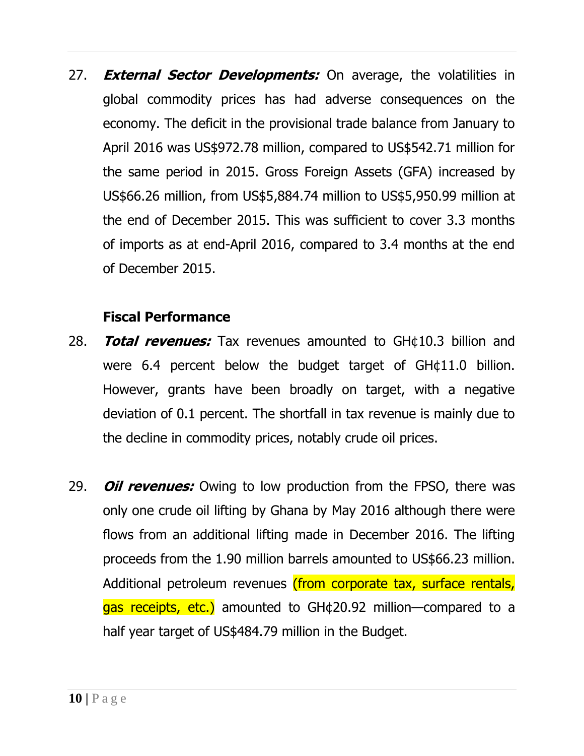27. ***External Sector Developments:*** On average, the volatilities in global commodity prices has had adverse consequences on the economy. The deficit in the provisional trade balance from January to April 2016 was US$972.78 million, compared to US$542.71 million for the same period in 2015. Gross Foreign Assets (GFA) increased by US$66.26 million, from US$5,884.74 million to US$5,950.99 million at the end of December 2015. This was sufficient to cover 3.3 months of imports as at end-April 2016, compared to 3.4 months at the end of December 2015.

**Fiscal Performance**

28. ***Total revenues:*** Tax revenues amounted to GH¢10.3 billion and were 6.4 percent below the budget target of GH¢11.0 billion. However, grants have been broadly on target, with a negative deviation of 0.1 percent. The shortfall in tax revenue is mainly due to the decline in commodity prices, notably crude oil prices.

29. ***Oil revenues:*** Owing to low production from the FPSO, there was only one crude oil lifting by Ghana by May 2016 although there were flows from an additional lifting made in December 2016. The lifting proceeds from the 1.90 million barrels amounted to US$66.23 million. Additional petroleum revenues (from corporate tax, surface rentals, gas receipts, etc.) amounted to GH¢20.92 million—compared to a half year target of US$484.79 million in the Budget.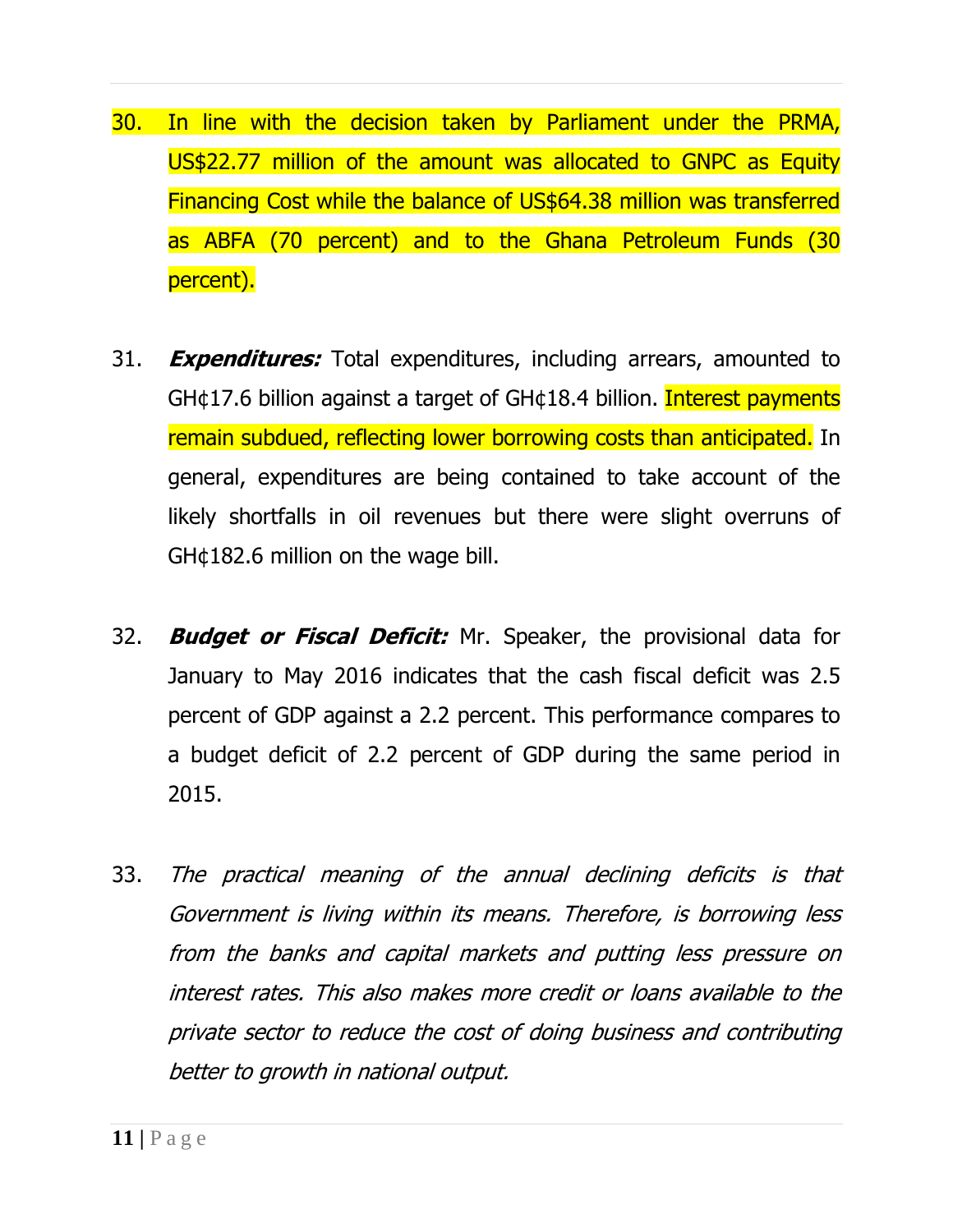30. In line with the decision taken by Parliament under the PRMA, US$22.77 million of the amount was allocated to GNPC as Equity Financing Cost while the balance of US$64.38 million was transferred as ABFA (70 percent) and to the Ghana Petroleum Funds (30 percent).

31. ***Expenditures:*** Total expenditures, including arrears, amounted to GH¢17.6 billion against a target of GH¢18.4 billion. Interest payments remain subdued, reflecting lower borrowing costs than anticipated. In general, expenditures are being contained to take account of the likely shortfalls in oil revenues but there were slight overruns of GH¢182.6 million on the wage bill.

32. ***Budget or Fiscal Deficit:*** Mr. Speaker, the provisional data for January to May 2016 indicates that the cash fiscal deficit was 2.5 percent of GDP against a 2.2 percent. This performance compares to a budget deficit of 2.2 percent of GDP during the same period in 2015.

33. *The practical meaning of the annual declining deficits is that Government is living within its means. Therefore, is borrowing less from the banks and capital markets and putting less pressure on interest rates. This also makes more credit or loans available to the private sector to reduce the cost of doing business and contributing better to growth in national output.*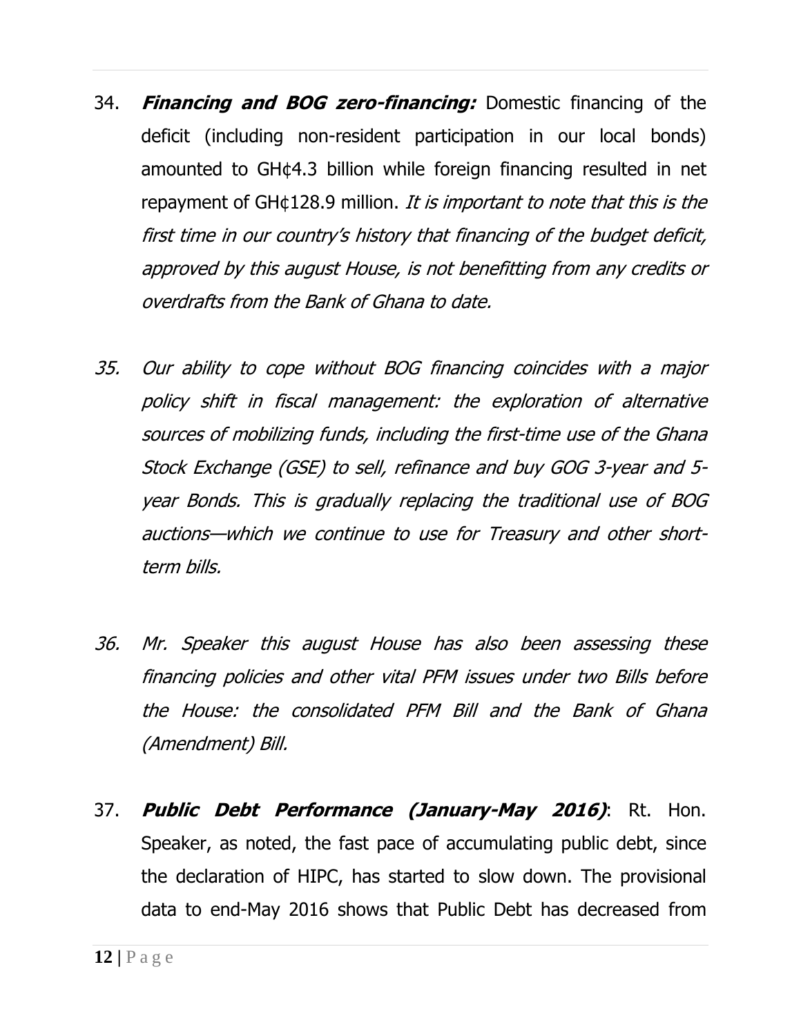34. ***Financing and BOG zero-financing:*** Domestic financing of the deficit (including non-resident participation in our local bonds) amounted to GH¢4.3 billion while foreign financing resulted in net repayment of GH¢128.9 million. *It is important to note that this is the first time in our country's history that financing of the budget deficit, approved by this august House, is not benefitting from any credits or overdrafts from the Bank of Ghana to date.*

*35. Our ability to cope without BOG financing coincides with a major policy shift in fiscal management: the exploration of alternative sources of mobilizing funds, including the first-time use of the Ghana Stock Exchange (GSE) to sell, refinance and buy GOG 3-year and 5-year Bonds. This is gradually replacing the traditional use of BOG auctions—which we continue to use for Treasury and other short-term bills.*

*36. Mr. Speaker this august House has also been assessing these financing policies and other vital PFM issues under two Bills before the House: the consolidated PFM Bill and the Bank of Ghana (Amendment) Bill.*

37. ***Public Debt Performance (January-May 2016)***: Rt. Hon. Speaker, as noted, the fast pace of accumulating public debt, since the declaration of HIPC, has started to slow down. The provisional data to end-May 2016 shows that Public Debt has decreased from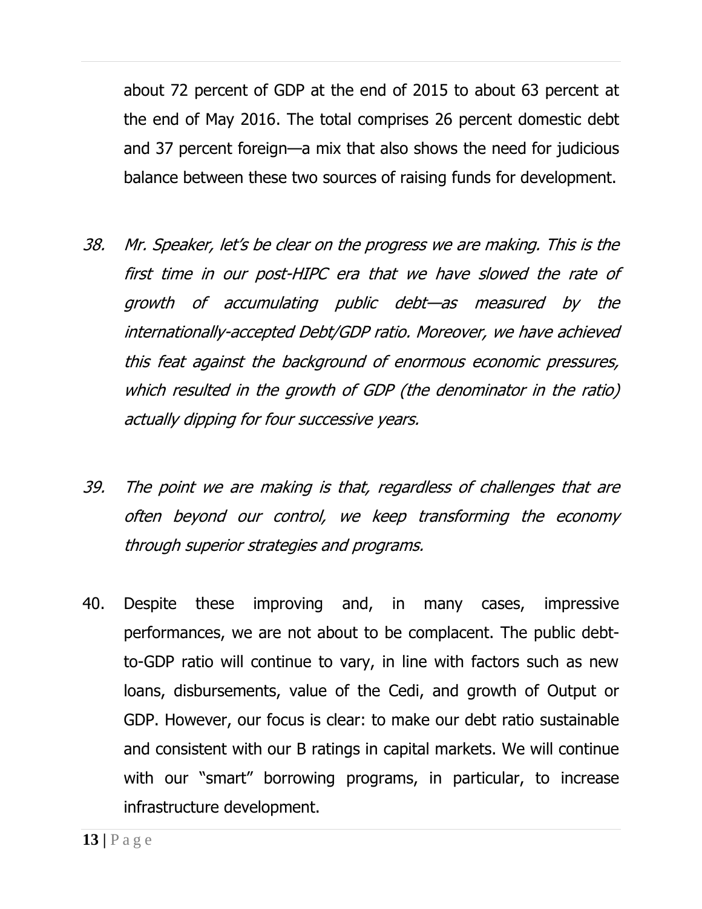about 72 percent of GDP at the end of 2015 to about 63 percent at the end of May 2016. The total comprises 26 percent domestic debt and 37 percent foreign—a mix that also shows the need for judicious balance between these two sources of raising funds for development.

38. *Mr. Speaker, let's be clear on the progress we are making. This is the first time in our post-HIPC era that we have slowed the rate of growth of accumulating public debt—as measured by the internationally-accepted Debt/GDP ratio. Moreover, we have achieved this feat against the background of enormous economic pressures, which resulted in the growth of GDP (the denominator in the ratio) actually dipping for four successive years.*

39. *The point we are making is that, regardless of challenges that are often beyond our control, we keep transforming the economy through superior strategies and programs.*

40. Despite these improving and, in many cases, impressive performances, we are not about to be complacent. The public debt-to-GDP ratio will continue to vary, in line with factors such as new loans, disbursements, value of the Cedi, and growth of Output or GDP. However, our focus is clear: to make our debt ratio sustainable and consistent with our B ratings in capital markets. We will continue with our "smart" borrowing programs, in particular, to increase infrastructure development.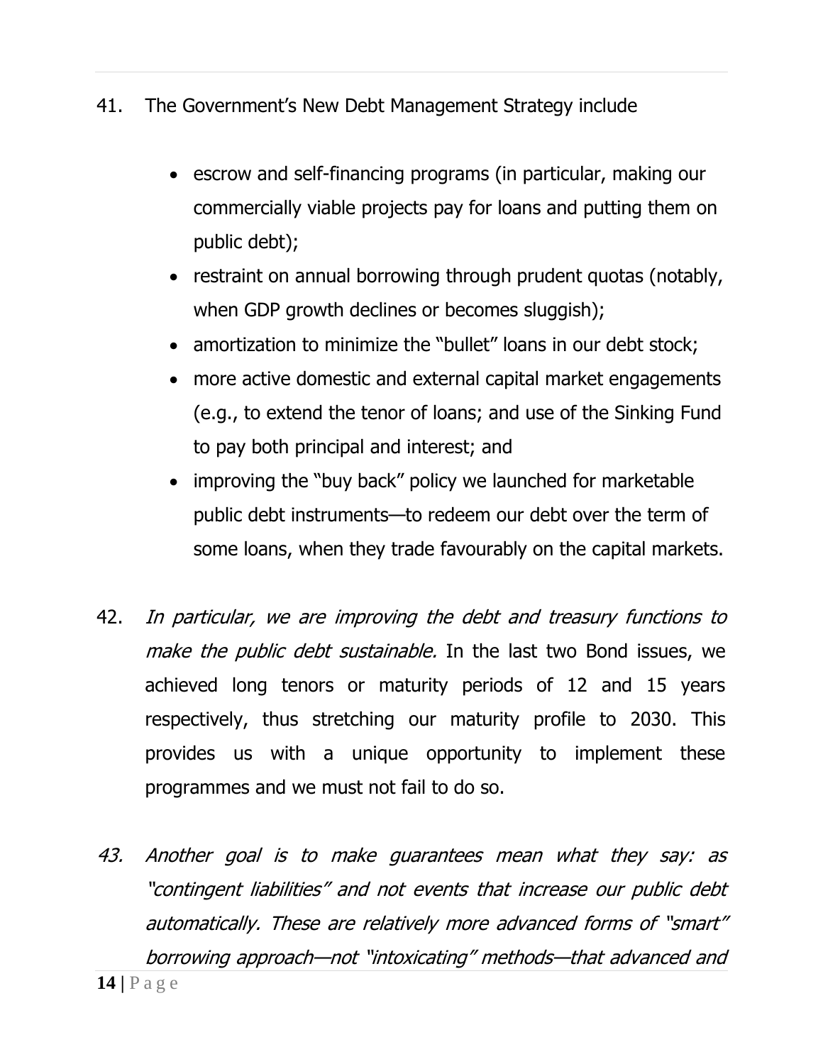41. The Government's New Debt Management Strategy include

    - escrow and self-financing programs (in particular, making our commercially viable projects pay for loans and putting them on public debt);
    - restraint on annual borrowing through prudent quotas (notably, when GDP growth declines or becomes sluggish);
    - amortization to minimize the "bullet" loans in our debt stock;
    - more active domestic and external capital market engagements (e.g., to extend the tenor of loans; and use of the Sinking Fund to pay both principal and interest; and
    - improving the "buy back" policy we launched for marketable public debt instruments—to redeem our debt over the term of some loans, when they trade favourably on the capital markets.

42. *In particular, we are improving the debt and treasury functions to make the public debt sustainable.* In the last two Bond issues, we achieved long tenors or maturity periods of 12 and 15 years respectively, thus stretching our maturity profile to 2030. This provides us with a unique opportunity to implement these programmes and we must not fail to do so.

*43. Another goal is to make guarantees mean what they say: as "contingent liabilities" and not events that increase our public debt automatically. These are relatively more advanced forms of "smart" borrowing approach—not "intoxicating" methods—that advanced and*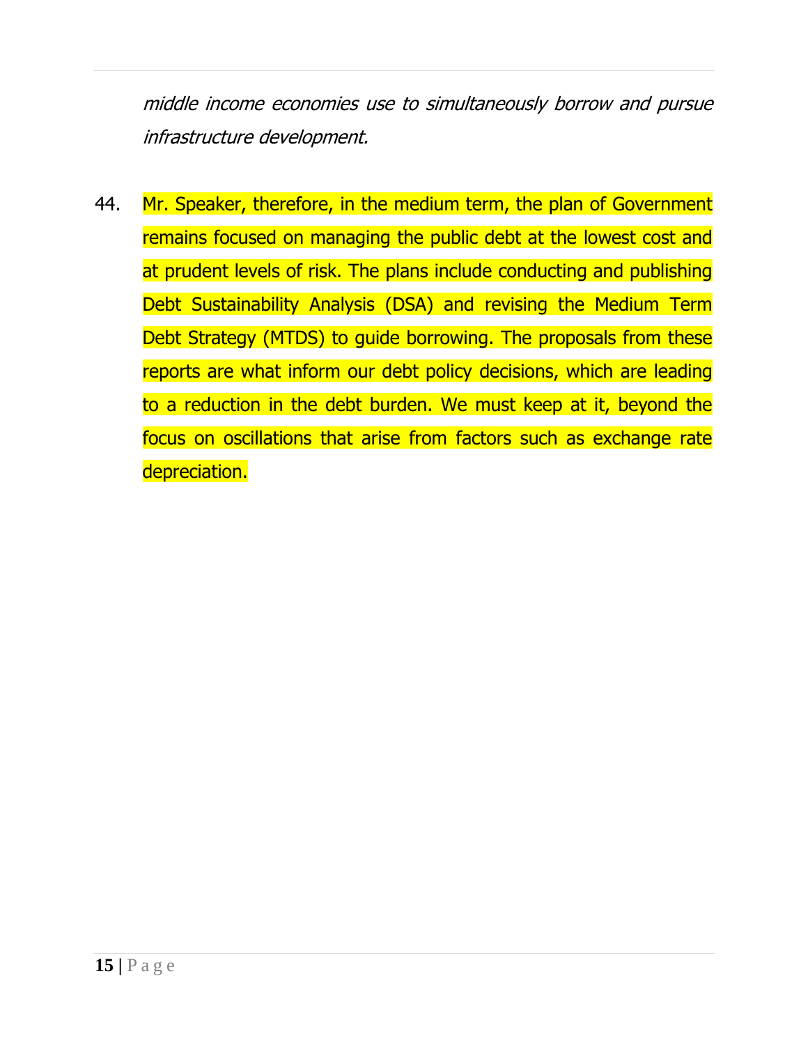*middle income economies use to simultaneously borrow and pursue infrastructure development.*

44. Mr. Speaker, therefore, in the medium term, the plan of Government remains focused on managing the public debt at the lowest cost and at prudent levels of risk. The plans include conducting and publishing Debt Sustainability Analysis (DSA) and revising the Medium Term Debt Strategy (MTDS) to guide borrowing. The proposals from these reports are what inform our debt policy decisions, which are leading to a reduction in the debt burden. We must keep at it, beyond the focus on oscillations that arise from factors such as exchange rate depreciation.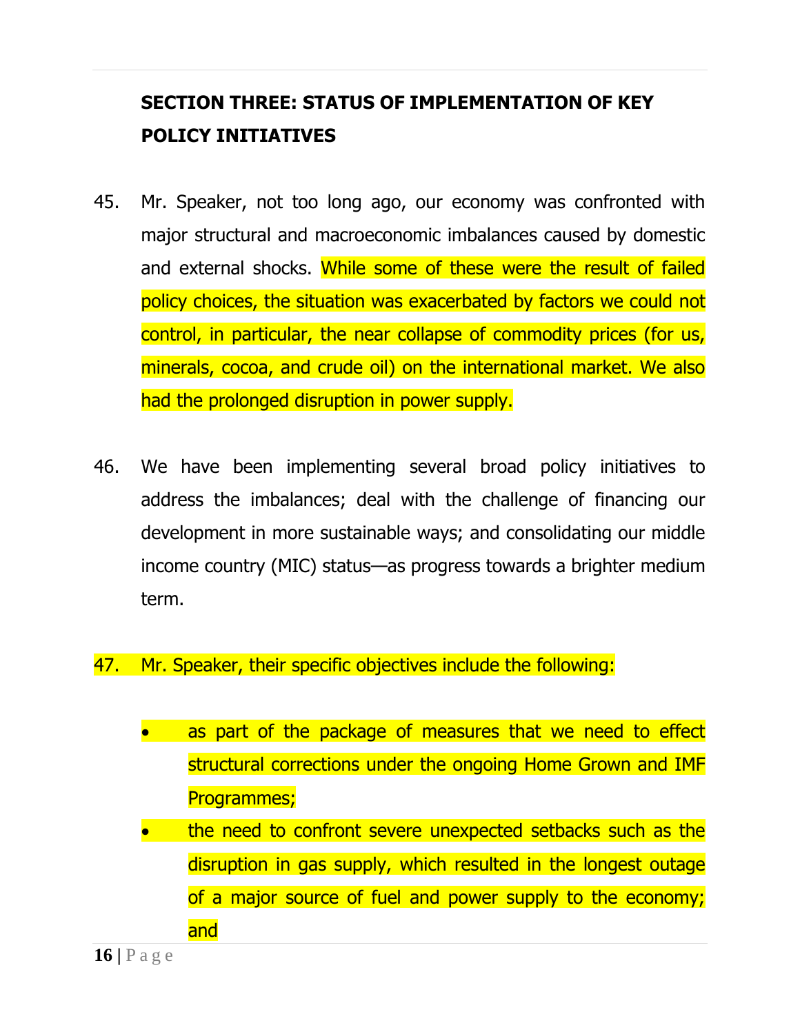## SECTION THREE: STATUS OF IMPLEMENTATION OF KEY POLICY INITIATIVES

45. Mr. Speaker, not too long ago, our economy was confronted with major structural and macroeconomic imbalances caused by domestic and external shocks. While some of these were the result of failed policy choices, the situation was exacerbated by factors we could not control, in particular, the near collapse of commodity prices (for us, minerals, cocoa, and crude oil) on the international market. We also had the prolonged disruption in power supply.

46. We have been implementing several broad policy initiatives to address the imbalances; deal with the challenge of financing our development in more sustainable ways; and consolidating our middle income country (MIC) status—as progress towards a brighter medium term.

47. Mr. Speaker, their specific objectives include the following:

   - as part of the package of measures that we need to effect structural corrections under the ongoing Home Grown and IMF Programmes;
   - the need to confront severe unexpected setbacks such as the disruption in gas supply, which resulted in the longest outage of a major source of fuel and power supply to the economy; and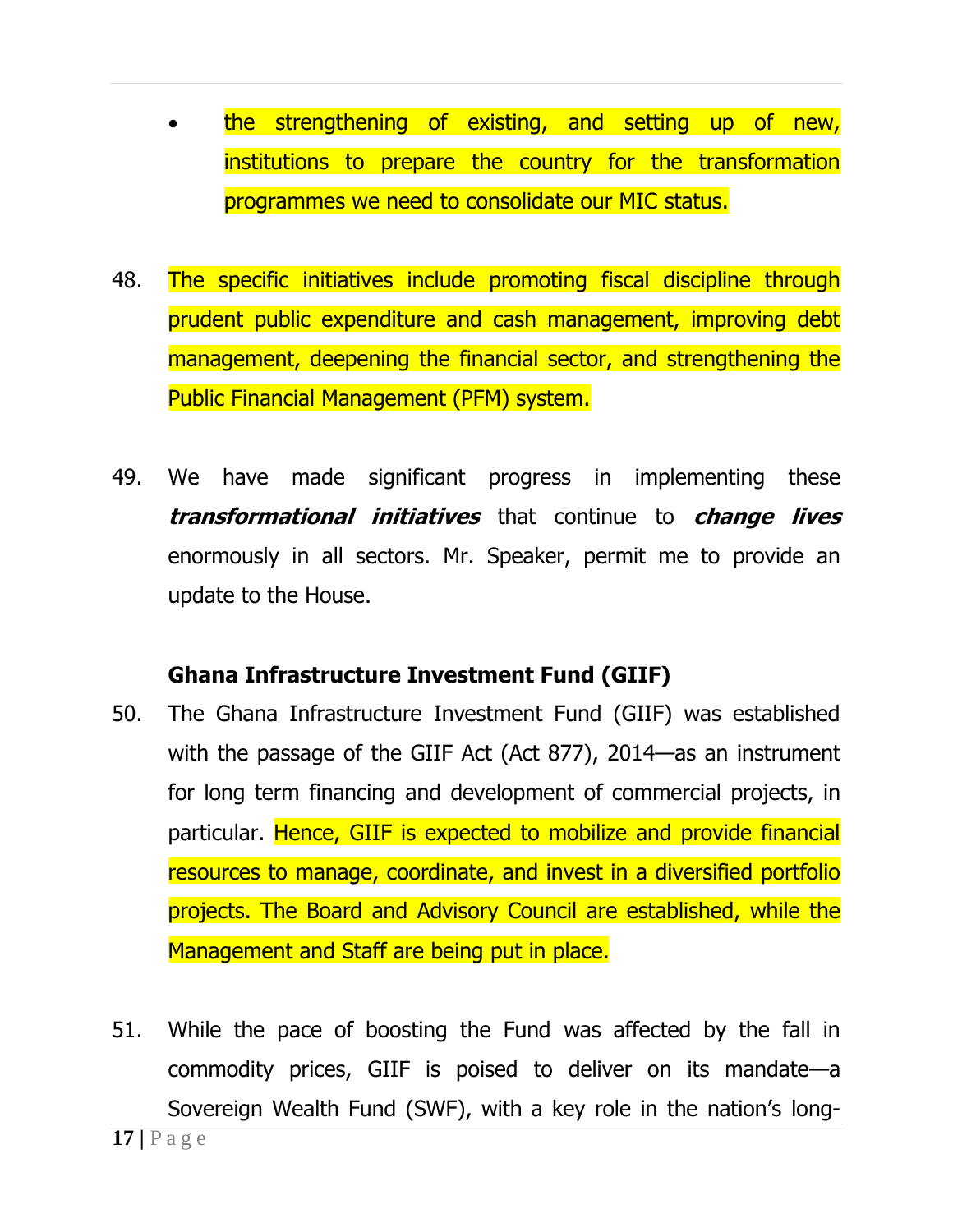- the strengthening of existing, and setting up of new, institutions to prepare the country for the transformation programmes we need to consolidate our MIC status.

48. The specific initiatives include promoting fiscal discipline through prudent public expenditure and cash management, improving debt management, deepening the financial sector, and strengthening the Public Financial Management (PFM) system.

49. We have made significant progress in implementing these ***transformational initiatives*** that continue to ***change lives*** enormously in all sectors. Mr. Speaker, permit me to provide an update to the House.

**Ghana Infrastructure Investment Fund (GIIF)**

50. The Ghana Infrastructure Investment Fund (GIIF) was established with the passage of the GIIF Act (Act 877), 2014—as an instrument for long term financing and development of commercial projects, in particular. Hence, GIIF is expected to mobilize and provide financial resources to manage, coordinate, and invest in a diversified portfolio projects. The Board and Advisory Council are established, while the Management and Staff are being put in place.

51. While the pace of boosting the Fund was affected by the fall in commodity prices, GIIF is poised to deliver on its mandate—a Sovereign Wealth Fund (SWF), with a key role in the nation's long-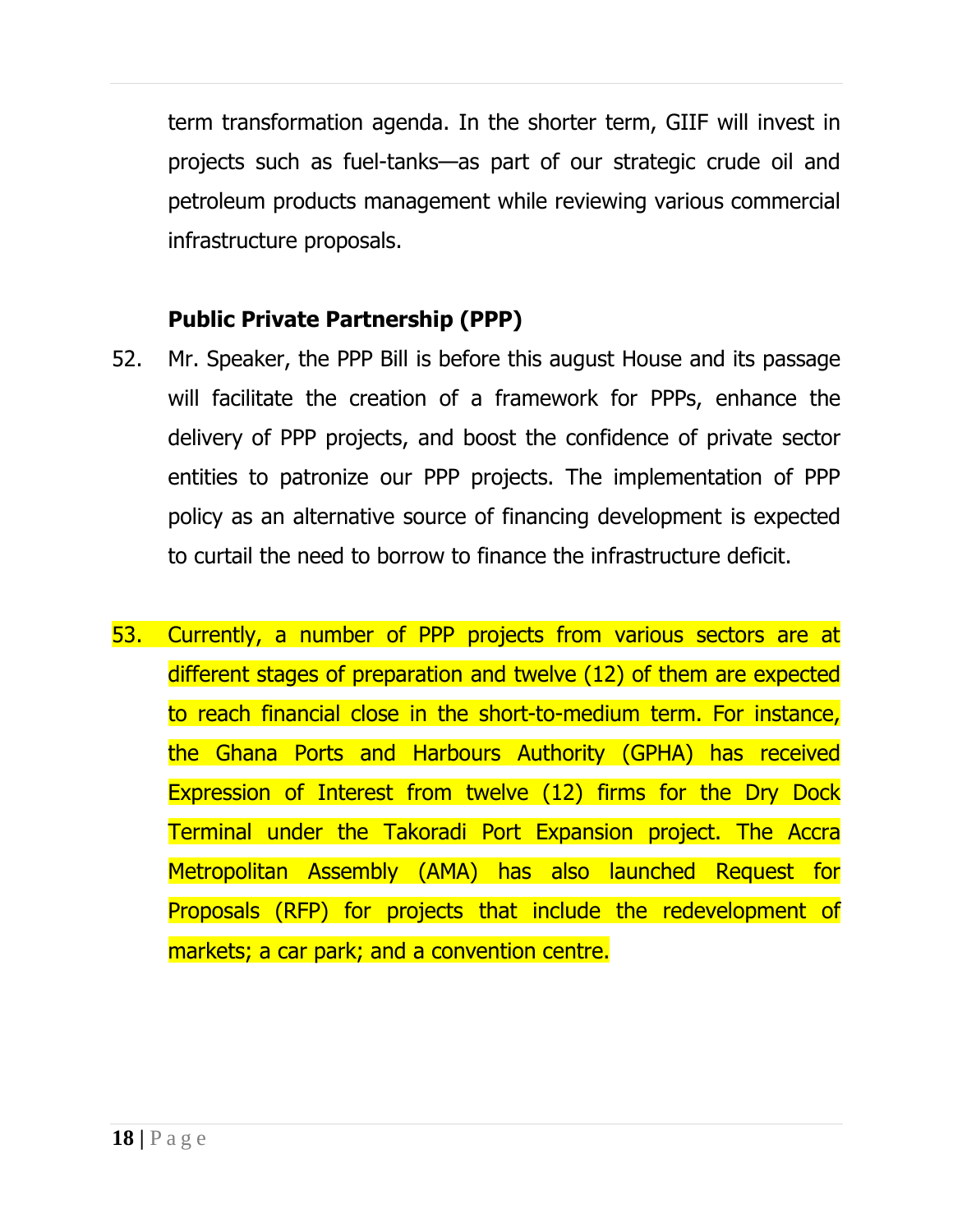term transformation agenda. In the shorter term, GIIF will invest in projects such as fuel-tanks—as part of our strategic crude oil and petroleum products management while reviewing various commercial infrastructure proposals.

**Public Private Partnership (PPP)**

52. Mr. Speaker, the PPP Bill is before this august House and its passage will facilitate the creation of a framework for PPPs, enhance the delivery of PPP projects, and boost the confidence of private sector entities to patronize our PPP projects. The implementation of PPP policy as an alternative source of financing development is expected to curtail the need to borrow to finance the infrastructure deficit.

53. Currently, a number of PPP projects from various sectors are at different stages of preparation and twelve (12) of them are expected to reach financial close in the short-to-medium term. For instance, the Ghana Ports and Harbours Authority (GPHA) has received Expression of Interest from twelve (12) firms for the Dry Dock Terminal under the Takoradi Port Expansion project. The Accra Metropolitan Assembly (AMA) has also launched Request for Proposals (RFP) for projects that include the redevelopment of markets; a car park; and a convention centre.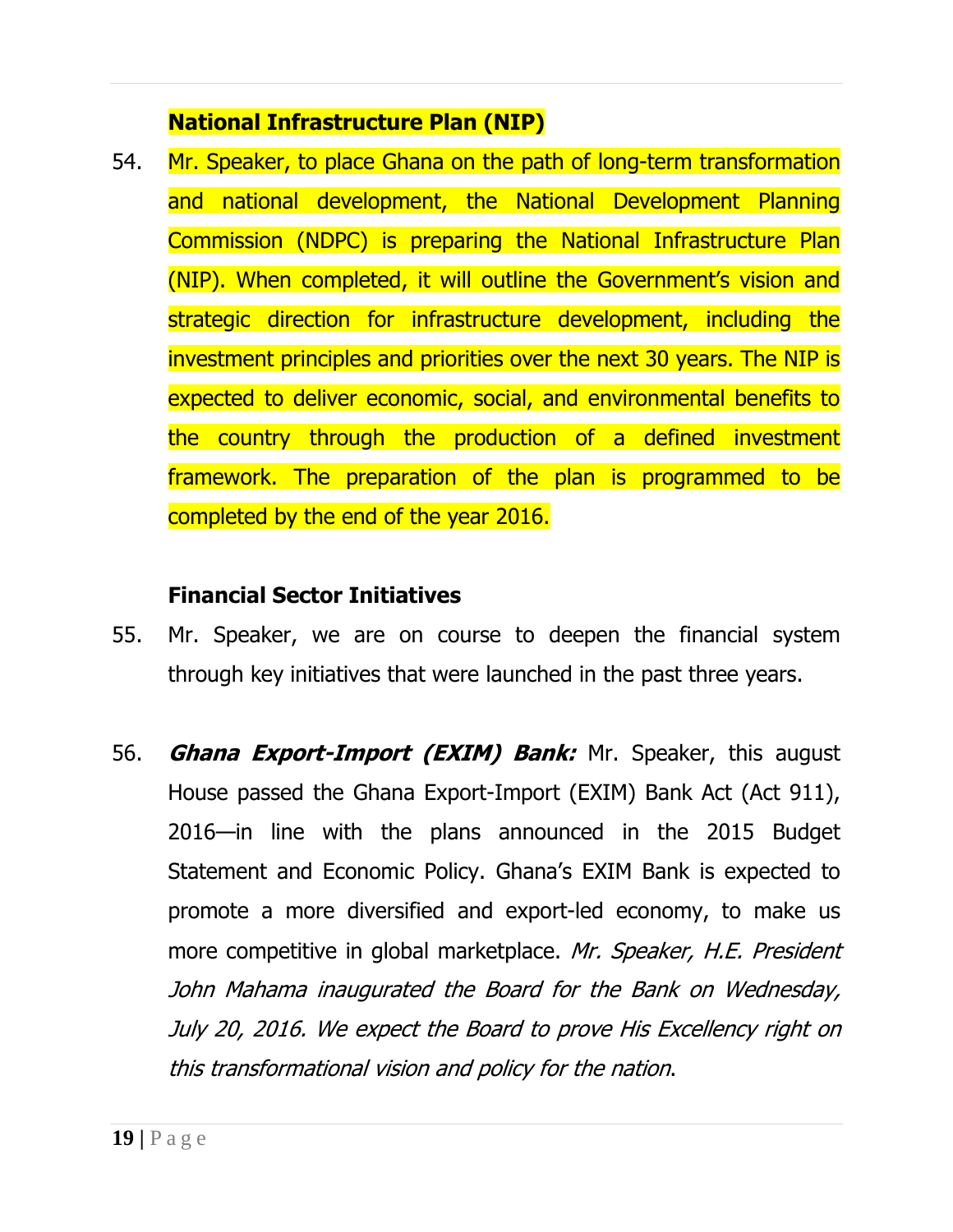**National Infrastructure Plan (NIP)**

54. Mr. Speaker, to place Ghana on the path of long-term transformation and national development, the National Development Planning Commission (NDPC) is preparing the National Infrastructure Plan (NIP). When completed, it will outline the Government's vision and strategic direction for infrastructure development, including the investment principles and priorities over the next 30 years. The NIP is expected to deliver economic, social, and environmental benefits to the country through the production of a defined investment framework. The preparation of the plan is programmed to be completed by the end of the year 2016.

**Financial Sector Initiatives**

55. Mr. Speaker, we are on course to deepen the financial system through key initiatives that were launched in the past three years.

56. ***Ghana Export-Import (EXIM) Bank:*** Mr. Speaker, this august House passed the Ghana Export-Import (EXIM) Bank Act (Act 911), 2016—in line with the plans announced in the 2015 Budget Statement and Economic Policy. Ghana's EXIM Bank is expected to promote a more diversified and export-led economy, to make us more competitive in global marketplace. *Mr. Speaker, H.E. President John Mahama inaugurated the Board for the Bank on Wednesday, July 20, 2016. We expect the Board to prove His Excellency right on this transformational vision and policy for the nation*.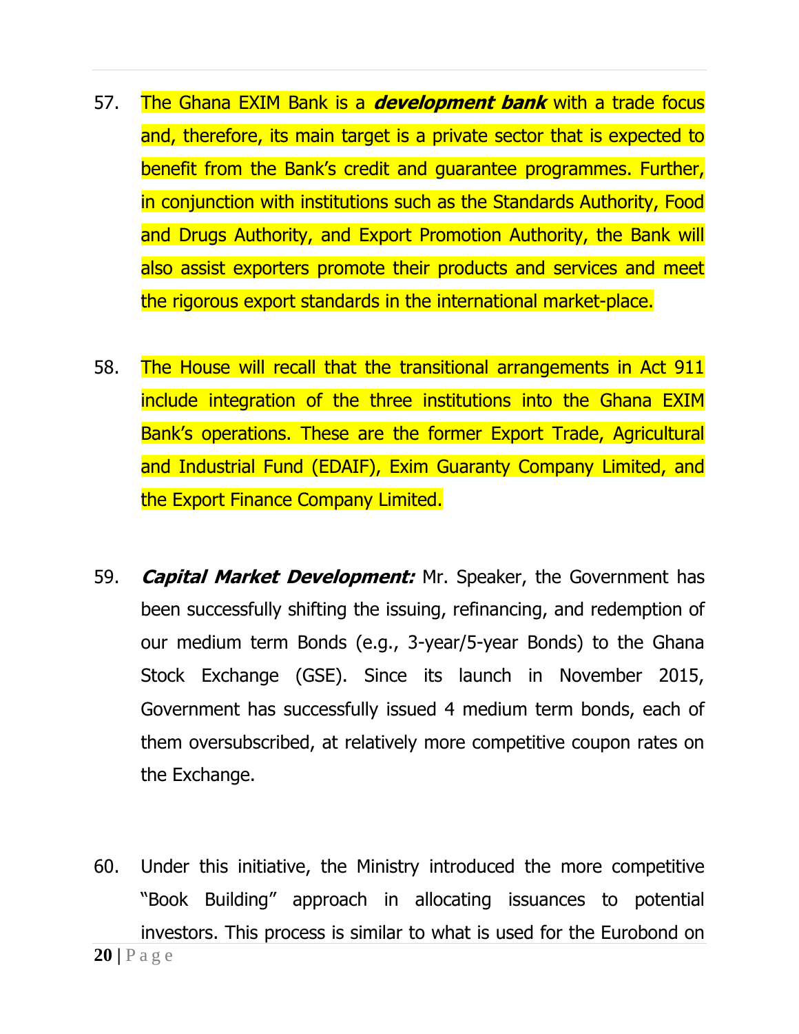57. The Ghana EXIM Bank is a ***development bank*** with a trade focus and, therefore, its main target is a private sector that is expected to benefit from the Bank's credit and guarantee programmes. Further, in conjunction with institutions such as the Standards Authority, Food and Drugs Authority, and Export Promotion Authority, the Bank will also assist exporters promote their products and services and meet the rigorous export standards in the international market-place.

58. The House will recall that the transitional arrangements in Act 911 include integration of the three institutions into the Ghana EXIM Bank's operations. These are the former Export Trade, Agricultural and Industrial Fund (EDAIF), Exim Guaranty Company Limited, and the Export Finance Company Limited.

59. ***Capital Market Development:*** Mr. Speaker, the Government has been successfully shifting the issuing, refinancing, and redemption of our medium term Bonds (e.g., 3-year/5-year Bonds) to the Ghana Stock Exchange (GSE). Since its launch in November 2015, Government has successfully issued 4 medium term bonds, each of them oversubscribed, at relatively more competitive coupon rates on the Exchange.

60. Under this initiative, the Ministry introduced the more competitive "Book Building" approach in allocating issuances to potential investors. This process is similar to what is used for the Eurobond on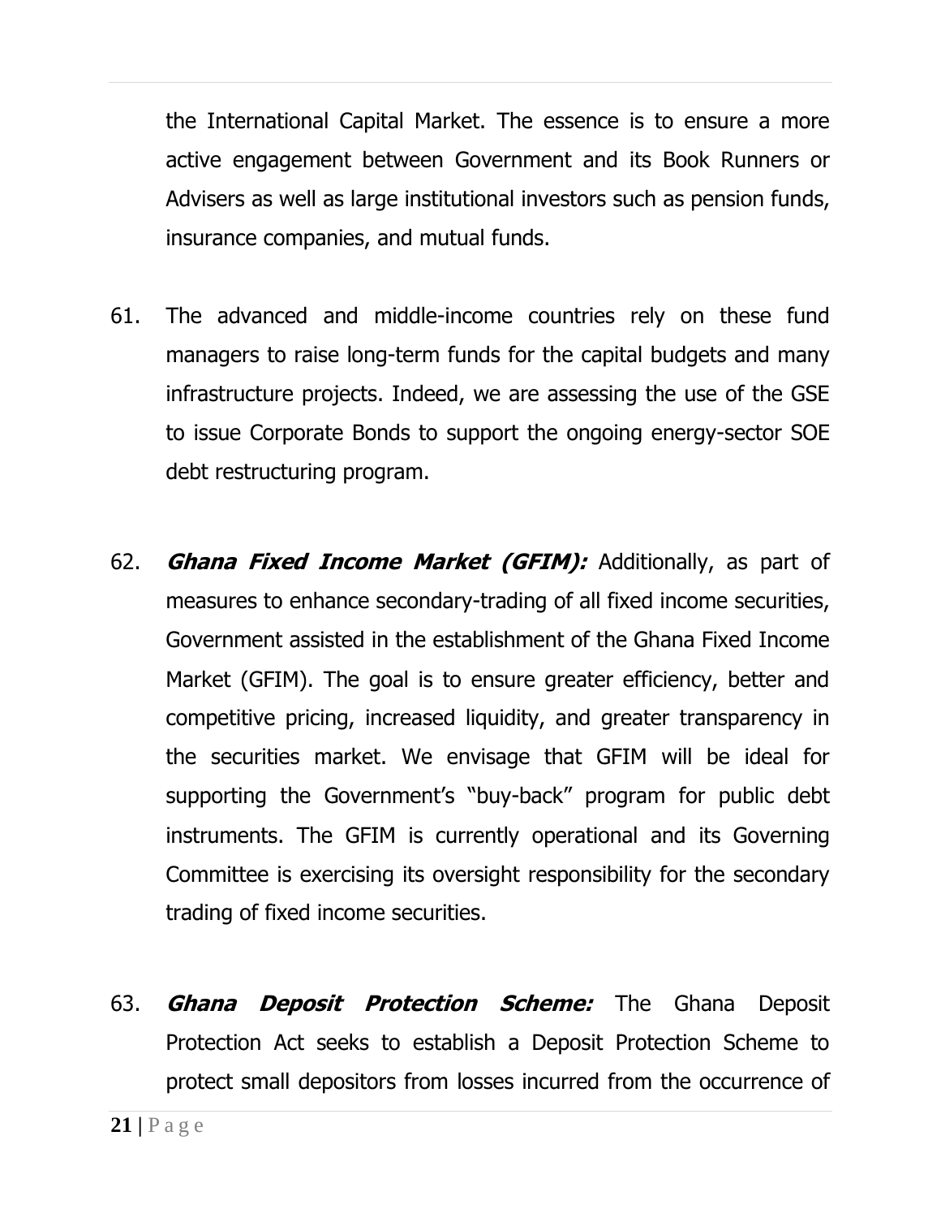the International Capital Market. The essence is to ensure a more active engagement between Government and its Book Runners or Advisers as well as large institutional investors such as pension funds, insurance companies, and mutual funds.

61. The advanced and middle-income countries rely on these fund managers to raise long-term funds for the capital budgets and many infrastructure projects. Indeed, we are assessing the use of the GSE to issue Corporate Bonds to support the ongoing energy-sector SOE debt restructuring program.

62. ***Ghana Fixed Income Market (GFIM):*** Additionally, as part of measures to enhance secondary-trading of all fixed income securities, Government assisted in the establishment of the Ghana Fixed Income Market (GFIM). The goal is to ensure greater efficiency, better and competitive pricing, increased liquidity, and greater transparency in the securities market. We envisage that GFIM will be ideal for supporting the Government's "buy-back" program for public debt instruments. The GFIM is currently operational and its Governing Committee is exercising its oversight responsibility for the secondary trading of fixed income securities.

63. ***Ghana Deposit Protection Scheme:*** The Ghana Deposit Protection Act seeks to establish a Deposit Protection Scheme to protect small depositors from losses incurred from the occurrence of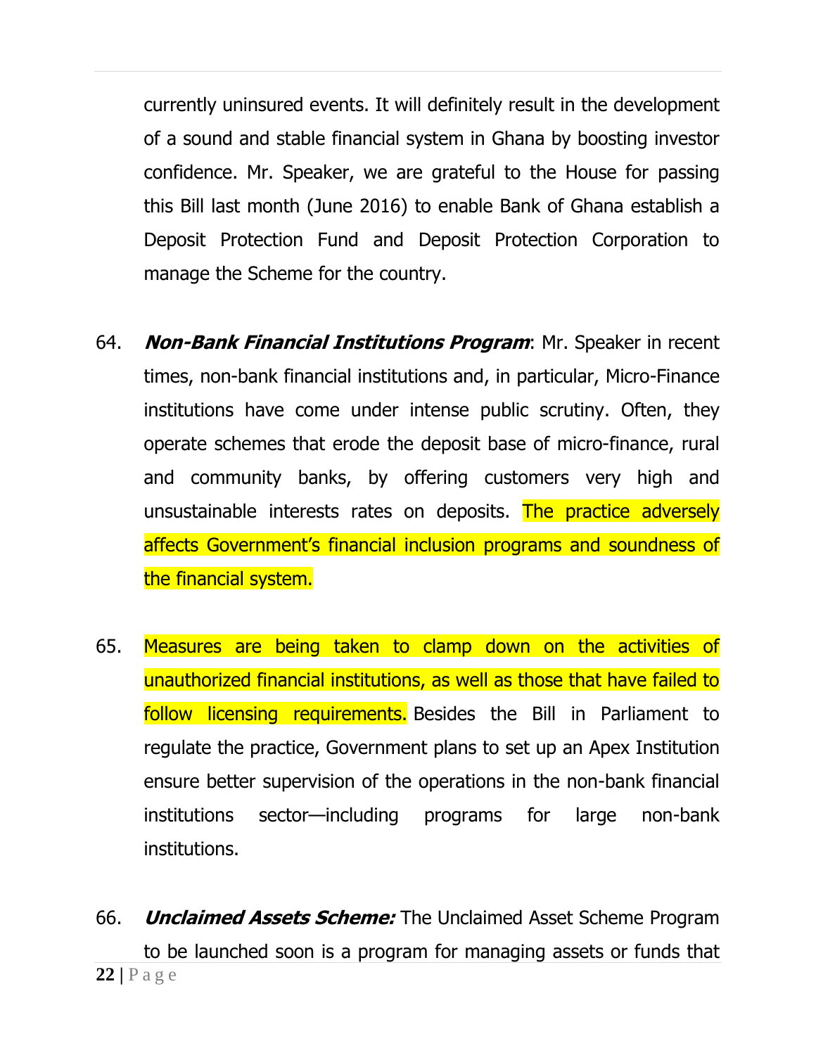currently uninsured events. It will definitely result in the development of a sound and stable financial system in Ghana by boosting investor confidence. Mr. Speaker, we are grateful to the House for passing this Bill last month (June 2016) to enable Bank of Ghana establish a Deposit Protection Fund and Deposit Protection Corporation to manage the Scheme for the country.

64. ***Non-Bank Financial Institutions Program***: Mr. Speaker in recent times, non-bank financial institutions and, in particular, Micro-Finance institutions have come under intense public scrutiny. Often, they operate schemes that erode the deposit base of micro-finance, rural and community banks, by offering customers very high and unsustainable interests rates on deposits. The practice adversely affects Government's financial inclusion programs and soundness of the financial system.

65. Measures are being taken to clamp down on the activities of unauthorized financial institutions, as well as those that have failed to follow licensing requirements. Besides the Bill in Parliament to regulate the practice, Government plans to set up an Apex Institution ensure better supervision of the operations in the non-bank financial institutions sector—including programs for large non-bank institutions.

66. ***Unclaimed Assets Scheme:*** The Unclaimed Asset Scheme Program to be launched soon is a program for managing assets or funds that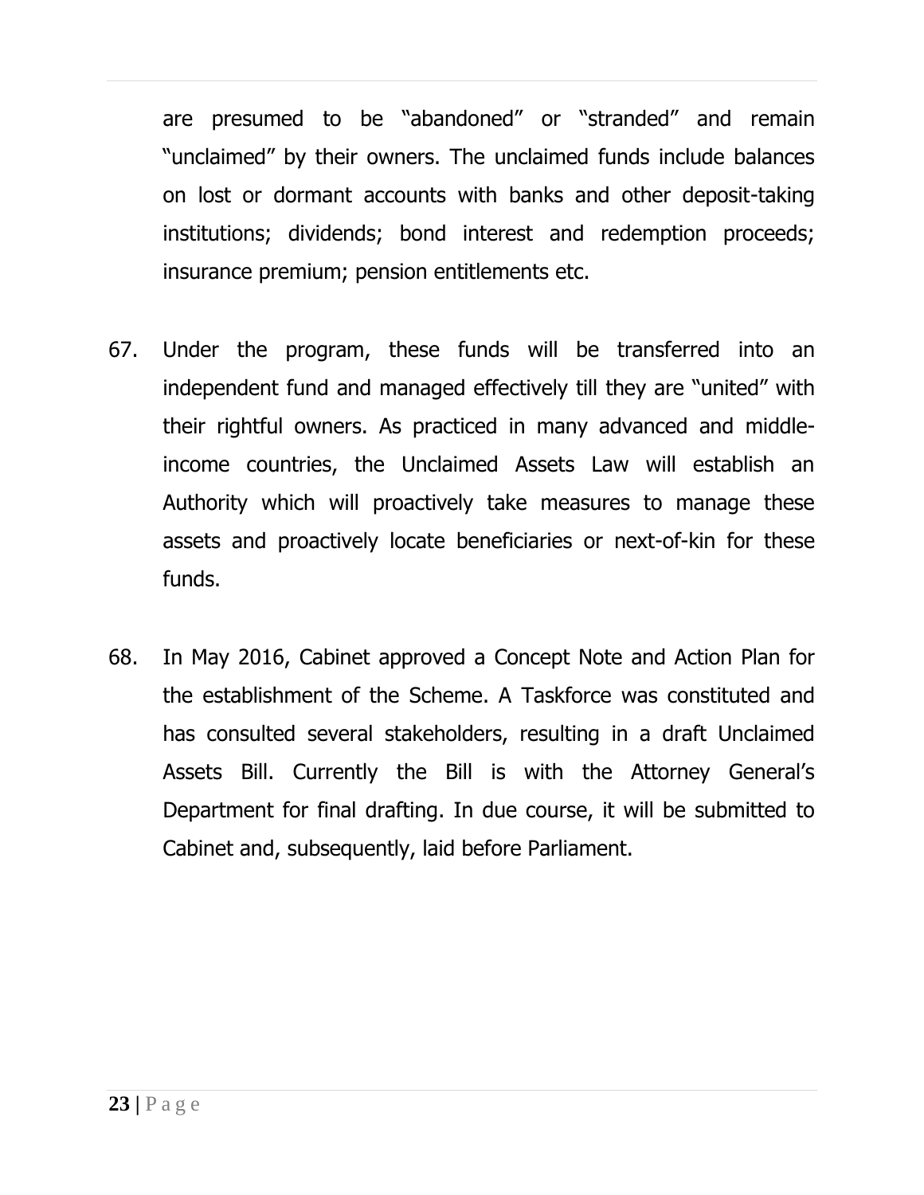are presumed to be "abandoned" or "stranded" and remain "unclaimed" by their owners. The unclaimed funds include balances on lost or dormant accounts with banks and other deposit-taking institutions; dividends; bond interest and redemption proceeds; insurance premium; pension entitlements etc.

67. Under the program, these funds will be transferred into an independent fund and managed effectively till they are "united" with their rightful owners. As practiced in many advanced and middle-income countries, the Unclaimed Assets Law will establish an Authority which will proactively take measures to manage these assets and proactively locate beneficiaries or next-of-kin for these funds.

68. In May 2016, Cabinet approved a Concept Note and Action Plan for the establishment of the Scheme. A Taskforce was constituted and has consulted several stakeholders, resulting in a draft Unclaimed Assets Bill. Currently the Bill is with the Attorney General's Department for final drafting. In due course, it will be submitted to Cabinet and, subsequently, laid before Parliament.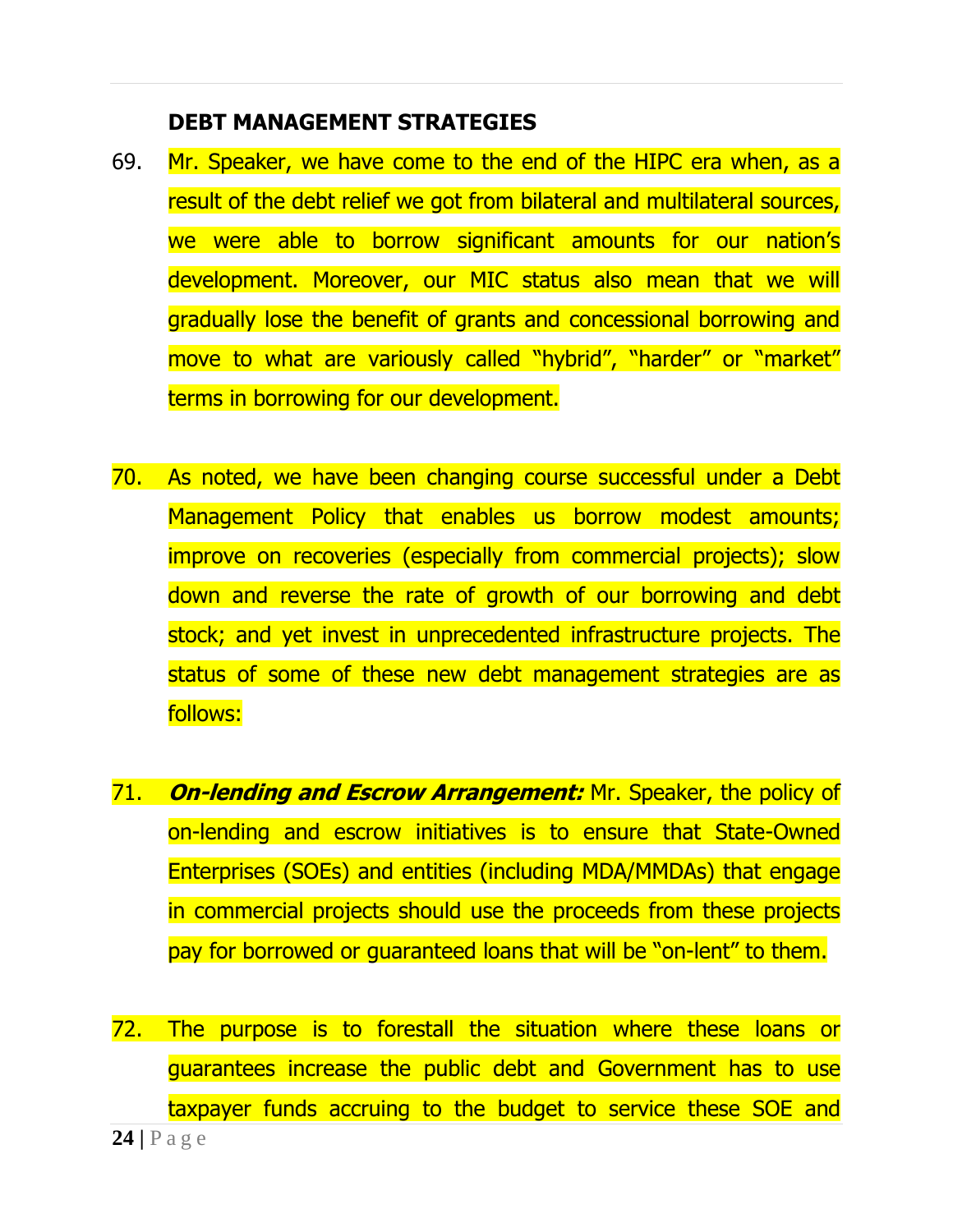**DEBT MANAGEMENT STRATEGIES**

69. Mr. Speaker, we have come to the end of the HIPC era when, as a result of the debt relief we got from bilateral and multilateral sources, we were able to borrow significant amounts for our nation's development. Moreover, our MIC status also mean that we will gradually lose the benefit of grants and concessional borrowing and move to what are variously called "hybrid", "harder" or "market" terms in borrowing for our development.

70. As noted, we have been changing course successful under a Debt Management Policy that enables us borrow modest amounts; improve on recoveries (especially from commercial projects); slow down and reverse the rate of growth of our borrowing and debt stock; and yet invest in unprecedented infrastructure projects. The status of some of these new debt management strategies are as follows:

71. ***On-lending and Escrow Arrangement:*** Mr. Speaker, the policy of on-lending and escrow initiatives is to ensure that State-Owned Enterprises (SOEs) and entities (including MDA/MMDAs) that engage in commercial projects should use the proceeds from these projects pay for borrowed or guaranteed loans that will be "on-lent" to them.

72. The purpose is to forestall the situation where these loans or guarantees increase the public debt and Government has to use taxpayer funds accruing to the budget to service these SOE and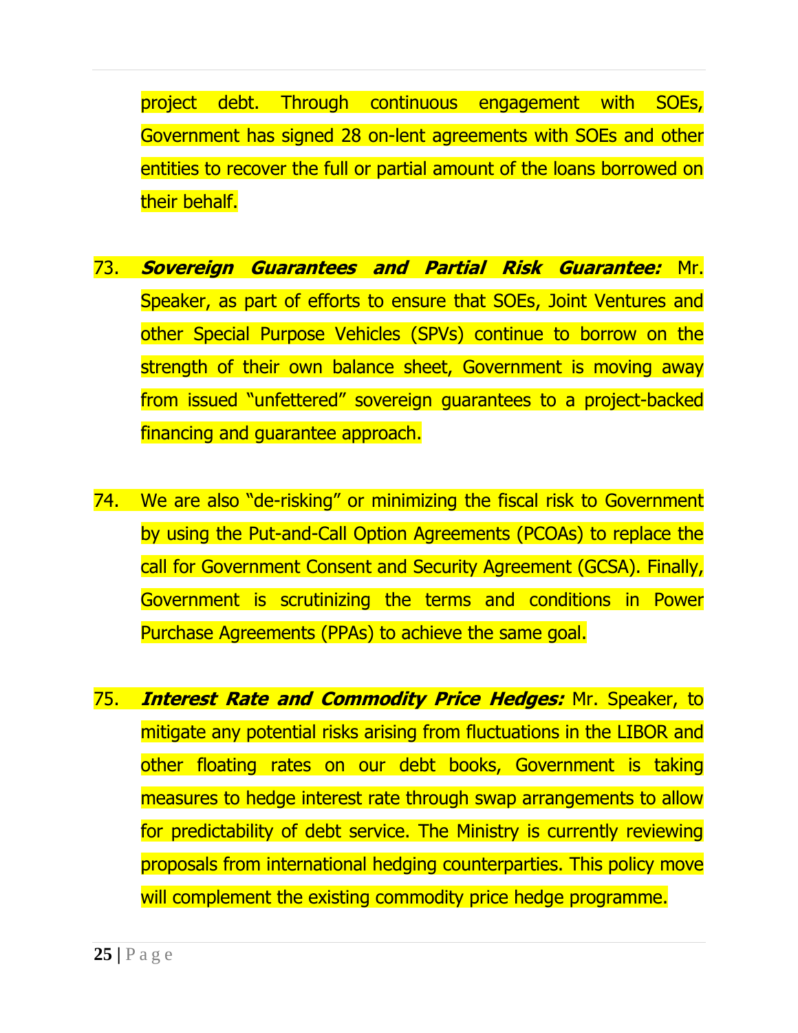project debt. Through continuous engagement with SOEs, Government has signed 28 on-lent agreements with SOEs and other entities to recover the full or partial amount of the loans borrowed on their behalf.

73. ***Sovereign Guarantees and Partial Risk Guarantee:*** Mr. Speaker, as part of efforts to ensure that SOEs, Joint Ventures and other Special Purpose Vehicles (SPVs) continue to borrow on the strength of their own balance sheet, Government is moving away from issued "unfettered" sovereign guarantees to a project-backed financing and guarantee approach.

74. We are also "de-risking" or minimizing the fiscal risk to Government by using the Put-and-Call Option Agreements (PCOAs) to replace the call for Government Consent and Security Agreement (GCSA). Finally, Government is scrutinizing the terms and conditions in Power Purchase Agreements (PPAs) to achieve the same goal.

75. ***Interest Rate and Commodity Price Hedges:*** Mr. Speaker, to mitigate any potential risks arising from fluctuations in the LIBOR and other floating rates on our debt books, Government is taking measures to hedge interest rate through swap arrangements to allow for predictability of debt service. The Ministry is currently reviewing proposals from international hedging counterparties. This policy move will complement the existing commodity price hedge programme.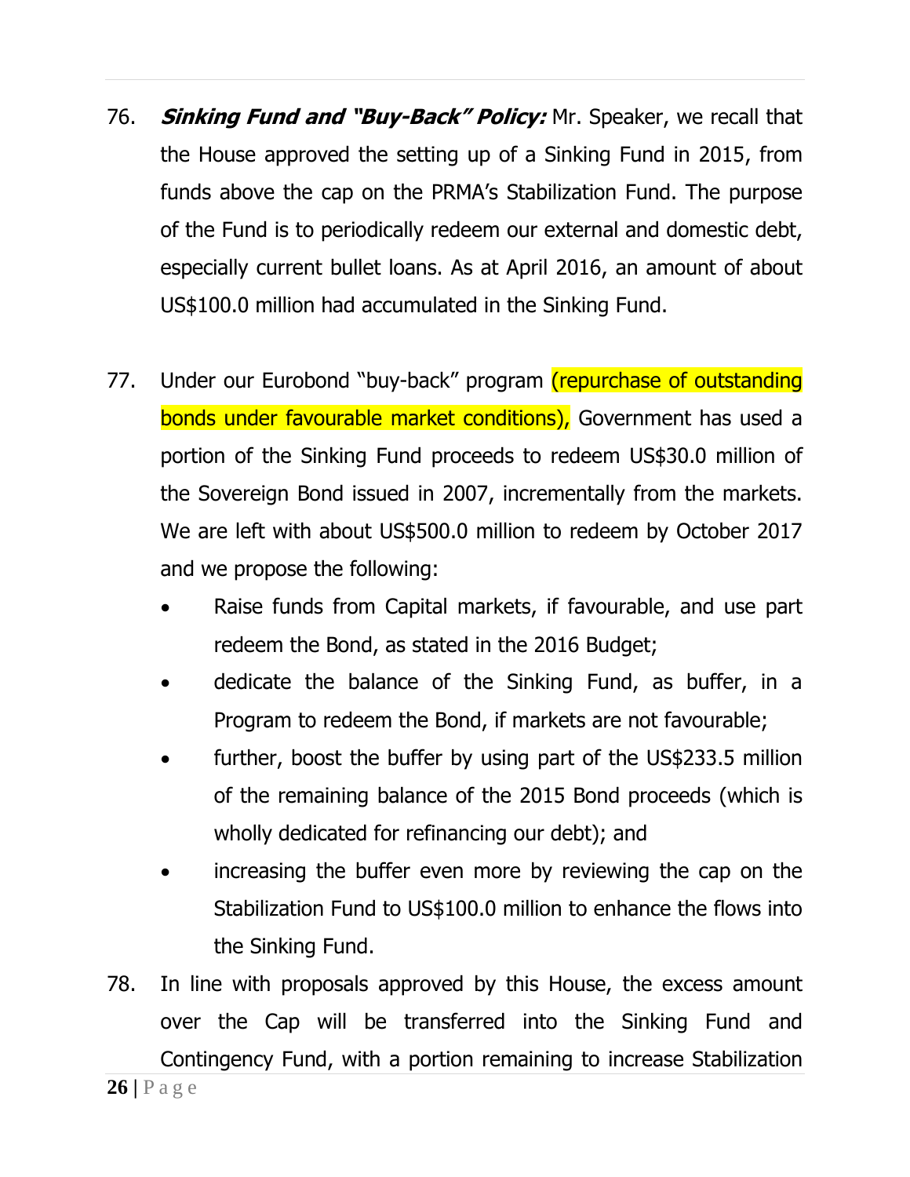76. ***Sinking Fund and "Buy-Back" Policy:*** Mr. Speaker, we recall that the House approved the setting up of a Sinking Fund in 2015, from funds above the cap on the PRMA's Stabilization Fund. The purpose of the Fund is to periodically redeem our external and domestic debt, especially current bullet loans. As at April 2016, an amount of about US$100.0 million had accumulated in the Sinking Fund.

77. Under our Eurobond "buy-back" program (repurchase of outstanding bonds under favourable market conditions), Government has used a portion of the Sinking Fund proceeds to redeem US$30.0 million of the Sovereign Bond issued in 2007, incrementally from the markets. We are left with about US$500.0 million to redeem by October 2017 and we propose the following:

    - Raise funds from Capital markets, if favourable, and use part redeem the Bond, as stated in the 2016 Budget;
    - dedicate the balance of the Sinking Fund, as buffer, in a Program to redeem the Bond, if markets are not favourable;
    - further, boost the buffer by using part of the US$233.5 million of the remaining balance of the 2015 Bond proceeds (which is wholly dedicated for refinancing our debt); and
    - increasing the buffer even more by reviewing the cap on the Stabilization Fund to US$100.0 million to enhance the flows into the Sinking Fund.

78. In line with proposals approved by this House, the excess amount over the Cap will be transferred into the Sinking Fund and Contingency Fund, with a portion remaining to increase Stabilization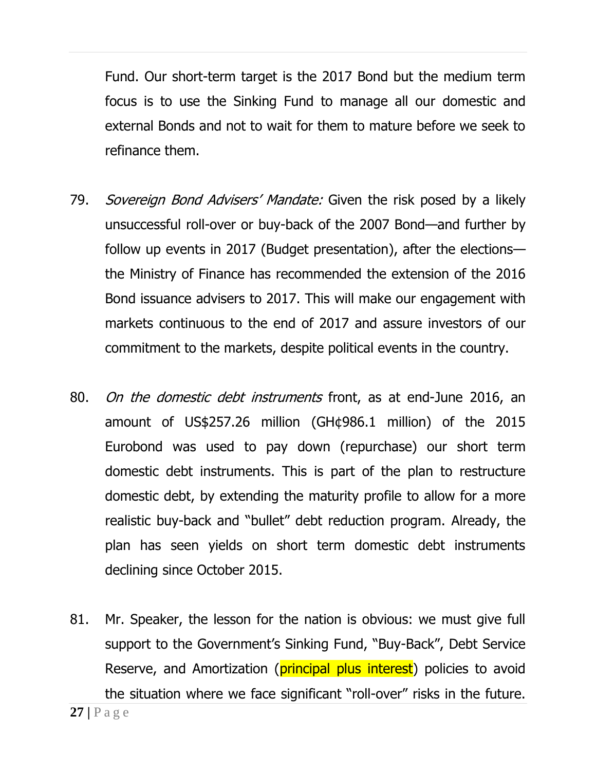Fund. Our short-term target is the 2017 Bond but the medium term focus is to use the Sinking Fund to manage all our domestic and external Bonds and not to wait for them to mature before we seek to refinance them.

79. *Sovereign Bond Advisers' Mandate:* Given the risk posed by a likely unsuccessful roll-over or buy-back of the 2007 Bond—and further by follow up events in 2017 (Budget presentation), after the elections—the Ministry of Finance has recommended the extension of the 2016 Bond issuance advisers to 2017. This will make our engagement with markets continuous to the end of 2017 and assure investors of our commitment to the markets, despite political events in the country.

80. *On the domestic debt instruments* front, as at end-June 2016, an amount of US$257.26 million (GH¢986.1 million) of the 2015 Eurobond was used to pay down (repurchase) our short term domestic debt instruments. This is part of the plan to restructure domestic debt, by extending the maturity profile to allow for a more realistic buy-back and "bullet" debt reduction program. Already, the plan has seen yields on short term domestic debt instruments declining since October 2015.

81. Mr. Speaker, the lesson for the nation is obvious: we must give full support to the Government's Sinking Fund, "Buy-Back", Debt Service Reserve, and Amortization (principal plus interest) policies to avoid the situation where we face significant "roll-over" risks in the future.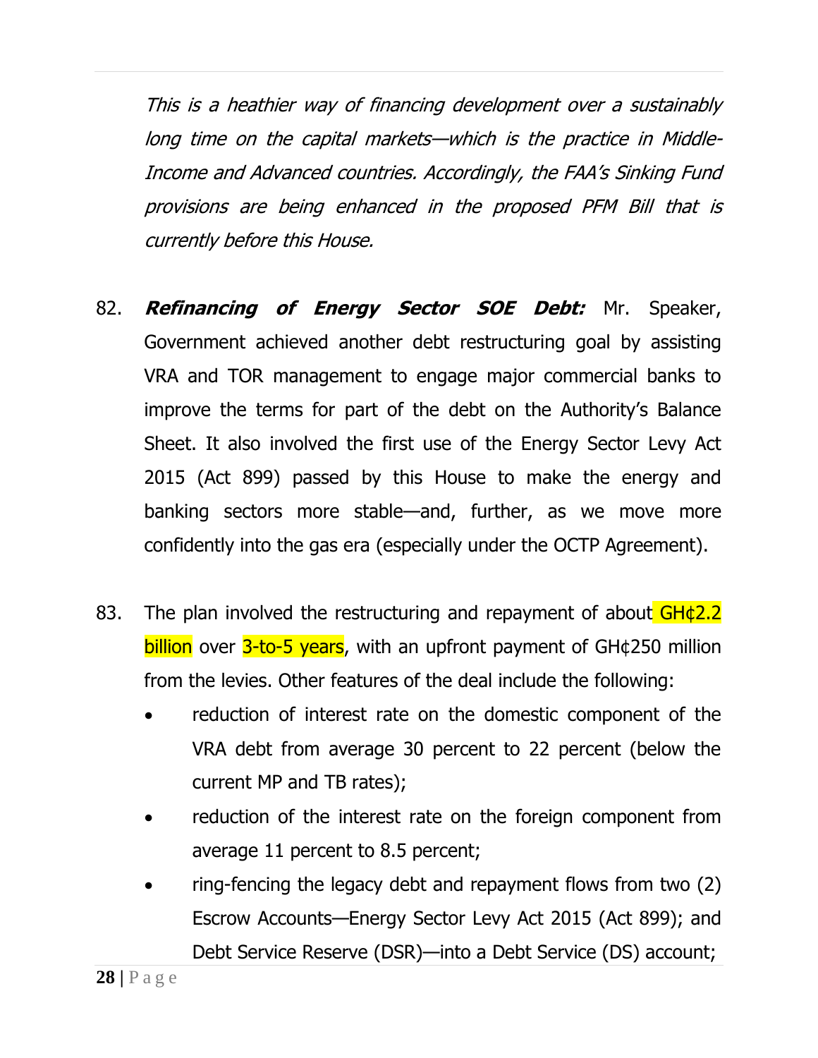*This is a heathier way of financing development over a sustainably long time on the capital markets—which is the practice in Middle-Income and Advanced countries. Accordingly, the FAA's Sinking Fund provisions are being enhanced in the proposed PFM Bill that is currently before this House.*

82. ***Refinancing of Energy Sector SOE Debt:*** Mr. Speaker, Government achieved another debt restructuring goal by assisting VRA and TOR management to engage major commercial banks to improve the terms for part of the debt on the Authority's Balance Sheet. It also involved the first use of the Energy Sector Levy Act 2015 (Act 899) passed by this House to make the energy and banking sectors more stable—and, further, as we move more confidently into the gas era (especially under the OCTP Agreement).

83. The plan involved the restructuring and repayment of about GH¢2.2 billion over 3-to-5 years, with an upfront payment of GH¢250 million from the levies. Other features of the deal include the following:
    - reduction of interest rate on the domestic component of the VRA debt from average 30 percent to 22 percent (below the current MP and TB rates);
    - reduction of the interest rate on the foreign component from average 11 percent to 8.5 percent;
    - ring-fencing the legacy debt and repayment flows from two (2) Escrow Accounts—Energy Sector Levy Act 2015 (Act 899); and Debt Service Reserve (DSR)—into a Debt Service (DS) account;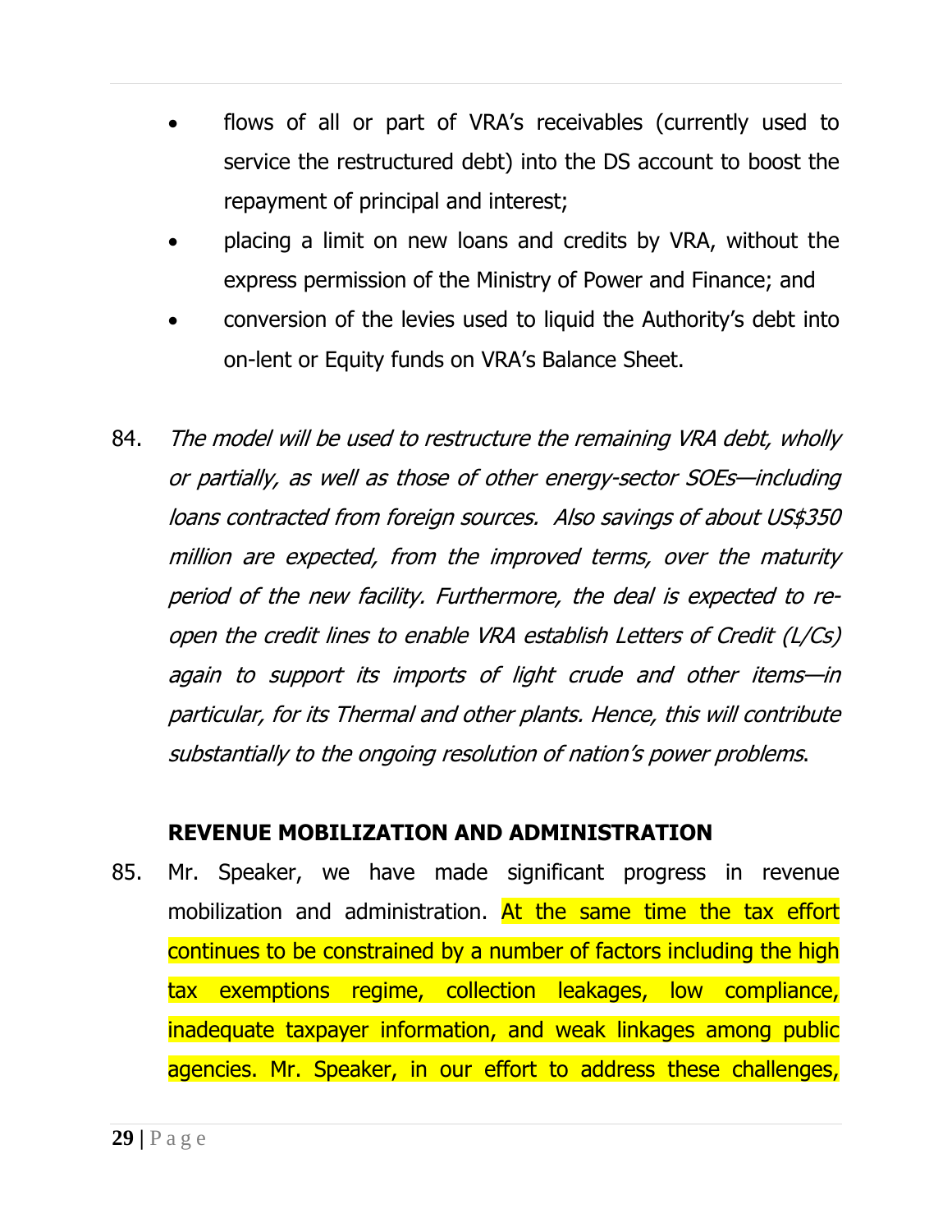- flows of all or part of VRA's receivables (currently used to service the restructured debt) into the DS account to boost the repayment of principal and interest;
- placing a limit on new loans and credits by VRA, without the express permission of the Ministry of Power and Finance; and
- conversion of the levies used to liquid the Authority's debt into on-lent or Equity funds on VRA's Balance Sheet.

84. *The model will be used to restructure the remaining VRA debt, wholly or partially, as well as those of other energy-sector SOEs—including loans contracted from foreign sources. Also savings of about US$350 million are expected, from the improved terms, over the maturity period of the new facility. Furthermore, the deal is expected to re-open the credit lines to enable VRA establish Letters of Credit (L/Cs) again to support its imports of light crude and other items—in particular, for its Thermal and other plants. Hence, this will contribute substantially to the ongoing resolution of nation's power problems*.

## REVENUE MOBILIZATION AND ADMINISTRATION

85. Mr. Speaker, we have made significant progress in revenue mobilization and administration. At the same time the tax effort continues to be constrained by a number of factors including the high tax exemptions regime, collection leakages, low compliance, inadequate taxpayer information, and weak linkages among public agencies. Mr. Speaker, in our effort to address these challenges,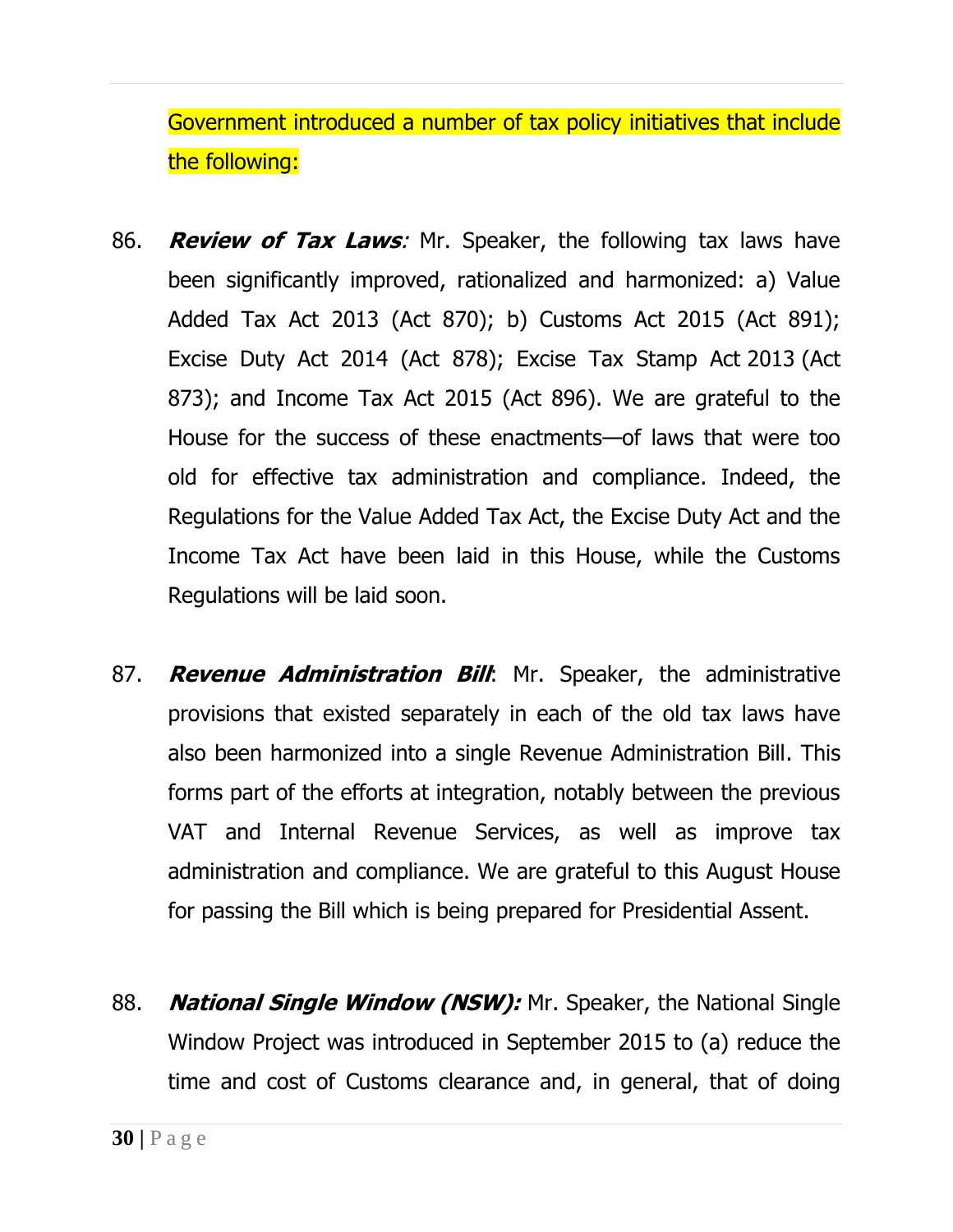Government introduced a number of tax policy initiatives that include the following:

86. ***Review of Tax Laws**:* Mr. Speaker, the following tax laws have been significantly improved, rationalized and harmonized: a) Value Added Tax Act 2013 (Act 870); b) Customs Act 2015 (Act 891); Excise Duty Act 2014 (Act 878); Excise Tax Stamp Act 2013 (Act 873); and Income Tax Act 2015 (Act 896). We are grateful to the House for the success of these enactments—of laws that were too old for effective tax administration and compliance. Indeed, the Regulations for the Value Added Tax Act, the Excise Duty Act and the Income Tax Act have been laid in this House, while the Customs Regulations will be laid soon.

87. ***Revenue Administration Bill***: Mr. Speaker, the administrative provisions that existed separately in each of the old tax laws have also been harmonized into a single Revenue Administration Bill. This forms part of the efforts at integration, notably between the previous VAT and Internal Revenue Services, as well as improve tax administration and compliance. We are grateful to this August House for passing the Bill which is being prepared for Presidential Assent.

88. ***National Single Window (NSW):*** Mr. Speaker, the National Single Window Project was introduced in September 2015 to (a) reduce the time and cost of Customs clearance and, in general, that of doing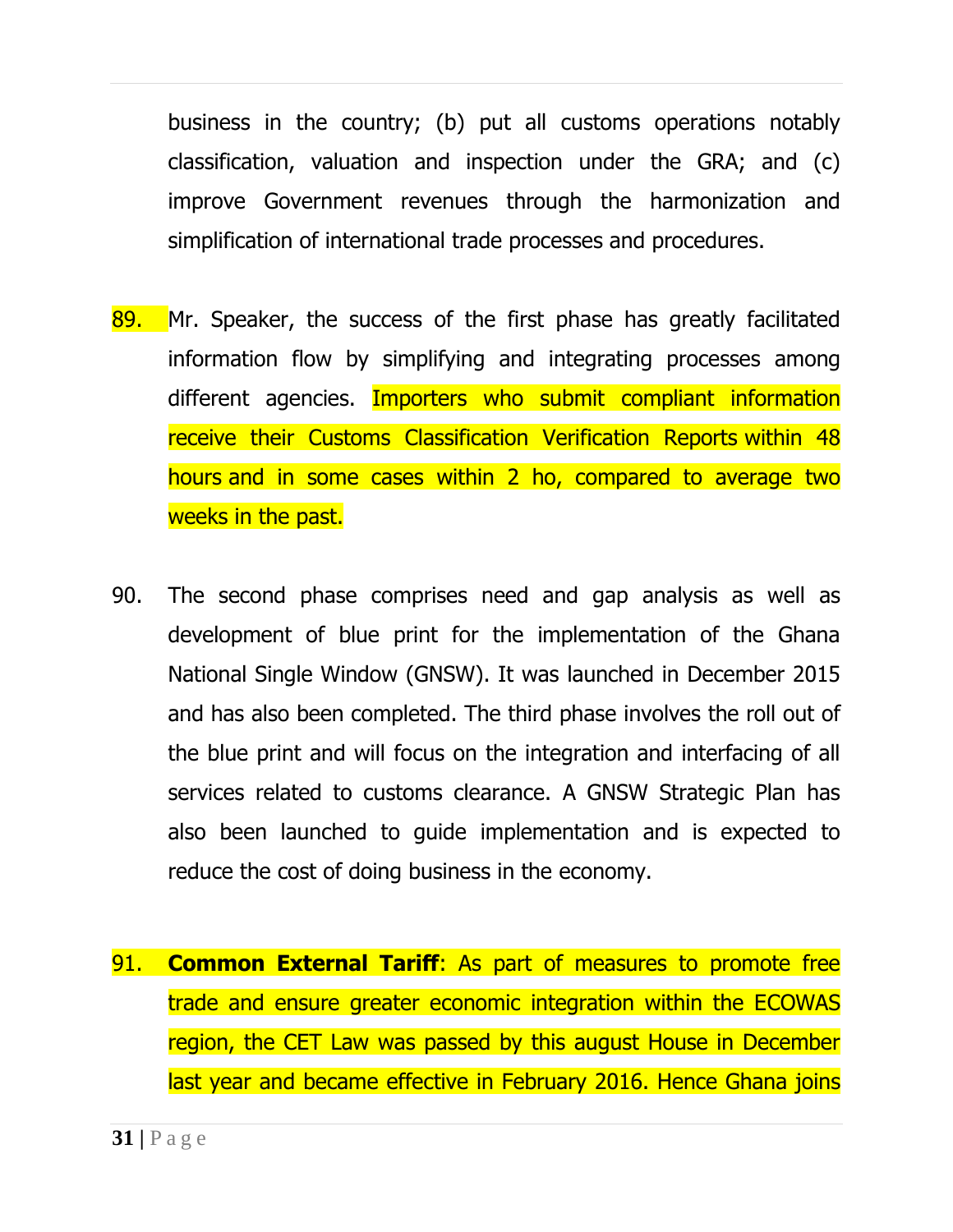business in the country; (b) put all customs operations notably classification, valuation and inspection under the GRA; and (c) improve Government revenues through the harmonization and simplification of international trade processes and procedures.

89. Mr. Speaker, the success of the first phase has greatly facilitated information flow by simplifying and integrating processes among different agencies. Importers who submit compliant information receive their Customs Classification Verification Reports within 48 hours and in some cases within 2 ho, compared to average two weeks in the past.

90. The second phase comprises need and gap analysis as well as development of blue print for the implementation of the Ghana National Single Window (GNSW). It was launched in December 2015 and has also been completed. The third phase involves the roll out of the blue print and will focus on the integration and interfacing of all services related to customs clearance. A GNSW Strategic Plan has also been launched to guide implementation and is expected to reduce the cost of doing business in the economy.

91. **Common External Tariff**: As part of measures to promote free trade and ensure greater economic integration within the ECOWAS region, the CET Law was passed by this august House in December last year and became effective in February 2016. Hence Ghana joins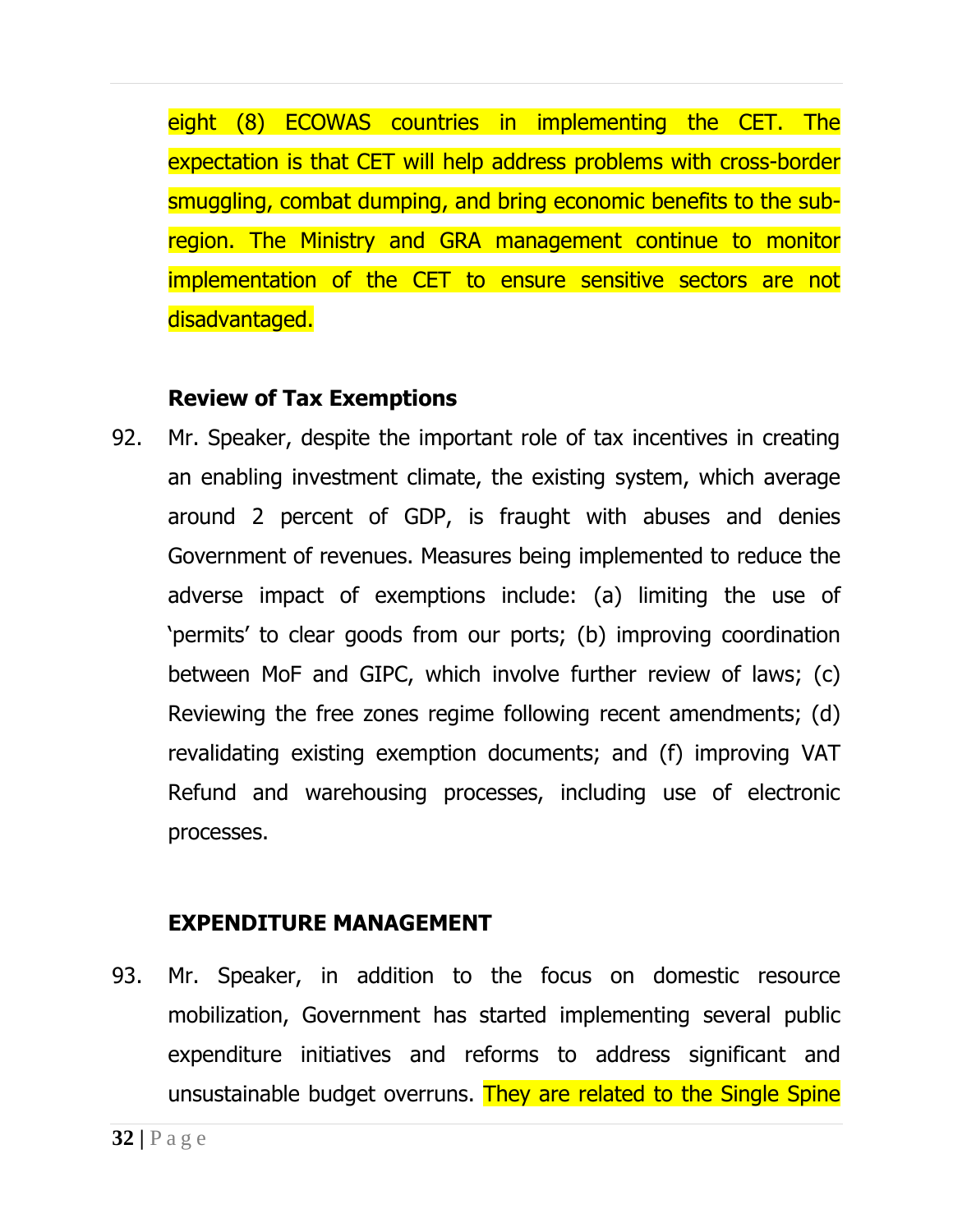eight (8) ECOWAS countries in implementing the CET. The expectation is that CET will help address problems with cross-border smuggling, combat dumping, and bring economic benefits to the sub-region. The Ministry and GRA management continue to monitor implementation of the CET to ensure sensitive sectors are not disadvantaged.

### Review of Tax Exemptions

92. Mr. Speaker, despite the important role of tax incentives in creating an enabling investment climate, the existing system, which average around 2 percent of GDP, is fraught with abuses and denies Government of revenues. Measures being implemented to reduce the adverse impact of exemptions include: (a) limiting the use of 'permits' to clear goods from our ports; (b) improving coordination between MoF and GIPC, which involve further review of laws; (c) Reviewing the free zones regime following recent amendments; (d) revalidating existing exemption documents; and (f) improving VAT Refund and warehousing processes, including use of electronic processes.

## EXPENDITURE MANAGEMENT

93. Mr. Speaker, in addition to the focus on domestic resource mobilization, Government has started implementing several public expenditure initiatives and reforms to address significant and unsustainable budget overruns. They are related to the Single Spine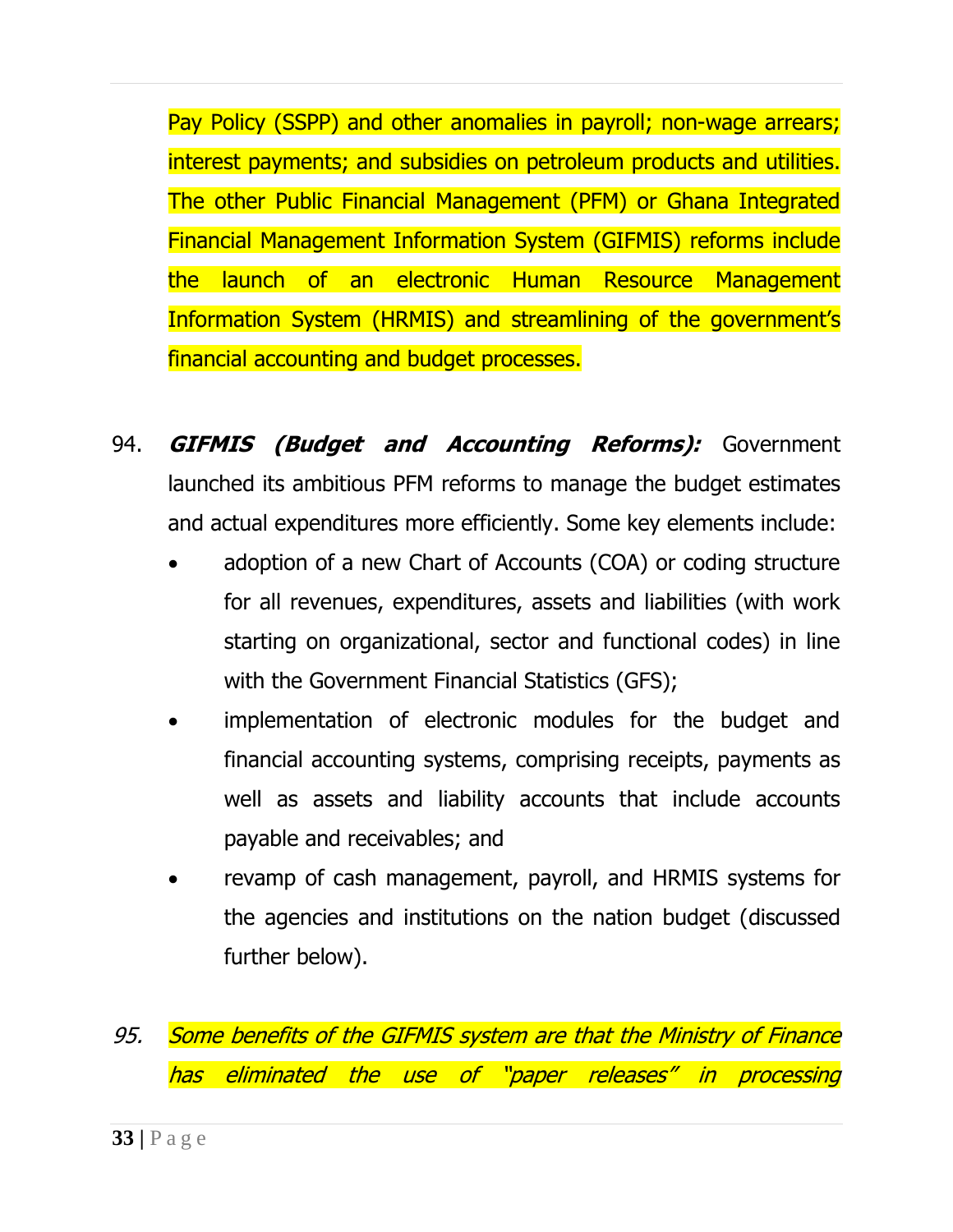Pay Policy (SSPP) and other anomalies in payroll; non-wage arrears; interest payments; and subsidies on petroleum products and utilities. The other Public Financial Management (PFM) or Ghana Integrated Financial Management Information System (GIFMIS) reforms include the launch of an electronic Human Resource Management Information System (HRMIS) and streamlining of the government's financial accounting and budget processes.

94. ***GIFMIS (Budget and Accounting Reforms):*** Government launched its ambitious PFM reforms to manage the budget estimates and actual expenditures more efficiently. Some key elements include:

- adoption of a new Chart of Accounts (COA) or coding structure for all revenues, expenditures, assets and liabilities (with work starting on organizational, sector and functional codes) in line with the Government Financial Statistics (GFS);
- implementation of electronic modules for the budget and financial accounting systems, comprising receipts, payments as well as assets and liability accounts that include accounts payable and receivables; and
- revamp of cash management, payroll, and HRMIS systems for the agencies and institutions on the nation budget (discussed further below).

*95. Some benefits of the GIFMIS system are that the Ministry of Finance has eliminated the use of "paper releases" in processing*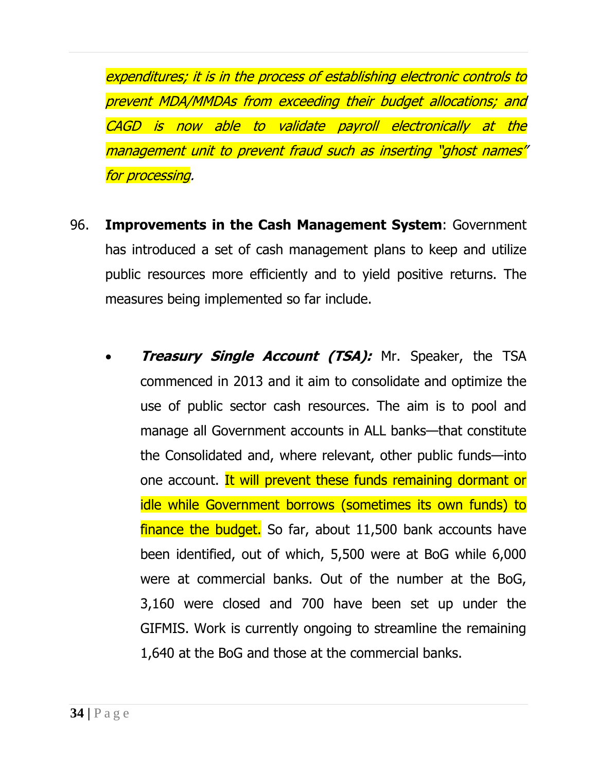*expenditures; it is in the process of establishing electronic controls to prevent MDA/MMDAs from exceeding their budget allocations; and CAGD is now able to validate payroll electronically at the management unit to prevent fraud such as inserting "ghost names" for processing*.

96. **Improvements in the Cash Management System**: Government has introduced a set of cash management plans to keep and utilize public resources more efficiently and to yield positive returns. The measures being implemented so far include.

- ***Treasury Single Account (TSA):*** Mr. Speaker, the TSA commenced in 2013 and it aim to consolidate and optimize the use of public sector cash resources. The aim is to pool and manage all Government accounts in ALL banks—that constitute the Consolidated and, where relevant, other public funds—into one account. It will prevent these funds remaining dormant or idle while Government borrows (sometimes its own funds) to finance the budget. So far, about 11,500 bank accounts have been identified, out of which, 5,500 were at BoG while 6,000 were at commercial banks. Out of the number at the BoG, 3,160 were closed and 700 have been set up under the GIFMIS. Work is currently ongoing to streamline the remaining 1,640 at the BoG and those at the commercial banks.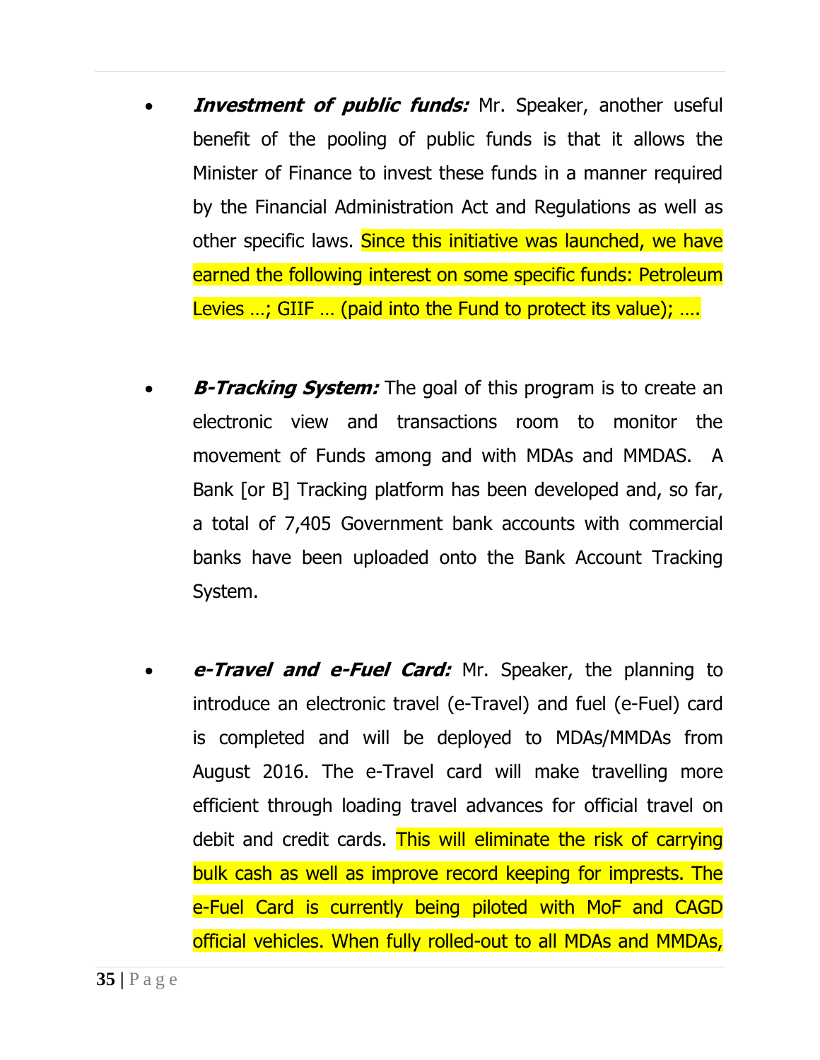- ***Investment of public funds:*** Mr. Speaker, another useful benefit of the pooling of public funds is that it allows the Minister of Finance to invest these funds in a manner required by the Financial Administration Act and Regulations as well as other specific laws. Since this initiative was launched, we have earned the following interest on some specific funds: Petroleum Levies …; GIIF … (paid into the Fund to protect its value); ….

- ***B-Tracking System:*** The goal of this program is to create an electronic view and transactions room to monitor the movement of Funds among and with MDAs and MMDAS. A Bank [or B] Tracking platform has been developed and, so far, a total of 7,405 Government bank accounts with commercial banks have been uploaded onto the Bank Account Tracking System.

- ***e-Travel and e-Fuel Card:*** Mr. Speaker, the planning to introduce an electronic travel (e-Travel) and fuel (e-Fuel) card is completed and will be deployed to MDAs/MMDAs from August 2016. The e-Travel card will make travelling more efficient through loading travel advances for official travel on debit and credit cards. This will eliminate the risk of carrying bulk cash as well as improve record keeping for imprests. The e-Fuel Card is currently being piloted with MoF and CAGD official vehicles. When fully rolled-out to all MDAs and MMDAs,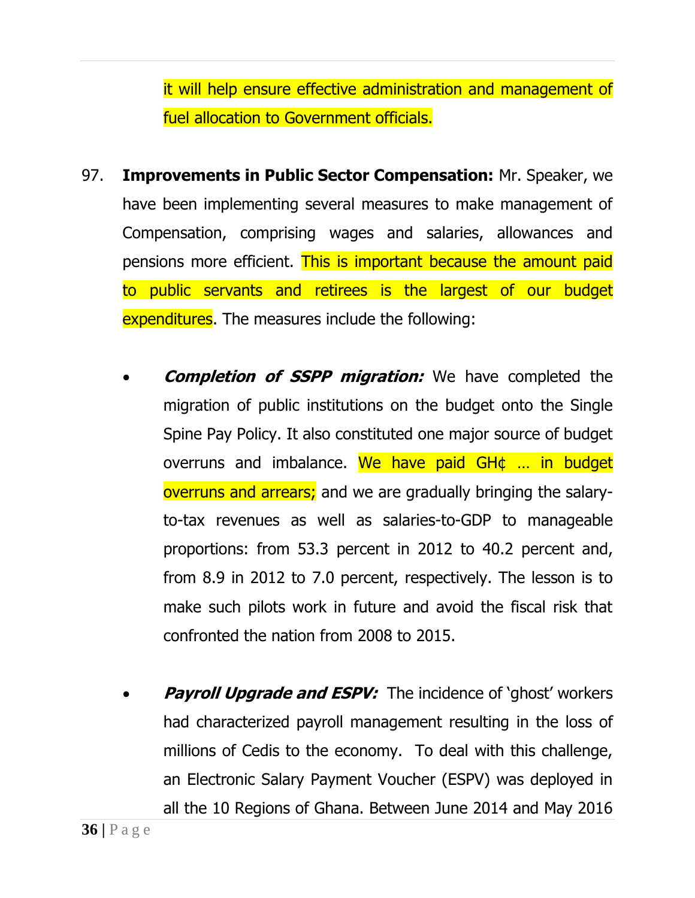it will help ensure effective administration and management of fuel allocation to Government officials.

97. **Improvements in Public Sector Compensation:** Mr. Speaker, we have been implementing several measures to make management of Compensation, comprising wages and salaries, allowances and pensions more efficient. This is important because the amount paid to public servants and retirees is the largest of our budget expenditures. The measures include the following:

- ***Completion of SSPP migration:*** We have completed the migration of public institutions on the budget onto the Single Spine Pay Policy. It also constituted one major source of budget overruns and imbalance. We have paid GH¢ … in budget overruns and arrears; and we are gradually bringing the salary-to-tax revenues as well as salaries-to-GDP to manageable proportions: from 53.3 percent in 2012 to 40.2 percent and, from 8.9 in 2012 to 7.0 percent, respectively. The lesson is to make such pilots work in future and avoid the fiscal risk that confronted the nation from 2008 to 2015.

- ***Payroll Upgrade and ESPV:*** The incidence of 'ghost' workers had characterized payroll management resulting in the loss of millions of Cedis to the economy. To deal with this challenge, an Electronic Salary Payment Voucher (ESPV) was deployed in all the 10 Regions of Ghana. Between June 2014 and May 2016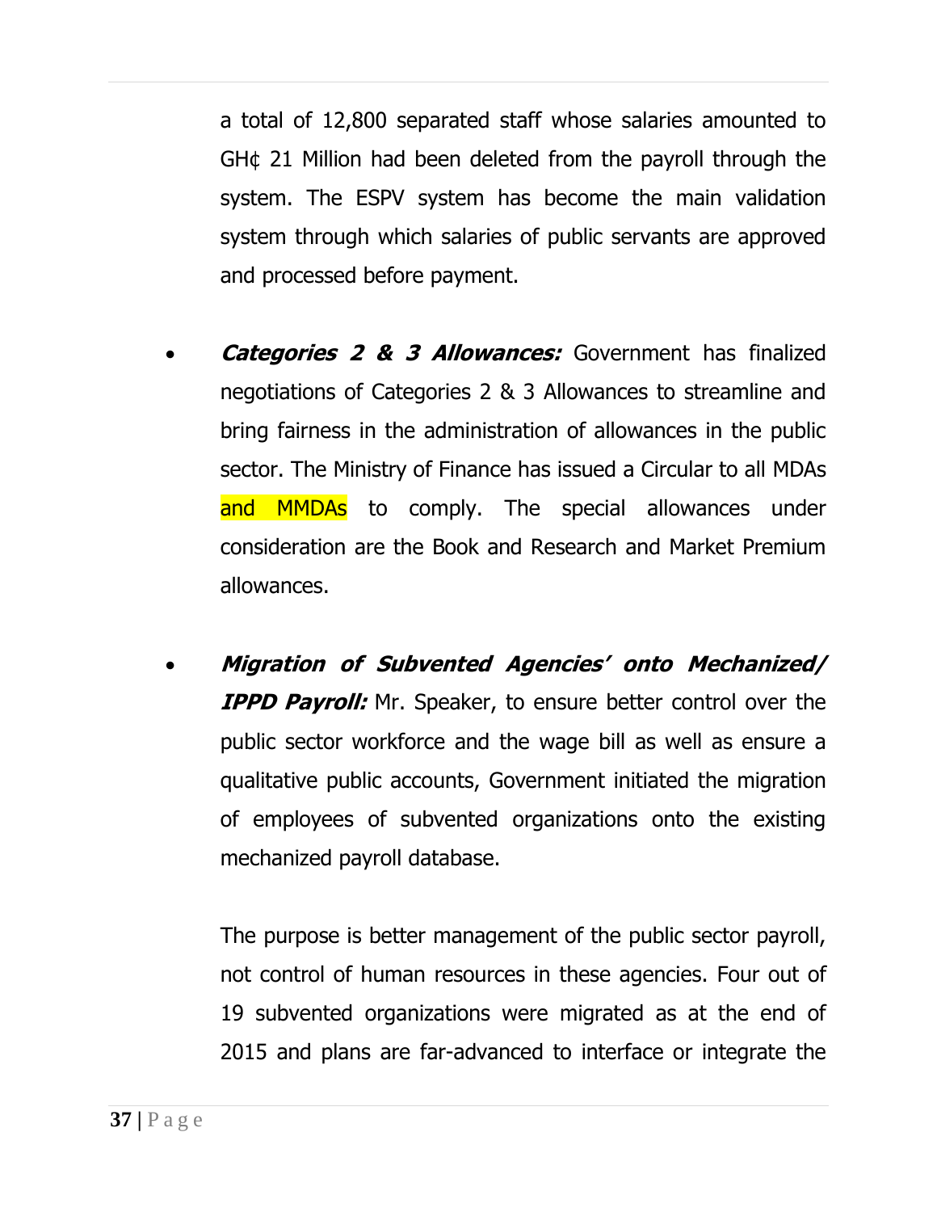a total of 12,800 separated staff whose salaries amounted to GH¢ 21 Million had been deleted from the payroll through the system. The ESPV system has become the main validation system through which salaries of public servants are approved and processed before payment.

- ***Categories 2 & 3 Allowances:*** Government has finalized negotiations of Categories 2 & 3 Allowances to streamline and bring fairness in the administration of allowances in the public sector. The Ministry of Finance has issued a Circular to all MDAs and MMDAs to comply. The special allowances under consideration are the Book and Research and Market Premium allowances.

- ***Migration of Subvented Agencies' onto Mechanized/ IPPD Payroll:*** Mr. Speaker, to ensure better control over the public sector workforce and the wage bill as well as ensure a qualitative public accounts, Government initiated the migration of employees of subvented organizations onto the existing mechanized payroll database.

  The purpose is better management of the public sector payroll, not control of human resources in these agencies. Four out of 19 subvented organizations were migrated as at the end of 2015 and plans are far-advanced to interface or integrate the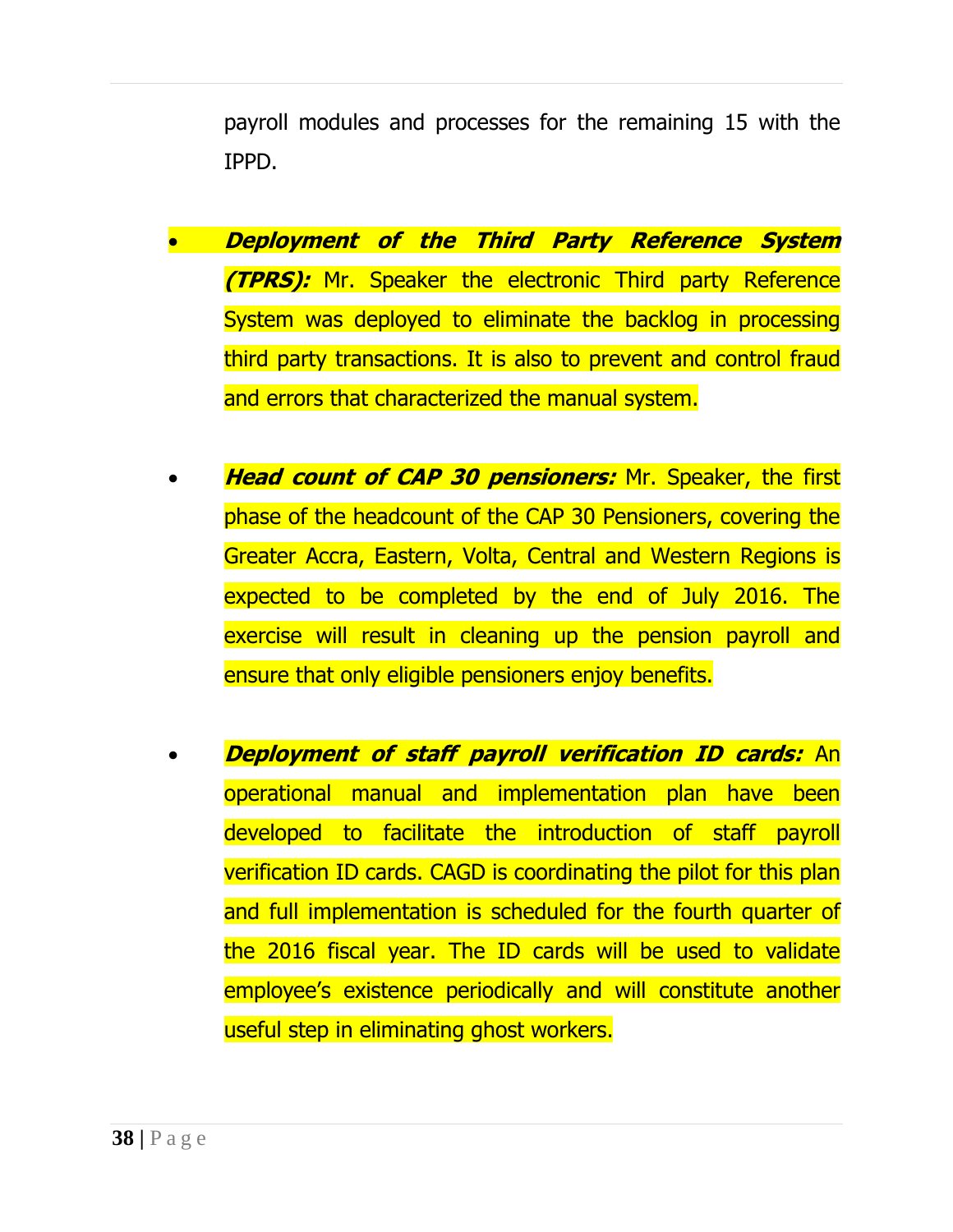payroll modules and processes for the remaining 15 with the IPPD.

- ***Deployment of the Third Party Reference System (TPRS):*** Mr. Speaker the electronic Third party Reference System was deployed to eliminate the backlog in processing third party transactions. It is also to prevent and control fraud and errors that characterized the manual system.

- ***Head count of CAP 30 pensioners:*** Mr. Speaker, the first phase of the headcount of the CAP 30 Pensioners, covering the Greater Accra, Eastern, Volta, Central and Western Regions is expected to be completed by the end of July 2016. The exercise will result in cleaning up the pension payroll and ensure that only eligible pensioners enjoy benefits.

- ***Deployment of staff payroll verification ID cards:*** An operational manual and implementation plan have been developed to facilitate the introduction of staff payroll verification ID cards. CAGD is coordinating the pilot for this plan and full implementation is scheduled for the fourth quarter of the 2016 fiscal year. The ID cards will be used to validate employee's existence periodically and will constitute another useful step in eliminating ghost workers.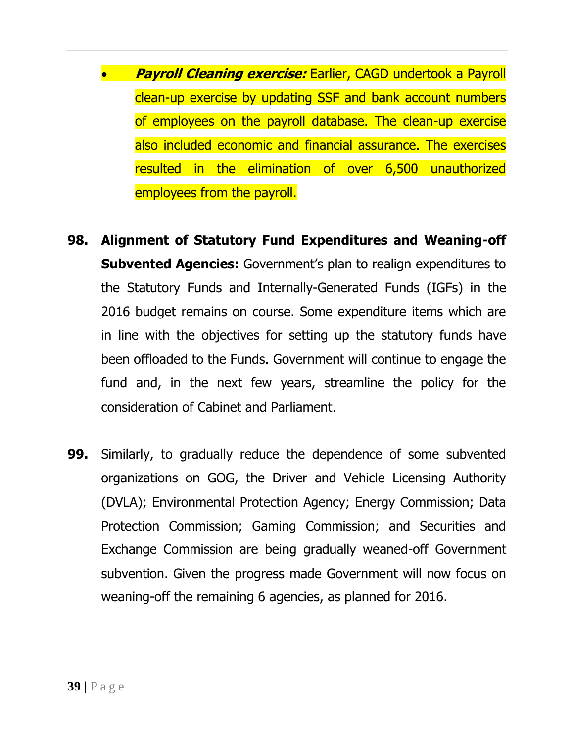- ***Payroll Cleaning exercise:*** Earlier, CAGD undertook a Payroll clean-up exercise by updating SSF and bank account numbers of employees on the payroll database. The clean-up exercise also included economic and financial assurance. The exercises resulted in the elimination of over 6,500 unauthorized employees from the payroll.

**98. Alignment of Statutory Fund Expenditures and Weaning-off Subvented Agencies:** Government's plan to realign expenditures to the Statutory Funds and Internally-Generated Funds (IGFs) in the 2016 budget remains on course. Some expenditure items which are in line with the objectives for setting up the statutory funds have been offloaded to the Funds. Government will continue to engage the fund and, in the next few years, streamline the policy for the consideration of Cabinet and Parliament.

**99.** Similarly, to gradually reduce the dependence of some subvented organizations on GOG, the Driver and Vehicle Licensing Authority (DVLA); Environmental Protection Agency; Energy Commission; Data Protection Commission; Gaming Commission; and Securities and Exchange Commission are being gradually weaned-off Government subvention. Given the progress made Government will now focus on weaning-off the remaining 6 agencies, as planned for 2016.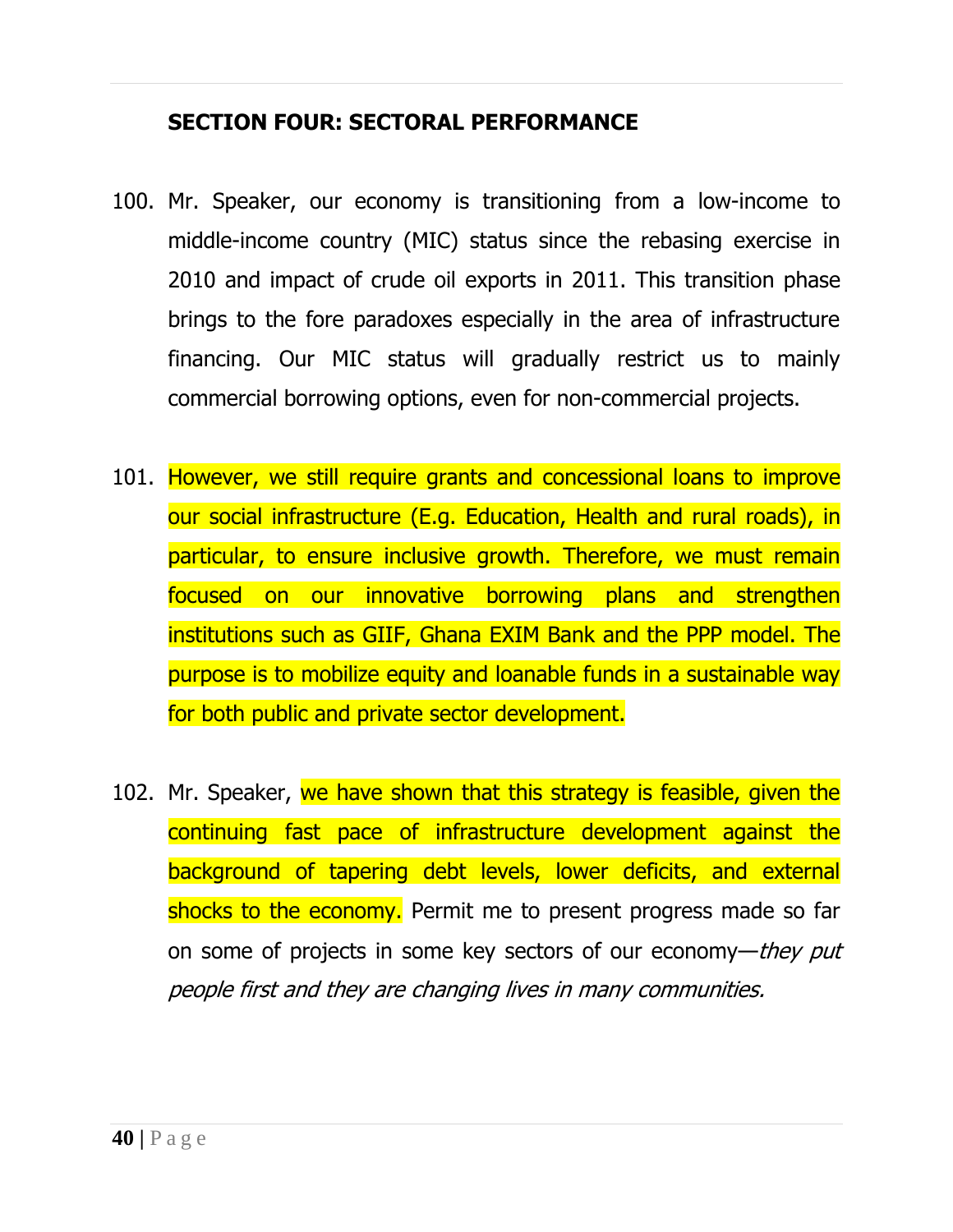## SECTION FOUR: SECTORAL PERFORMANCE

100. Mr. Speaker, our economy is transitioning from a low-income to middle-income country (MIC) status since the rebasing exercise in 2010 and impact of crude oil exports in 2011. This transition phase brings to the fore paradoxes especially in the area of infrastructure financing. Our MIC status will gradually restrict us to mainly commercial borrowing options, even for non-commercial projects.

101. However, we still require grants and concessional loans to improve our social infrastructure (E.g. Education, Health and rural roads), in particular, to ensure inclusive growth. Therefore, we must remain focused on our innovative borrowing plans and strengthen institutions such as GIIF, Ghana EXIM Bank and the PPP model. The purpose is to mobilize equity and loanable funds in a sustainable way for both public and private sector development.

102. Mr. Speaker, we have shown that this strategy is feasible, given the continuing fast pace of infrastructure development against the background of tapering debt levels, lower deficits, and external shocks to the economy. Permit me to present progress made so far on some of projects in some key sectors of our economy—*they put people first and they are changing lives in many communities.*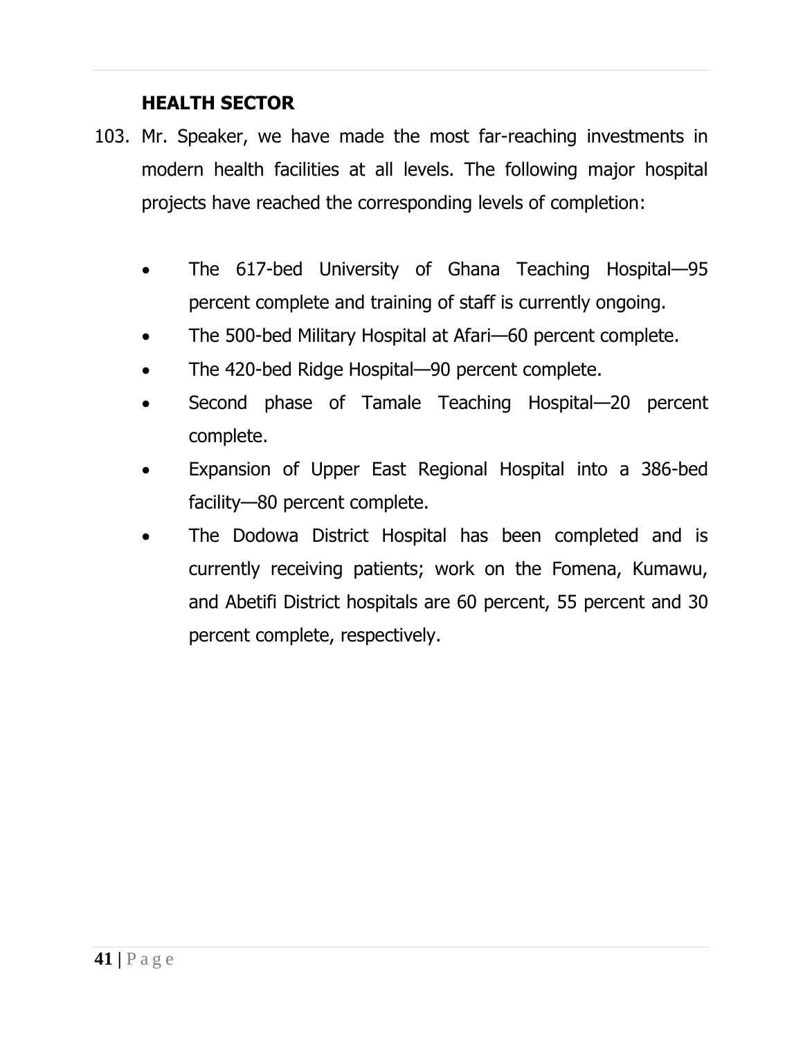**HEALTH SECTOR**

103. Mr. Speaker, we have made the most far-reaching investments in modern health facilities at all levels. The following major hospital projects have reached the corresponding levels of completion:

- The 617-bed University of Ghana Teaching Hospital—95 percent complete and training of staff is currently ongoing.
- The 500-bed Military Hospital at Afari—60 percent complete.
- The 420-bed Ridge Hospital—90 percent complete.
- Second phase of Tamale Teaching Hospital—20 percent complete.
- Expansion of Upper East Regional Hospital into a 386-bed facility—80 percent complete.
- The Dodowa District Hospital has been completed and is currently receiving patients; work on the Fomena, Kumawu, and Abetifi District hospitals are 60 percent, 55 percent and 30 percent complete, respectively.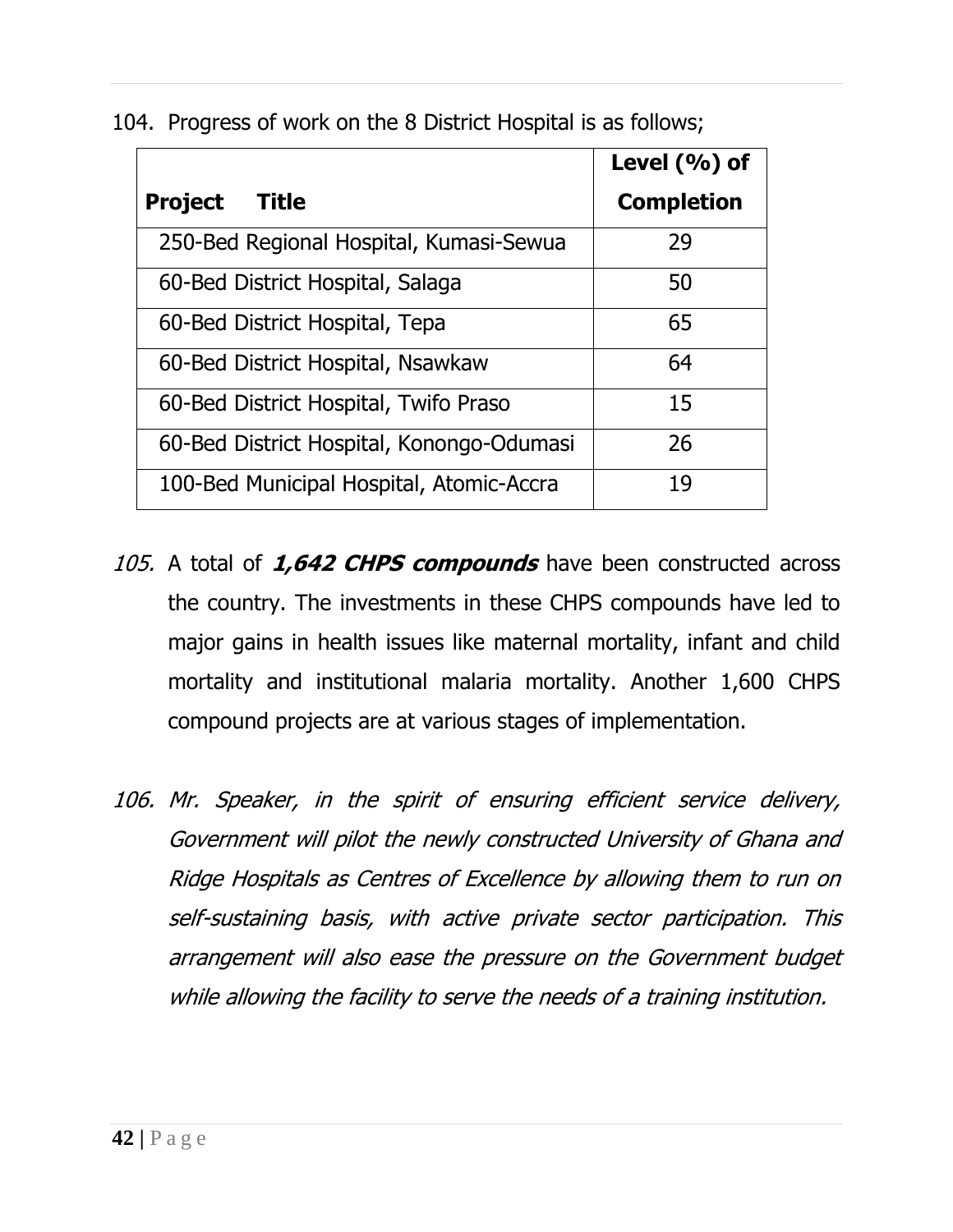104. Progress of work on the 8 District Hospital is as follows;

| Project Title | Level (%) of Completion |
| --- | --- |
| 250-Bed Regional Hospital, Kumasi-Sewua | 29 |
| 60-Bed District Hospital, Salaga | 50 |
| 60-Bed District Hospital, Tepa | 65 |
| 60-Bed District Hospital, Nsawkaw | 64 |
| 60-Bed District Hospital, Twifo Praso | 15 |
| 60-Bed District Hospital, Konongo-Odumasi | 26 |
| 100-Bed Municipal Hospital, Atomic-Accra | 19 |

*105.* A total of ***1,642 CHPS compounds*** have been constructed across the country. The investments in these CHPS compounds have led to major gains in health issues like maternal mortality, infant and child mortality and institutional malaria mortality. Another 1,600 CHPS compound projects are at various stages of implementation.

*106. Mr. Speaker, in the spirit of ensuring efficient service delivery, Government will pilot the newly constructed University of Ghana and Ridge Hospitals as Centres of Excellence by allowing them to run on self-sustaining basis, with active private sector participation. This arrangement will also ease the pressure on the Government budget while allowing the facility to serve the needs of a training institution.*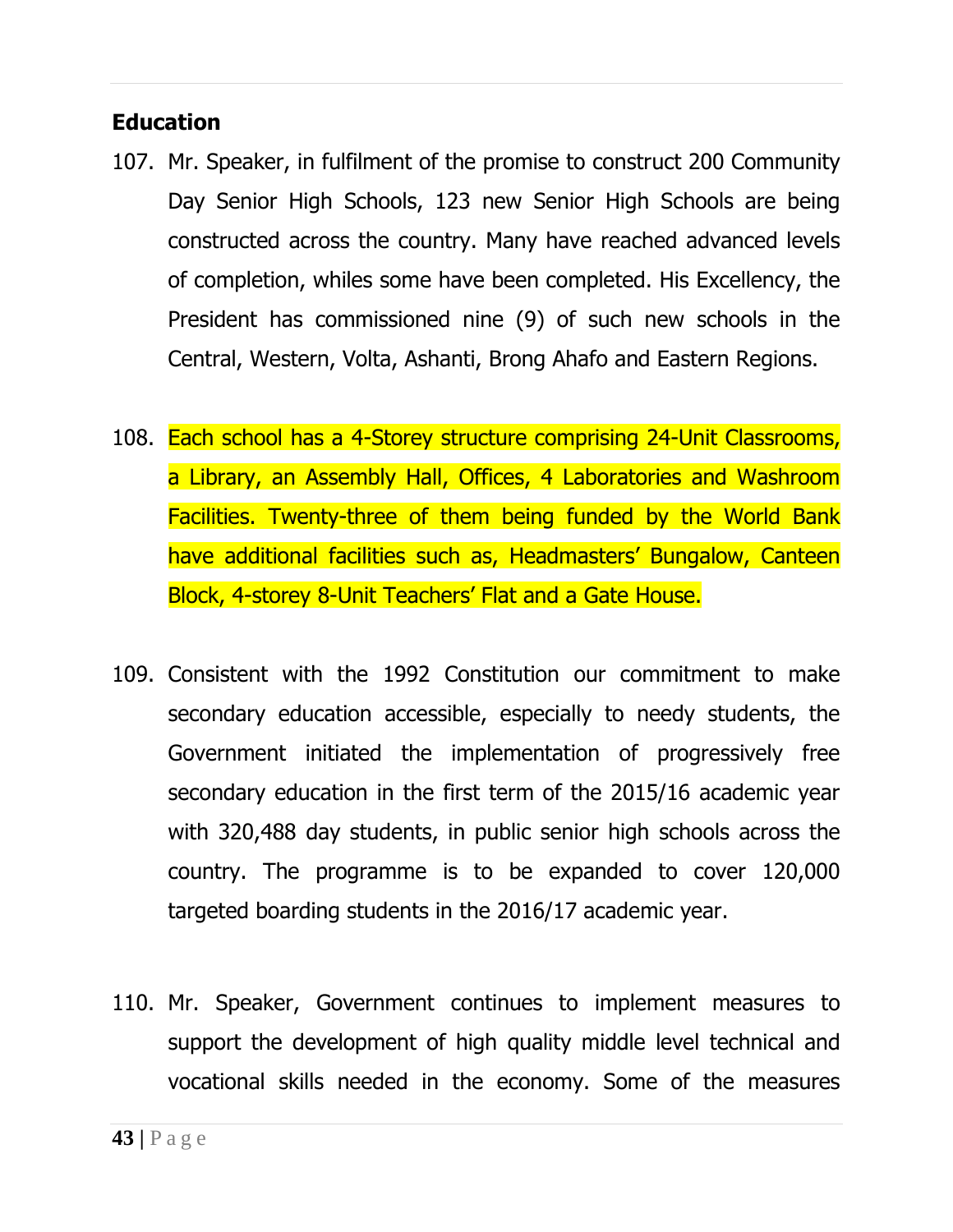## Education

107. Mr. Speaker, in fulfilment of the promise to construct 200 Community Day Senior High Schools, 123 new Senior High Schools are being constructed across the country. Many have reached advanced levels of completion, whiles some have been completed. His Excellency, the President has commissioned nine (9) of such new schools in the Central, Western, Volta, Ashanti, Brong Ahafo and Eastern Regions.

108. Each school has a 4-Storey structure comprising 24-Unit Classrooms, a Library, an Assembly Hall, Offices, 4 Laboratories and Washroom Facilities. Twenty-three of them being funded by the World Bank have additional facilities such as, Headmasters' Bungalow, Canteen Block, 4-storey 8-Unit Teachers' Flat and a Gate House.

109. Consistent with the 1992 Constitution our commitment to make secondary education accessible, especially to needy students, the Government initiated the implementation of progressively free secondary education in the first term of the 2015/16 academic year with 320,488 day students, in public senior high schools across the country. The programme is to be expanded to cover 120,000 targeted boarding students in the 2016/17 academic year.

110. Mr. Speaker, Government continues to implement measures to support the development of high quality middle level technical and vocational skills needed in the economy. Some of the measures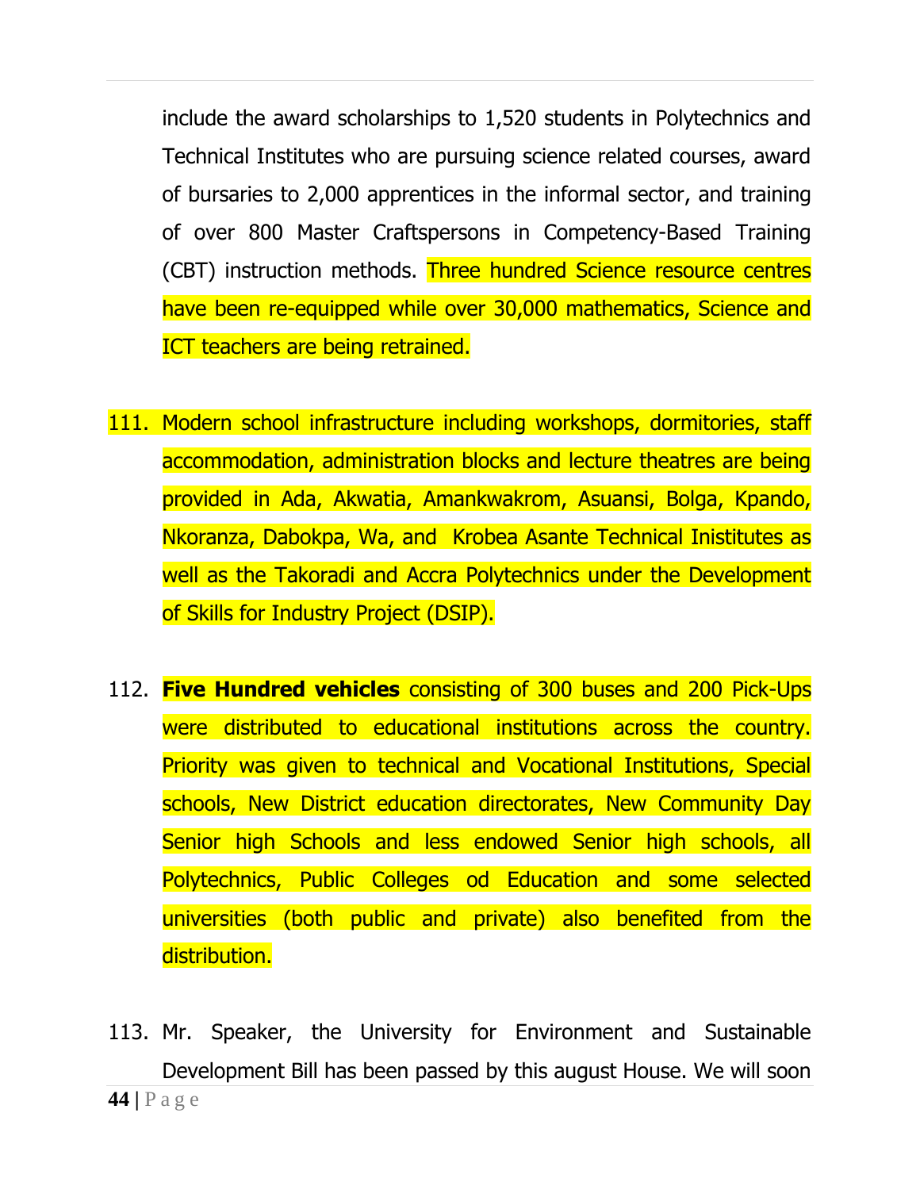include the award scholarships to 1,520 students in Polytechnics and Technical Institutes who are pursuing science related courses, award of bursaries to 2,000 apprentices in the informal sector, and training of over 800 Master Craftspersons in Competency-Based Training (CBT) instruction methods. Three hundred Science resource centres have been re-equipped while over 30,000 mathematics, Science and ICT teachers are being retrained.

111. Modern school infrastructure including workshops, dormitories, staff accommodation, administration blocks and lecture theatres are being provided in Ada, Akwatia, Amankwakrom, Asuansi, Bolga, Kpando, Nkoranza, Dabokpa, Wa, and Krobea Asante Technical Inistitutes as well as the Takoradi and Accra Polytechnics under the Development of Skills for Industry Project (DSIP).

112. **Five Hundred vehicles** consisting of 300 buses and 200 Pick-Ups were distributed to educational institutions across the country. Priority was given to technical and Vocational Institutions, Special schools, New District education directorates, New Community Day Senior high Schools and less endowed Senior high schools, all Polytechnics, Public Colleges od Education and some selected universities (both public and private) also benefited from the distribution.

113. Mr. Speaker, the University for Environment and Sustainable Development Bill has been passed by this august House. We will soon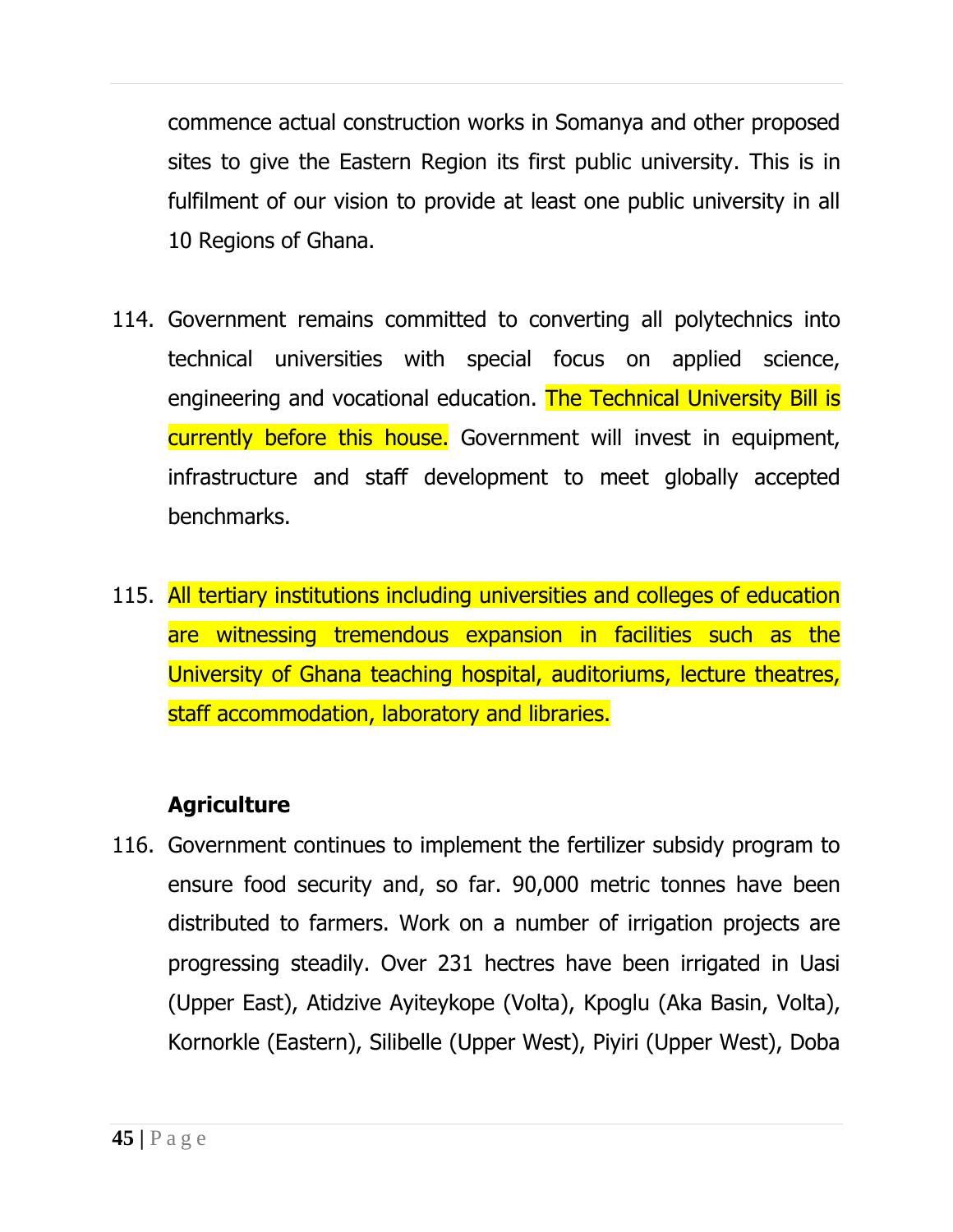commence actual construction works in Somanya and other proposed sites to give the Eastern Region its first public university. This is in fulfilment of our vision to provide at least one public university in all 10 Regions of Ghana.

114. Government remains committed to converting all polytechnics into technical universities with special focus on applied science, engineering and vocational education. The Technical University Bill is currently before this house. Government will invest in equipment, infrastructure and staff development to meet globally accepted benchmarks.

115. All tertiary institutions including universities and colleges of education are witnessing tremendous expansion in facilities such as the University of Ghana teaching hospital, auditoriums, lecture theatres, staff accommodation, laboratory and libraries.

**Agriculture**

116. Government continues to implement the fertilizer subsidy program to ensure food security and, so far. 90,000 metric tonnes have been distributed to farmers. Work on a number of irrigation projects are progressing steadily. Over 231 hectres have been irrigated in Uasi (Upper East), Atidzive Ayiteykope (Volta), Kpoglu (Aka Basin, Volta), Kornorkle (Eastern), Silibelle (Upper West), Piyiri (Upper West), Doba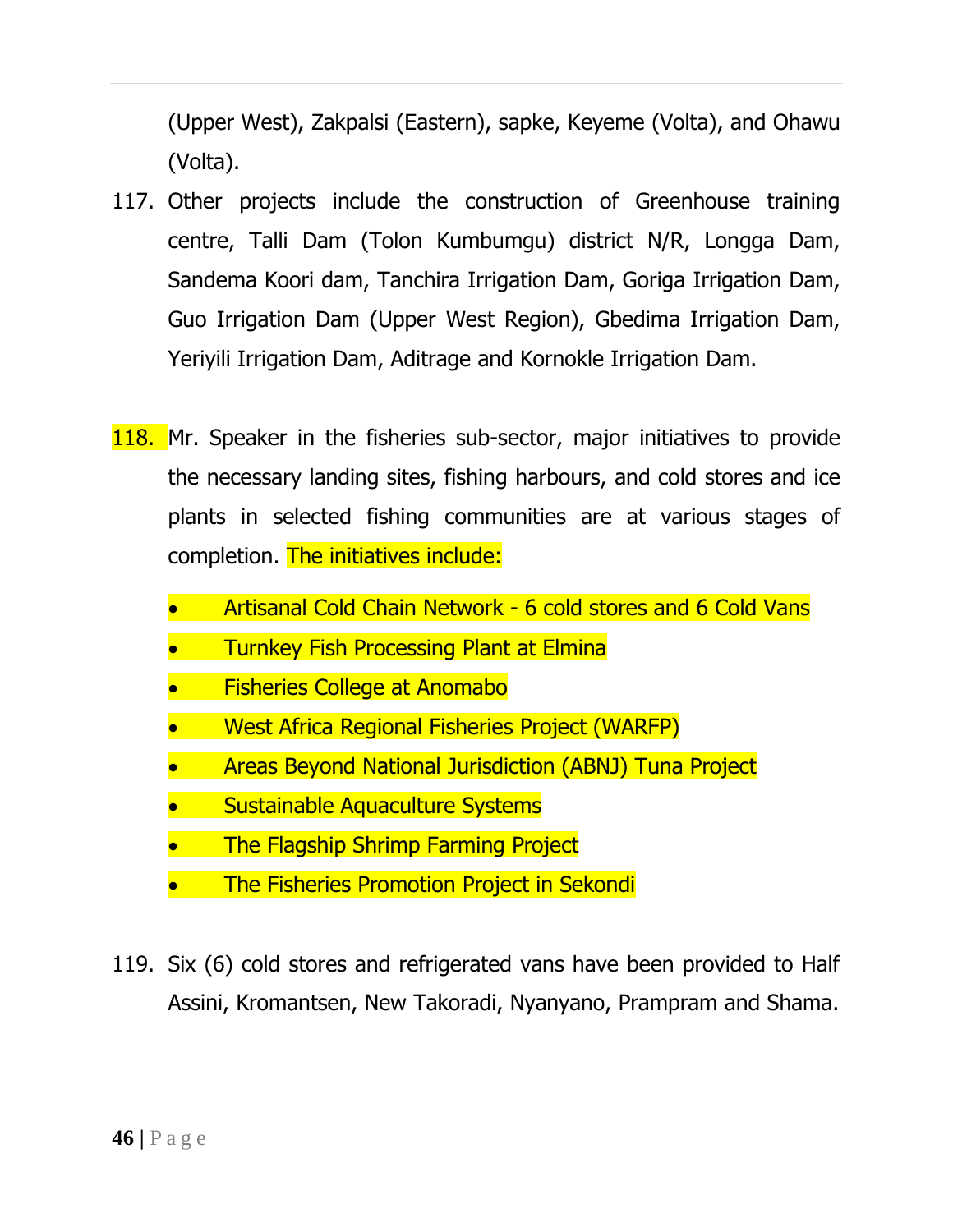(Upper West), Zakpalsi (Eastern), sapke, Keyeme (Volta), and Ohawu (Volta).

117. Other projects include the construction of Greenhouse training centre, Talli Dam (Tolon Kumbumgu) district N/R, Longga Dam, Sandema Koori dam, Tanchira Irrigation Dam, Goriga Irrigation Dam, Guo Irrigation Dam (Upper West Region), Gbedima Irrigation Dam, Yeriyili Irrigation Dam, Aditrage and Kornokle Irrigation Dam.

118. Mr. Speaker in the fisheries sub-sector, major initiatives to provide the necessary landing sites, fishing harbours, and cold stores and ice plants in selected fishing communities are at various stages of completion. The initiatives include:

- Artisanal Cold Chain Network - 6 cold stores and 6 Cold Vans
- Turnkey Fish Processing Plant at Elmina
- Fisheries College at Anomabo
- West Africa Regional Fisheries Project (WARFP)
- Areas Beyond National Jurisdiction (ABNJ) Tuna Project
- Sustainable Aquaculture Systems
- The Flagship Shrimp Farming Project
- The Fisheries Promotion Project in Sekondi

119. Six (6) cold stores and refrigerated vans have been provided to Half Assini, Kromantsen, New Takoradi, Nyanyano, Prampram and Shama.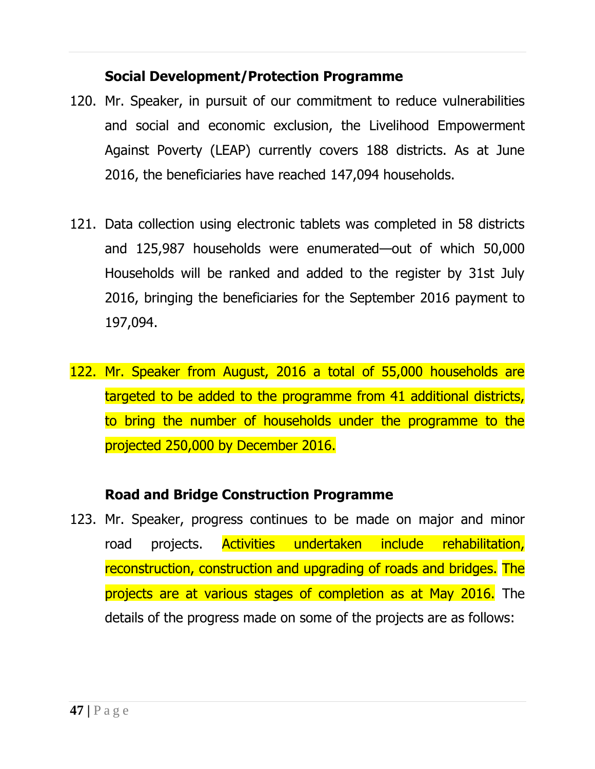**Social Development/Protection Programme**

120. Mr. Speaker, in pursuit of our commitment to reduce vulnerabilities and social and economic exclusion, the Livelihood Empowerment Against Poverty (LEAP) currently covers 188 districts. As at June 2016, the beneficiaries have reached 147,094 households.

121. Data collection using electronic tablets was completed in 58 districts and 125,987 households were enumerated—out of which 50,000 Households will be ranked and added to the register by 31st July 2016, bringing the beneficiaries for the September 2016 payment to 197,094.

122. Mr. Speaker from August, 2016 a total of 55,000 households are targeted to be added to the programme from 41 additional districts, to bring the number of households under the programme to the projected 250,000 by December 2016.

**Road and Bridge Construction Programme**

123. Mr. Speaker, progress continues to be made on major and minor road projects. Activities undertaken include rehabilitation, reconstruction, construction and upgrading of roads and bridges. The projects are at various stages of completion as at May 2016. The details of the progress made on some of the projects are as follows: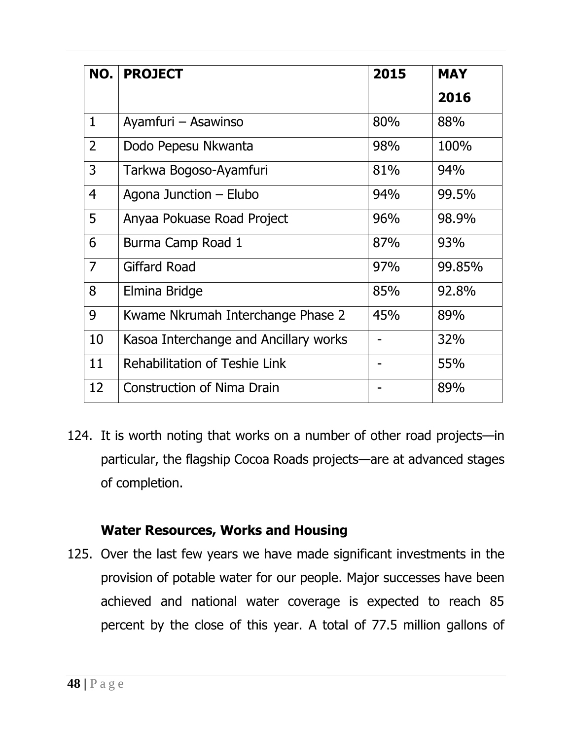| NO. | PROJECT | 2015 | MAY 2016 |
|---|---|---|---|
| 1 | Ayamfuri – Asawinso | 80% | 88% |
| 2 | Dodo Pepesu Nkwanta | 98% | 100% |
| 3 | Tarkwa Bogoso-Ayamfuri | 81% | 94% |
| 4 | Agona Junction – Elubo | 94% | 99.5% |
| 5 | Anyaa Pokuase Road Project | 96% | 98.9% |
| 6 | Burma Camp Road 1 | 87% | 93% |
| 7 | Giffard Road | 97% | 99.85% |
| 8 | Elmina Bridge | 85% | 92.8% |
| 9 | Kwame Nkrumah Interchange Phase 2 | 45% | 89% |
| 10 | Kasoa Interchange and Ancillary works | - | 32% |
| 11 | Rehabilitation of Teshie Link | - | 55% |
| 12 | Construction of Nima Drain | - | 89% |

124. It is worth noting that works on a number of other road projects—in particular, the flagship Cocoa Roads projects—are at advanced stages of completion.

**Water Resources, Works and Housing**

125. Over the last few years we have made significant investments in the provision of potable water for our people. Major successes have been achieved and national water coverage is expected to reach 85 percent by the close of this year. A total of 77.5 million gallons of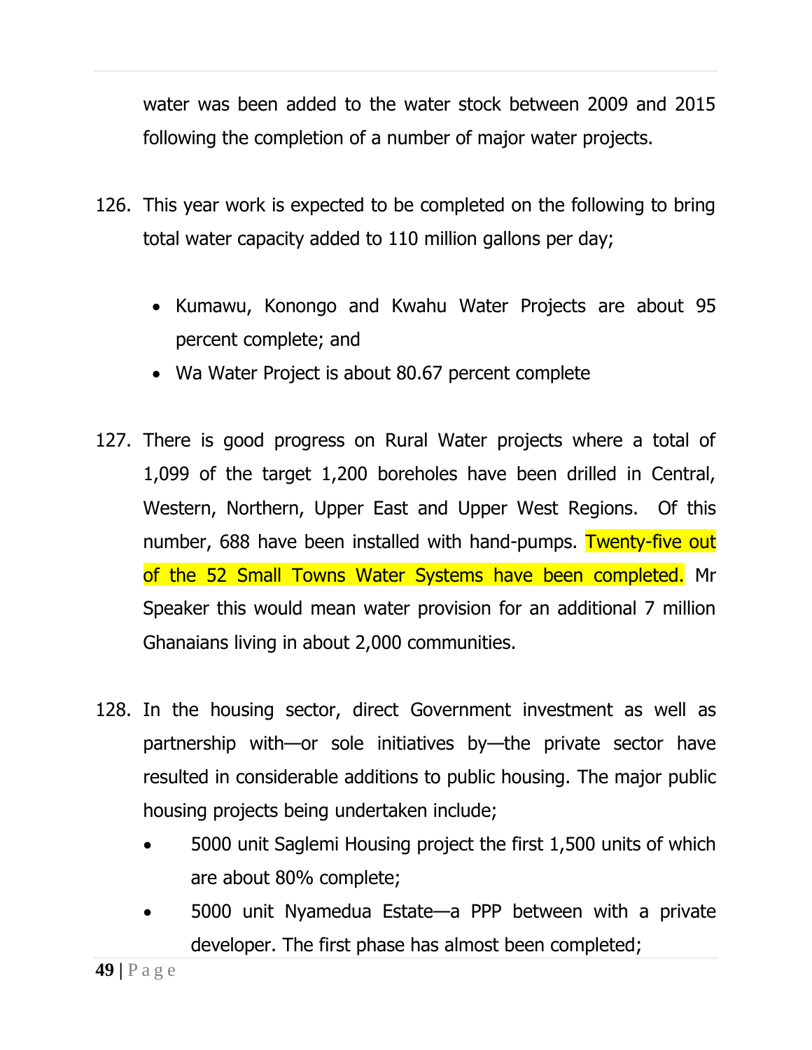water was been added to the water stock between 2009 and 2015 following the completion of a number of major water projects.

126. This year work is expected to be completed on the following to bring total water capacity added to 110 million gallons per day;

    - Kumawu, Konongo and Kwahu Water Projects are about 95 percent complete; and
    - Wa Water Project is about 80.67 percent complete

127. There is good progress on Rural Water projects where a total of 1,099 of the target 1,200 boreholes have been drilled in Central, Western, Northern, Upper East and Upper West Regions. Of this number, 688 have been installed with hand-pumps. Twenty-five out of the 52 Small Towns Water Systems have been completed. Mr Speaker this would mean water provision for an additional 7 million Ghanaians living in about 2,000 communities.

128. In the housing sector, direct Government investment as well as partnership with—or sole initiatives by—the private sector have resulted in considerable additions to public housing. The major public housing projects being undertaken include;

    - 5000 unit Saglemi Housing project the first 1,500 units of which are about 80% complete;
    - 5000 unit Nyamedua Estate—a PPP between with a private developer. The first phase has almost been completed;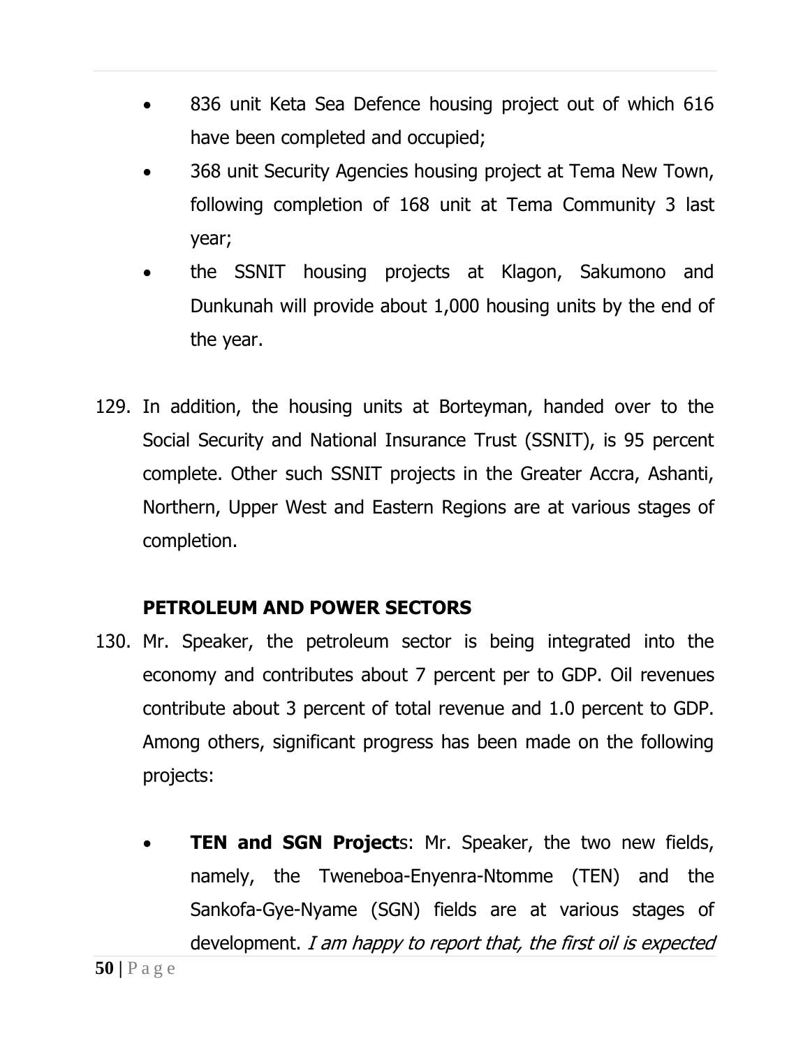- 836 unit Keta Sea Defence housing project out of which 616 have been completed and occupied;
- 368 unit Security Agencies housing project at Tema New Town, following completion of 168 unit at Tema Community 3 last year;
- the SSNIT housing projects at Klagon, Sakumono and Dunkunah will provide about 1,000 housing units by the end of the year.

129. In addition, the housing units at Borteyman, handed over to the Social Security and National Insurance Trust (SSNIT), is 95 percent complete. Other such SSNIT projects in the Greater Accra, Ashanti, Northern, Upper West and Eastern Regions are at various stages of completion.

**PETROLEUM AND POWER SECTORS**

130. Mr. Speaker, the petroleum sector is being integrated into the economy and contributes about 7 percent per to GDP. Oil revenues contribute about 3 percent of total revenue and 1.0 percent to GDP. Among others, significant progress has been made on the following projects:

- **TEN and SGN Project**s: Mr. Speaker, the two new fields, namely, the Tweneboa-Enyenra-Ntomme (TEN) and the Sankofa-Gye-Nyame (SGN) fields are at various stages of development. *I am happy to report that, the first oil is expected*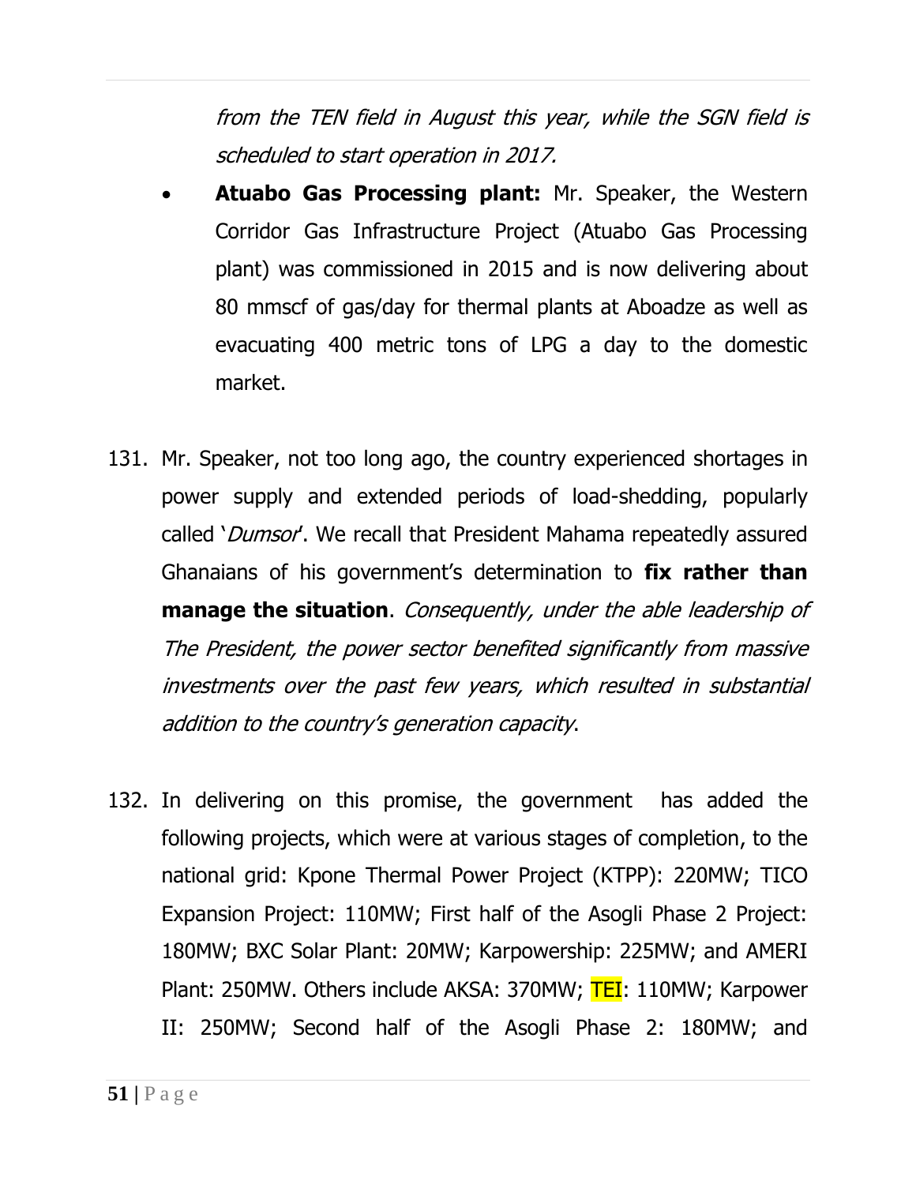*from the TEN field in August this year, while the SGN field is scheduled to start operation in 2017.*

- **Atuabo Gas Processing plant:** Mr. Speaker, the Western Corridor Gas Infrastructure Project (Atuabo Gas Processing plant) was commissioned in 2015 and is now delivering about 80 mmscf of gas/day for thermal plants at Aboadze as well as evacuating 400 metric tons of LPG a day to the domestic market.

131. Mr. Speaker, not too long ago, the country experienced shortages in power supply and extended periods of load-shedding, popularly called '*Dumsor*'. We recall that President Mahama repeatedly assured Ghanaians of his government's determination to **fix rather than manage the situation**. *Consequently, under the able leadership of The President, the power sector benefited significantly from massive investments over the past few years, which resulted in substantial addition to the country's generation capacity*.

132. In delivering on this promise, the government has added the following projects, which were at various stages of completion, to the national grid: Kpone Thermal Power Project (KTPP): 220MW; TICO Expansion Project: 110MW; First half of the Asogli Phase 2 Project: 180MW; BXC Solar Plant: 20MW; Karpowership: 225MW; and AMERI Plant: 250MW. Others include AKSA: 370MW; TEI: 110MW; Karpower II: 250MW; Second half of the Asogli Phase 2: 180MW; and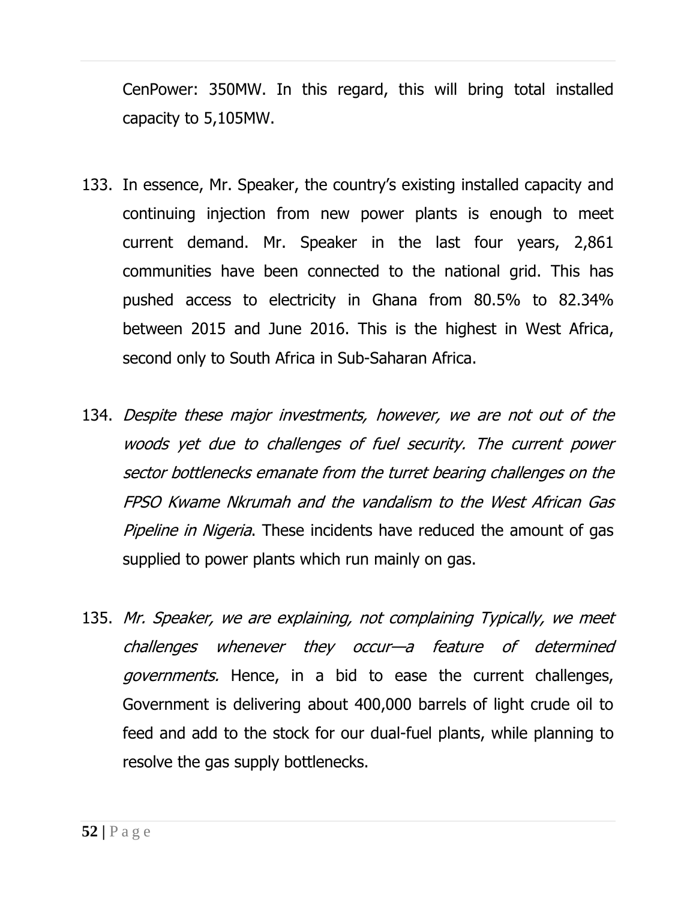CenPower: 350MW. In this regard, this will bring total installed capacity to 5,105MW.

133. In essence, Mr. Speaker, the country's existing installed capacity and continuing injection from new power plants is enough to meet current demand. Mr. Speaker in the last four years, 2,861 communities have been connected to the national grid. This has pushed access to electricity in Ghana from 80.5% to 82.34% between 2015 and June 2016. This is the highest in West Africa, second only to South Africa in Sub-Saharan Africa.

134. *Despite these major investments, however, we are not out of the woods yet due to challenges of fuel security. The current power sector bottlenecks emanate from the turret bearing challenges on the FPSO Kwame Nkrumah and the vandalism to the West African Gas Pipeline in Nigeria*. These incidents have reduced the amount of gas supplied to power plants which run mainly on gas.

135. *Mr. Speaker, we are explaining, not complaining Typically, we meet challenges whenever they occur—a feature of determined governments.* Hence, in a bid to ease the current challenges, Government is delivering about 400,000 barrels of light crude oil to feed and add to the stock for our dual-fuel plants, while planning to resolve the gas supply bottlenecks.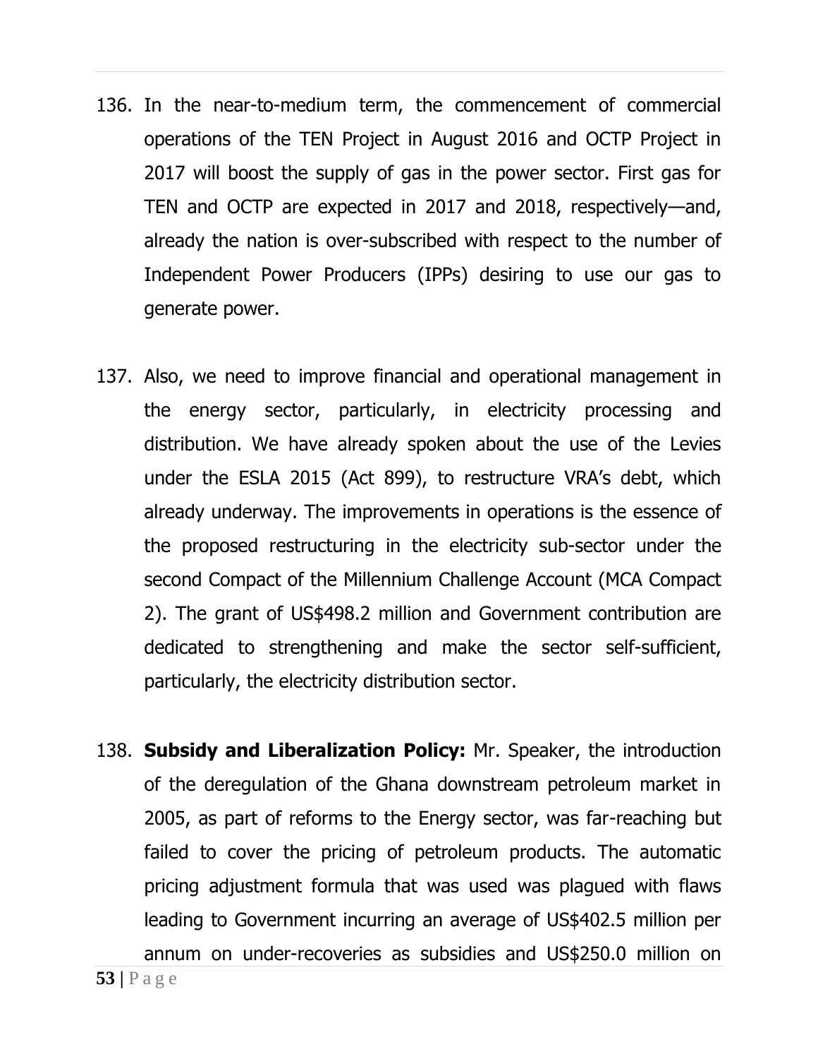136. In the near-to-medium term, the commencement of commercial operations of the TEN Project in August 2016 and OCTP Project in 2017 will boost the supply of gas in the power sector. First gas for TEN and OCTP are expected in 2017 and 2018, respectively—and, already the nation is over-subscribed with respect to the number of Independent Power Producers (IPPs) desiring to use our gas to generate power.

137. Also, we need to improve financial and operational management in the energy sector, particularly, in electricity processing and distribution. We have already spoken about the use of the Levies under the ESLA 2015 (Act 899), to restructure VRA's debt, which already underway. The improvements in operations is the essence of the proposed restructuring in the electricity sub-sector under the second Compact of the Millennium Challenge Account (MCA Compact 2). The grant of US$498.2 million and Government contribution are dedicated to strengthening and make the sector self-sufficient, particularly, the electricity distribution sector.

138. **Subsidy and Liberalization Policy:** Mr. Speaker, the introduction of the deregulation of the Ghana downstream petroleum market in 2005, as part of reforms to the Energy sector, was far-reaching but failed to cover the pricing of petroleum products. The automatic pricing adjustment formula that was used was plagued with flaws leading to Government incurring an average of US$402.5 million per annum on under-recoveries as subsidies and US$250.0 million on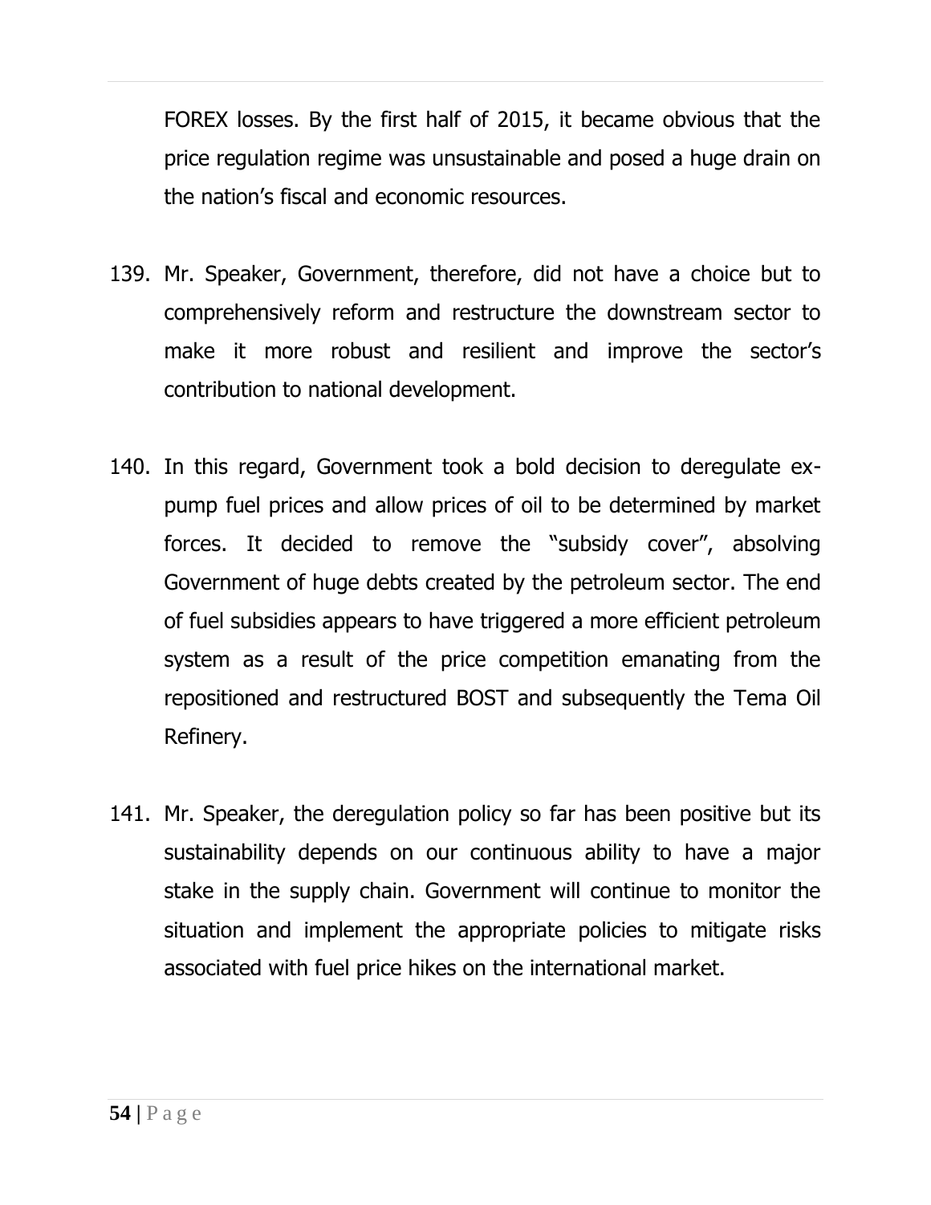FOREX losses. By the first half of 2015, it became obvious that the price regulation regime was unsustainable and posed a huge drain on the nation's fiscal and economic resources.

139. Mr. Speaker, Government, therefore, did not have a choice but to comprehensively reform and restructure the downstream sector to make it more robust and resilient and improve the sector's contribution to national development.

140. In this regard, Government took a bold decision to deregulate ex-pump fuel prices and allow prices of oil to be determined by market forces. It decided to remove the "subsidy cover", absolving Government of huge debts created by the petroleum sector. The end of fuel subsidies appears to have triggered a more efficient petroleum system as a result of the price competition emanating from the repositioned and restructured BOST and subsequently the Tema Oil Refinery.

141. Mr. Speaker, the deregulation policy so far has been positive but its sustainability depends on our continuous ability to have a major stake in the supply chain. Government will continue to monitor the situation and implement the appropriate policies to mitigate risks associated with fuel price hikes on the international market.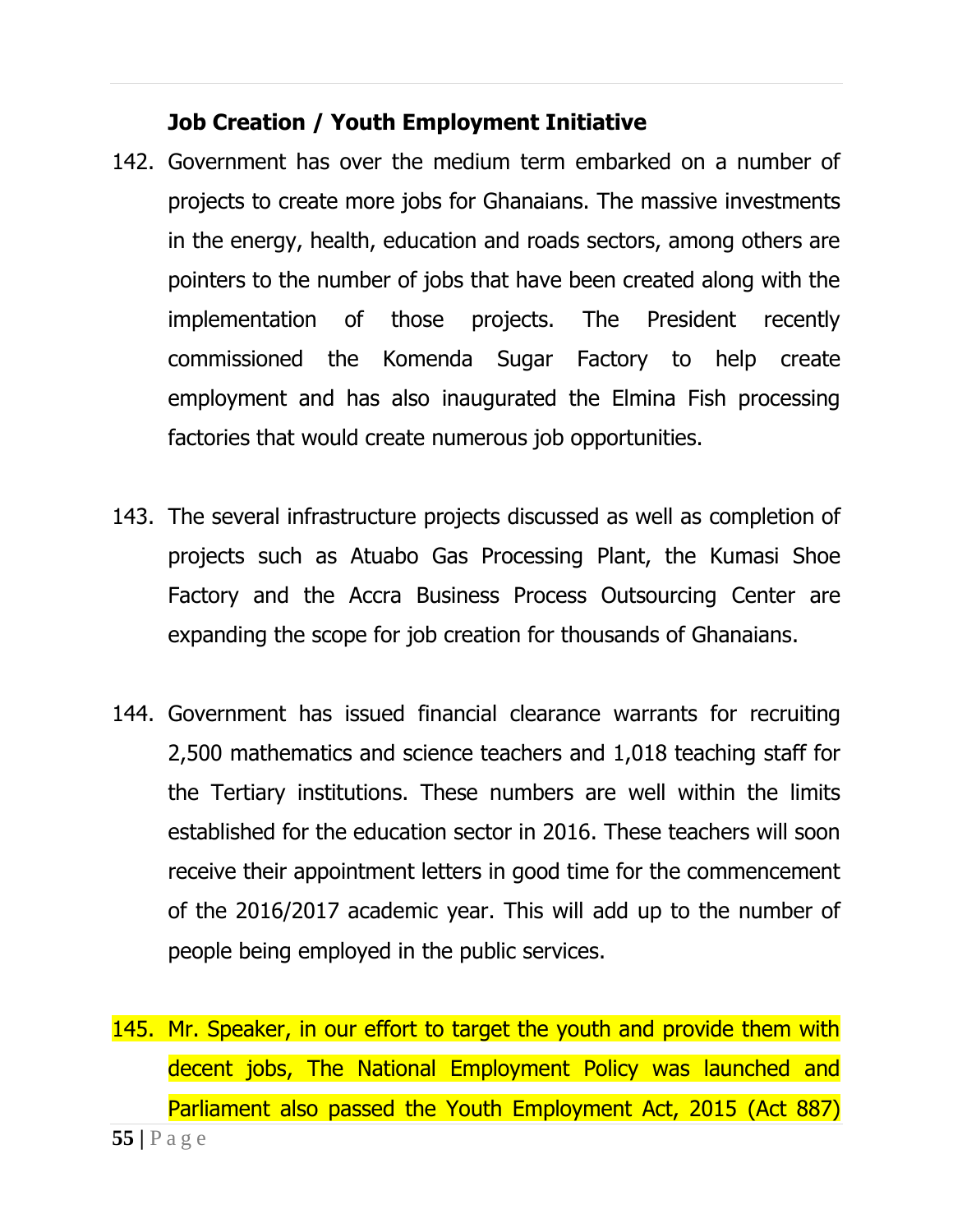**Job Creation / Youth Employment Initiative**

142. Government has over the medium term embarked on a number of projects to create more jobs for Ghanaians. The massive investments in the energy, health, education and roads sectors, among others are pointers to the number of jobs that have been created along with the implementation of those projects. The President recently commissioned the Komenda Sugar Factory to help create employment and has also inaugurated the Elmina Fish processing factories that would create numerous job opportunities.

143. The several infrastructure projects discussed as well as completion of projects such as Atuabo Gas Processing Plant, the Kumasi Shoe Factory and the Accra Business Process Outsourcing Center are expanding the scope for job creation for thousands of Ghanaians.

144. Government has issued financial clearance warrants for recruiting 2,500 mathematics and science teachers and 1,018 teaching staff for the Tertiary institutions. These numbers are well within the limits established for the education sector in 2016. These teachers will soon receive their appointment letters in good time for the commencement of the 2016/2017 academic year. This will add up to the number of people being employed in the public services.

145. Mr. Speaker, in our effort to target the youth and provide them with decent jobs, The National Employment Policy was launched and Parliament also passed the Youth Employment Act, 2015 (Act 887)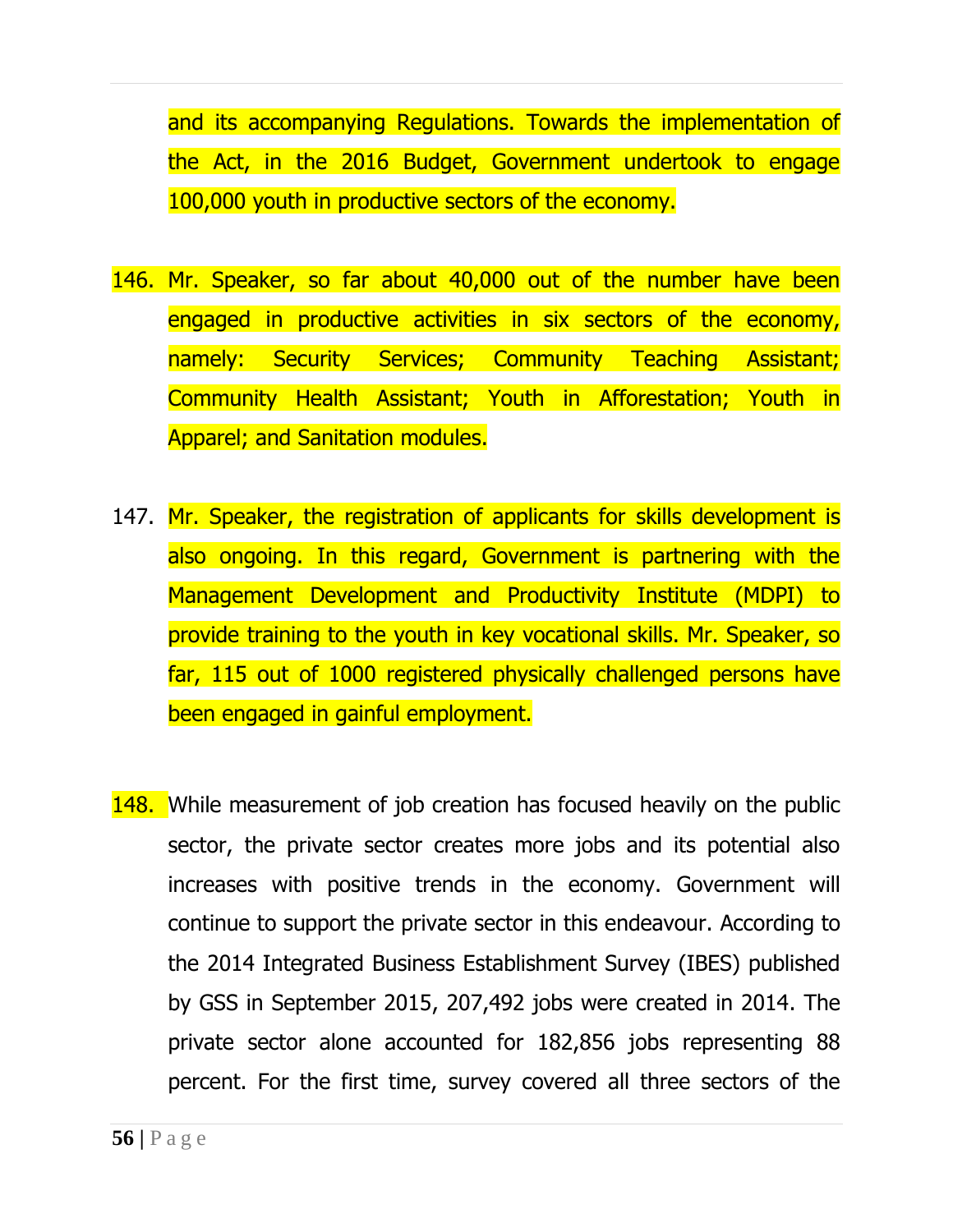and its accompanying Regulations. Towards the implementation of the Act, in the 2016 Budget, Government undertook to engage 100,000 youth in productive sectors of the economy.

146. Mr. Speaker, so far about 40,000 out of the number have been engaged in productive activities in six sectors of the economy, namely: Security Services; Community Teaching Assistant; Community Health Assistant; Youth in Afforestation; Youth in Apparel; and Sanitation modules.

147. Mr. Speaker, the registration of applicants for skills development is also ongoing. In this regard, Government is partnering with the Management Development and Productivity Institute (MDPI) to provide training to the youth in key vocational skills. Mr. Speaker, so far, 115 out of 1000 registered physically challenged persons have been engaged in gainful employment.

148. While measurement of job creation has focused heavily on the public sector, the private sector creates more jobs and its potential also increases with positive trends in the economy. Government will continue to support the private sector in this endeavour. According to the 2014 Integrated Business Establishment Survey (IBES) published by GSS in September 2015, 207,492 jobs were created in 2014. The private sector alone accounted for 182,856 jobs representing 88 percent. For the first time, survey covered all three sectors of the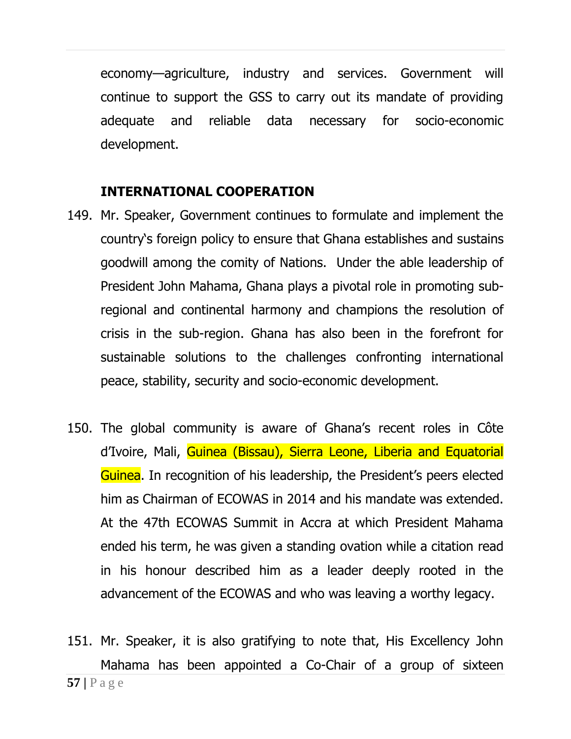economy—agriculture, industry and services. Government will continue to support the GSS to carry out its mandate of providing adequate and reliable data necessary for socio-economic development.

## INTERNATIONAL COOPERATION

149. Mr. Speaker, Government continues to formulate and implement the country's foreign policy to ensure that Ghana establishes and sustains goodwill among the comity of Nations. Under the able leadership of President John Mahama, Ghana plays a pivotal role in promoting sub-regional and continental harmony and champions the resolution of crisis in the sub-region. Ghana has also been in the forefront for sustainable solutions to the challenges confronting international peace, stability, security and socio-economic development.

150. The global community is aware of Ghana's recent roles in Côte d'Ivoire, Mali, Guinea (Bissau), Sierra Leone, Liberia and Equatorial Guinea. In recognition of his leadership, the President's peers elected him as Chairman of ECOWAS in 2014 and his mandate was extended. At the 47th ECOWAS Summit in Accra at which President Mahama ended his term, he was given a standing ovation while a citation read in his honour described him as a leader deeply rooted in the advancement of the ECOWAS and who was leaving a worthy legacy.

151. Mr. Speaker, it is also gratifying to note that, His Excellency John Mahama has been appointed a Co-Chair of a group of sixteen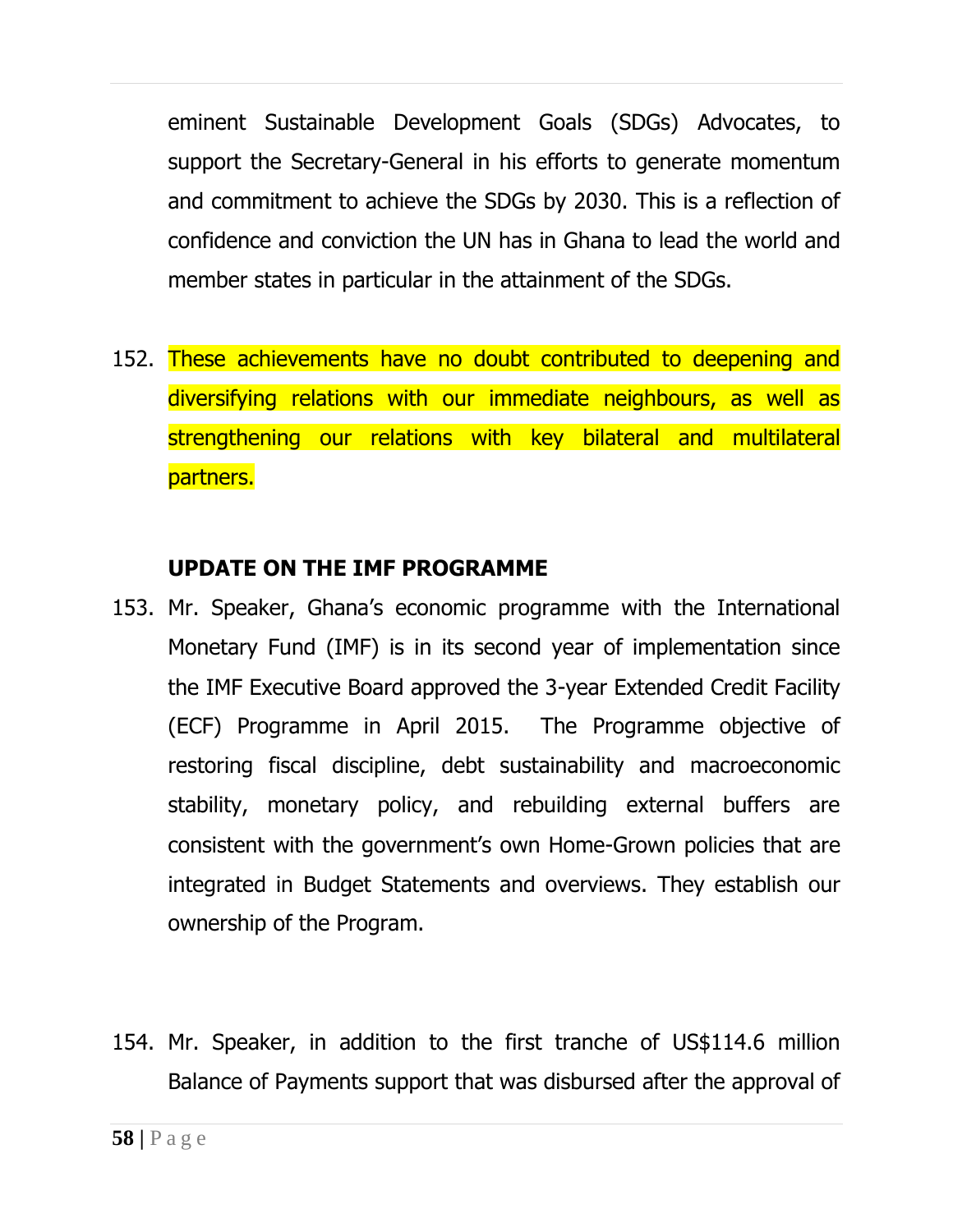eminent Sustainable Development Goals (SDGs) Advocates, to support the Secretary-General in his efforts to generate momentum and commitment to achieve the SDGs by 2030. This is a reflection of confidence and conviction the UN has in Ghana to lead the world and member states in particular in the attainment of the SDGs.

152. These achievements have no doubt contributed to deepening and diversifying relations with our immediate neighbours, as well as strengthening our relations with key bilateral and multilateral partners.

**UPDATE ON THE IMF PROGRAMME**

153. Mr. Speaker, Ghana's economic programme with the International Monetary Fund (IMF) is in its second year of implementation since the IMF Executive Board approved the 3-year Extended Credit Facility (ECF) Programme in April 2015. The Programme objective of restoring fiscal discipline, debt sustainability and macroeconomic stability, monetary policy, and rebuilding external buffers are consistent with the government's own Home-Grown policies that are integrated in Budget Statements and overviews. They establish our ownership of the Program.

154. Mr. Speaker, in addition to the first tranche of US$114.6 million Balance of Payments support that was disbursed after the approval of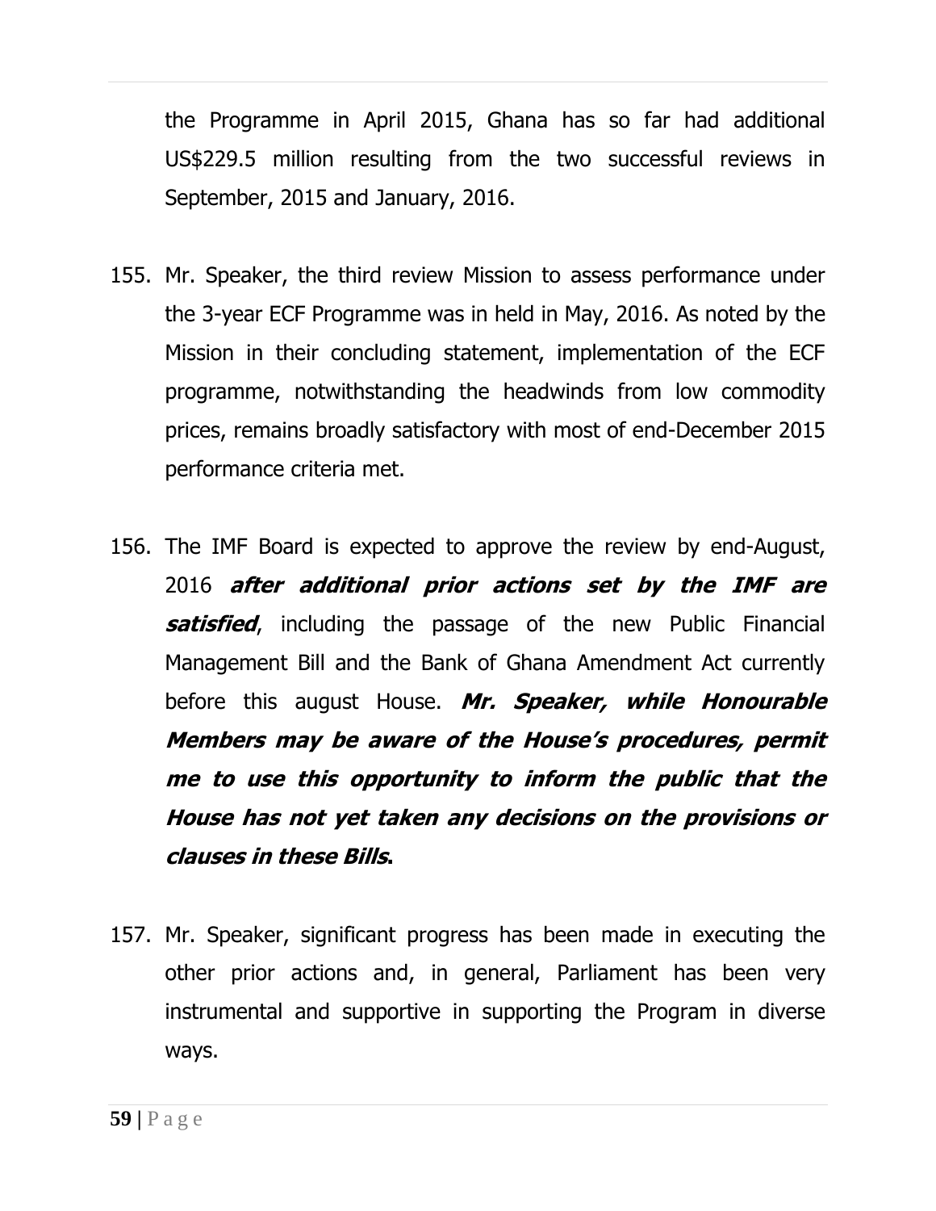the Programme in April 2015, Ghana has so far had additional US$229.5 million resulting from the two successful reviews in September, 2015 and January, 2016.

155. Mr. Speaker, the third review Mission to assess performance under the 3-year ECF Programme was in held in May, 2016. As noted by the Mission in their concluding statement, implementation of the ECF programme, notwithstanding the headwinds from low commodity prices, remains broadly satisfactory with most of end-December 2015 performance criteria met.

156. The IMF Board is expected to approve the review by end-August, 2016 ***after additional prior actions set by the IMF are satisfied***, including the passage of the new Public Financial Management Bill and the Bank of Ghana Amendment Act currently before this august House. ***Mr. Speaker, while Honourable Members may be aware of the House's procedures, permit me to use this opportunity to inform the public that the House has not yet taken any decisions on the provisions or clauses in these Bills*.**

157. Mr. Speaker, significant progress has been made in executing the other prior actions and, in general, Parliament has been very instrumental and supportive in supporting the Program in diverse ways.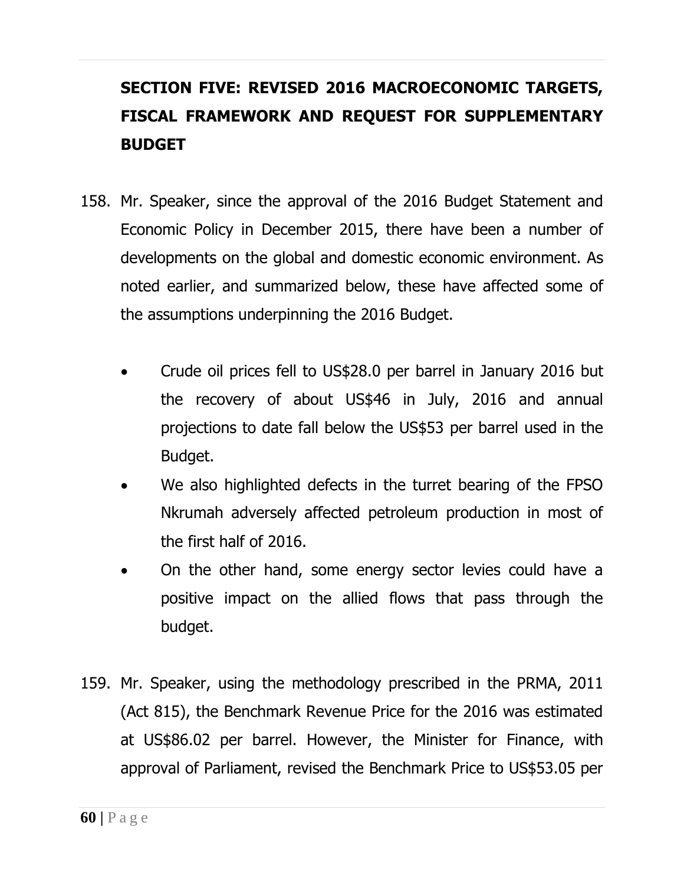## SECTION FIVE: REVISED 2016 MACROECONOMIC TARGETS, FISCAL FRAMEWORK AND REQUEST FOR SUPPLEMENTARY BUDGET

158. Mr. Speaker, since the approval of the 2016 Budget Statement and Economic Policy in December 2015, there have been a number of developments on the global and domestic economic environment. As noted earlier, and summarized below, these have affected some of the assumptions underpinning the 2016 Budget.

    - Crude oil prices fell to US$28.0 per barrel in January 2016 but the recovery of about US$46 in July, 2016 and annual projections to date fall below the US$53 per barrel used in the Budget.
    - We also highlighted defects in the turret bearing of the FPSO Nkrumah adversely affected petroleum production in most of the first half of 2016.
    - On the other hand, some energy sector levies could have a positive impact on the allied flows that pass through the budget.

159. Mr. Speaker, using the methodology prescribed in the PRMA, 2011 (Act 815), the Benchmark Revenue Price for the 2016 was estimated at US$86.02 per barrel. However, the Minister for Finance, with approval of Parliament, revised the Benchmark Price to US$53.05 per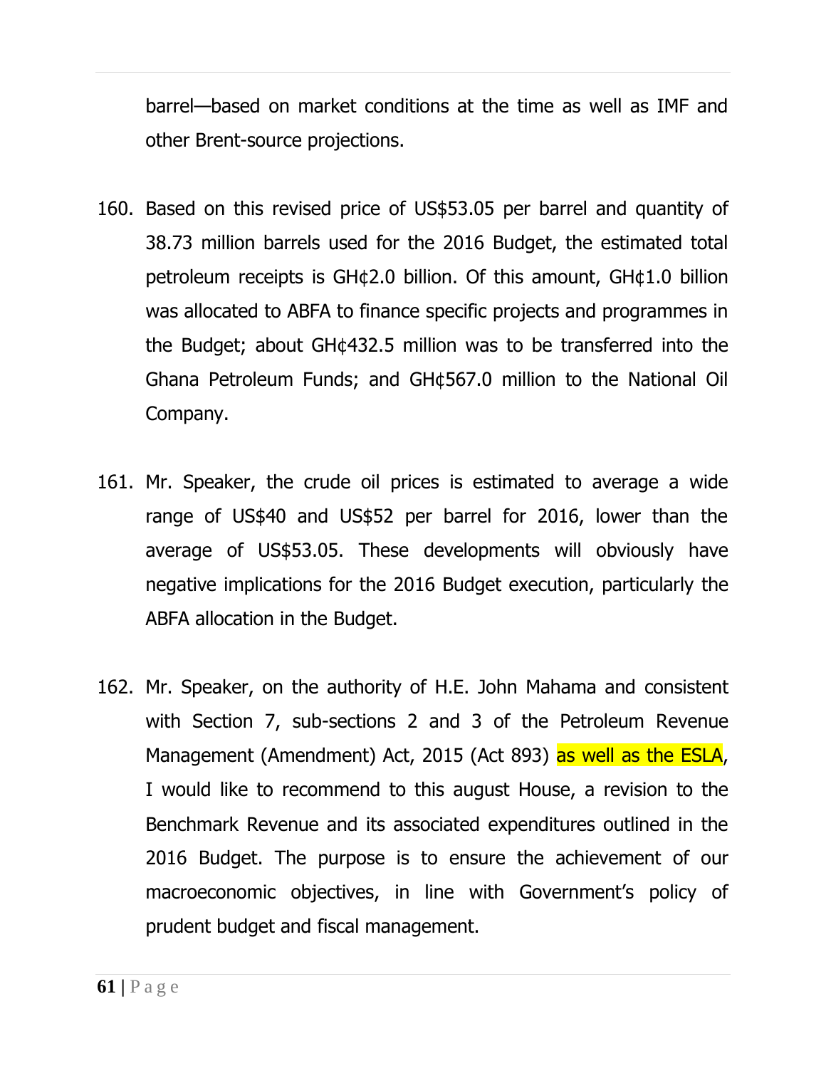barrel—based on market conditions at the time as well as IMF and other Brent-source projections.

160. Based on this revised price of US$53.05 per barrel and quantity of 38.73 million barrels used for the 2016 Budget, the estimated total petroleum receipts is GH¢2.0 billion. Of this amount, GH¢1.0 billion was allocated to ABFA to finance specific projects and programmes in the Budget; about GH¢432.5 million was to be transferred into the Ghana Petroleum Funds; and GH¢567.0 million to the National Oil Company.

161. Mr. Speaker, the crude oil prices is estimated to average a wide range of US$40 and US$52 per barrel for 2016, lower than the average of US$53.05. These developments will obviously have negative implications for the 2016 Budget execution, particularly the ABFA allocation in the Budget.

162. Mr. Speaker, on the authority of H.E. John Mahama and consistent with Section 7, sub-sections 2 and 3 of the Petroleum Revenue Management (Amendment) Act, 2015 (Act 893) as well as the ESLA, I would like to recommend to this august House, a revision to the Benchmark Revenue and its associated expenditures outlined in the 2016 Budget. The purpose is to ensure the achievement of our macroeconomic objectives, in line with Government's policy of prudent budget and fiscal management.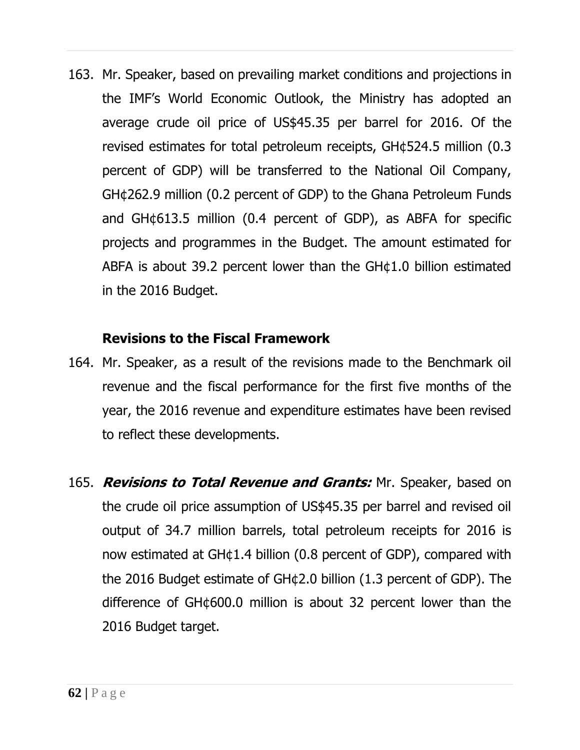163. Mr. Speaker, based on prevailing market conditions and projections in the IMF's World Economic Outlook, the Ministry has adopted an average crude oil price of US$45.35 per barrel for 2016. Of the revised estimates for total petroleum receipts, GH¢524.5 million (0.3 percent of GDP) will be transferred to the National Oil Company, GH¢262.9 million (0.2 percent of GDP) to the Ghana Petroleum Funds and GH¢613.5 million (0.4 percent of GDP), as ABFA for specific projects and programmes in the Budget. The amount estimated for ABFA is about 39.2 percent lower than the GH¢1.0 billion estimated in the 2016 Budget.

### Revisions to the Fiscal Framework

164. Mr. Speaker, as a result of the revisions made to the Benchmark oil revenue and the fiscal performance for the first five months of the year, the 2016 revenue and expenditure estimates have been revised to reflect these developments.

165. ***Revisions to Total Revenue and Grants:*** Mr. Speaker, based on the crude oil price assumption of US$45.35 per barrel and revised oil output of 34.7 million barrels, total petroleum receipts for 2016 is now estimated at GH¢1.4 billion (0.8 percent of GDP), compared with the 2016 Budget estimate of GH¢2.0 billion (1.3 percent of GDP). The difference of GH¢600.0 million is about 32 percent lower than the 2016 Budget target.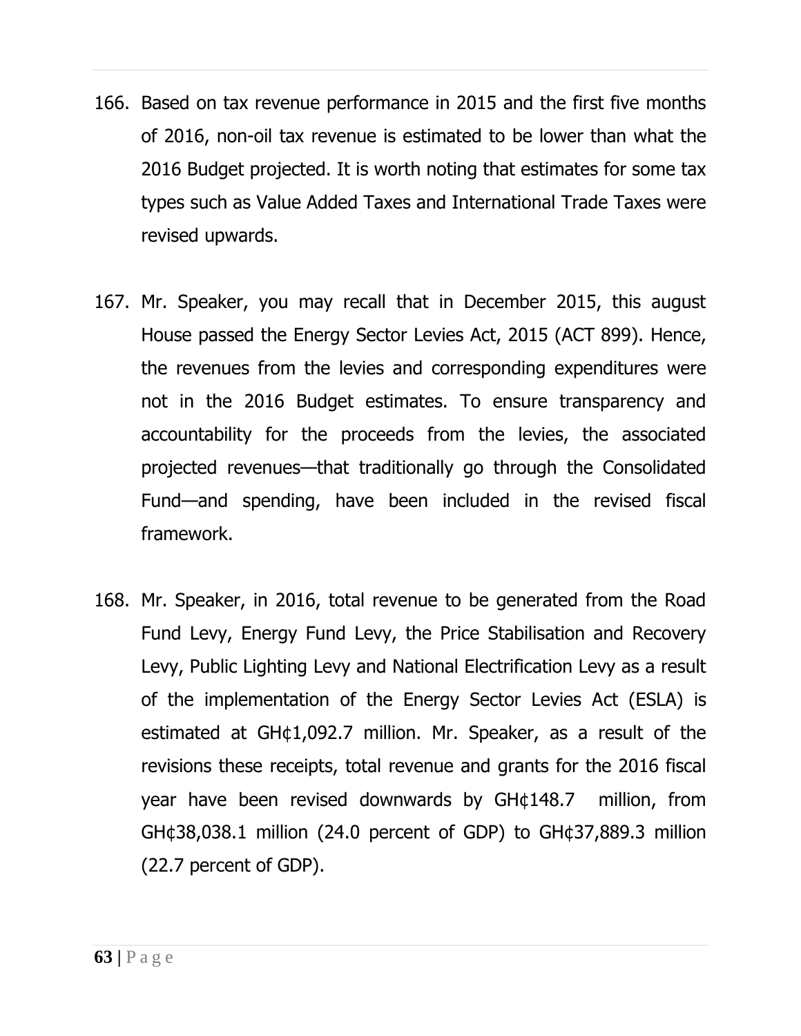166. Based on tax revenue performance in 2015 and the first five months of 2016, non-oil tax revenue is estimated to be lower than what the 2016 Budget projected. It is worth noting that estimates for some tax types such as Value Added Taxes and International Trade Taxes were revised upwards.

167. Mr. Speaker, you may recall that in December 2015, this august House passed the Energy Sector Levies Act, 2015 (ACT 899). Hence, the revenues from the levies and corresponding expenditures were not in the 2016 Budget estimates. To ensure transparency and accountability for the proceeds from the levies, the associated projected revenues—that traditionally go through the Consolidated Fund—and spending, have been included in the revised fiscal framework.

168. Mr. Speaker, in 2016, total revenue to be generated from the Road Fund Levy, Energy Fund Levy, the Price Stabilisation and Recovery Levy, Public Lighting Levy and National Electrification Levy as a result of the implementation of the Energy Sector Levies Act (ESLA) is estimated at GH¢1,092.7 million. Mr. Speaker, as a result of the revisions these receipts, total revenue and grants for the 2016 fiscal year have been revised downwards by GH¢148.7 million, from GH¢38,038.1 million (24.0 percent of GDP) to GH¢37,889.3 million (22.7 percent of GDP).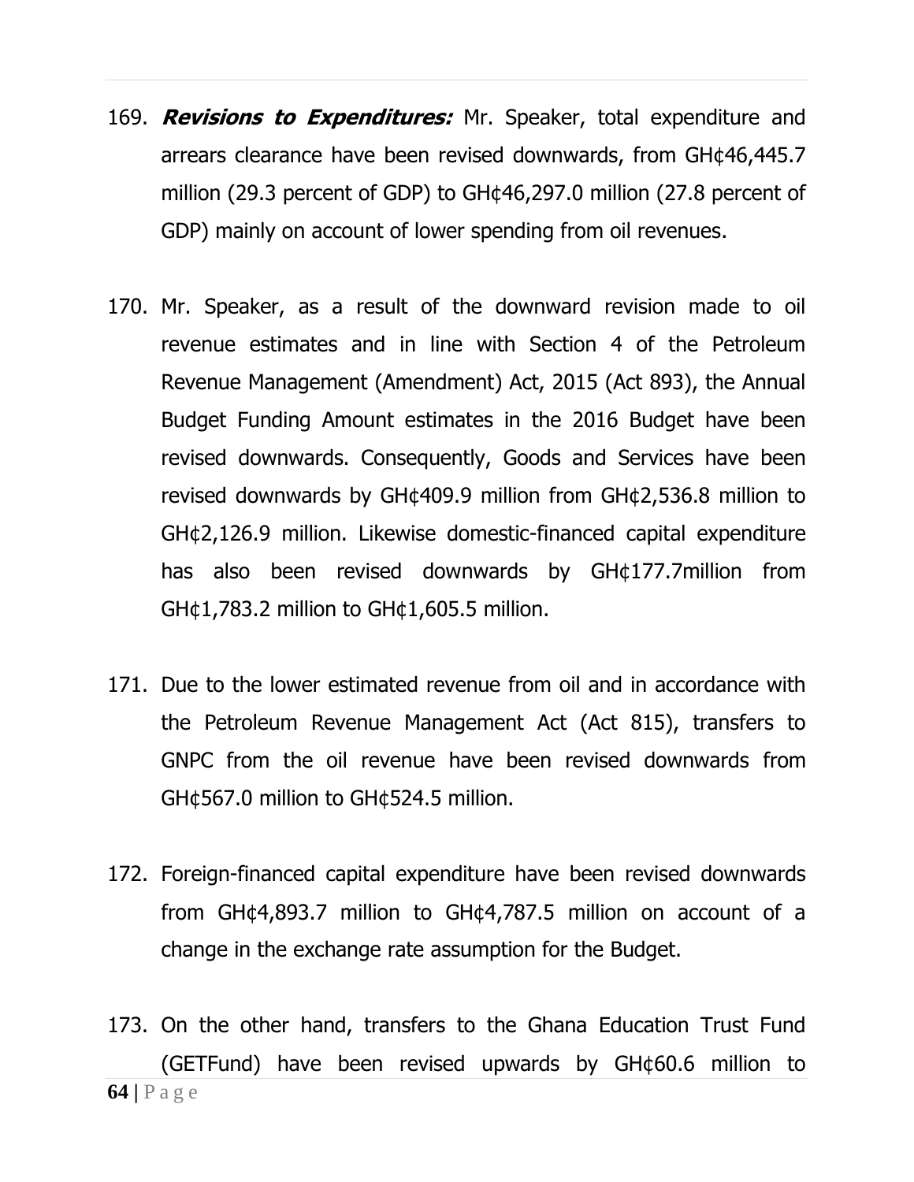169. ***Revisions to Expenditures:*** Mr. Speaker, total expenditure and arrears clearance have been revised downwards, from GH¢46,445.7 million (29.3 percent of GDP) to GH¢46,297.0 million (27.8 percent of GDP) mainly on account of lower spending from oil revenues.

170. Mr. Speaker, as a result of the downward revision made to oil revenue estimates and in line with Section 4 of the Petroleum Revenue Management (Amendment) Act, 2015 (Act 893), the Annual Budget Funding Amount estimates in the 2016 Budget have been revised downwards. Consequently, Goods and Services have been revised downwards by GH¢409.9 million from GH¢2,536.8 million to GH¢2,126.9 million. Likewise domestic-financed capital expenditure has also been revised downwards by GH¢177.7million from GH¢1,783.2 million to GH¢1,605.5 million.

171. Due to the lower estimated revenue from oil and in accordance with the Petroleum Revenue Management Act (Act 815), transfers to GNPC from the oil revenue have been revised downwards from GH¢567.0 million to GH¢524.5 million.

172. Foreign-financed capital expenditure have been revised downwards from GH¢4,893.7 million to GH¢4,787.5 million on account of a change in the exchange rate assumption for the Budget.

173. On the other hand, transfers to the Ghana Education Trust Fund (GETFund) have been revised upwards by GH¢60.6 million to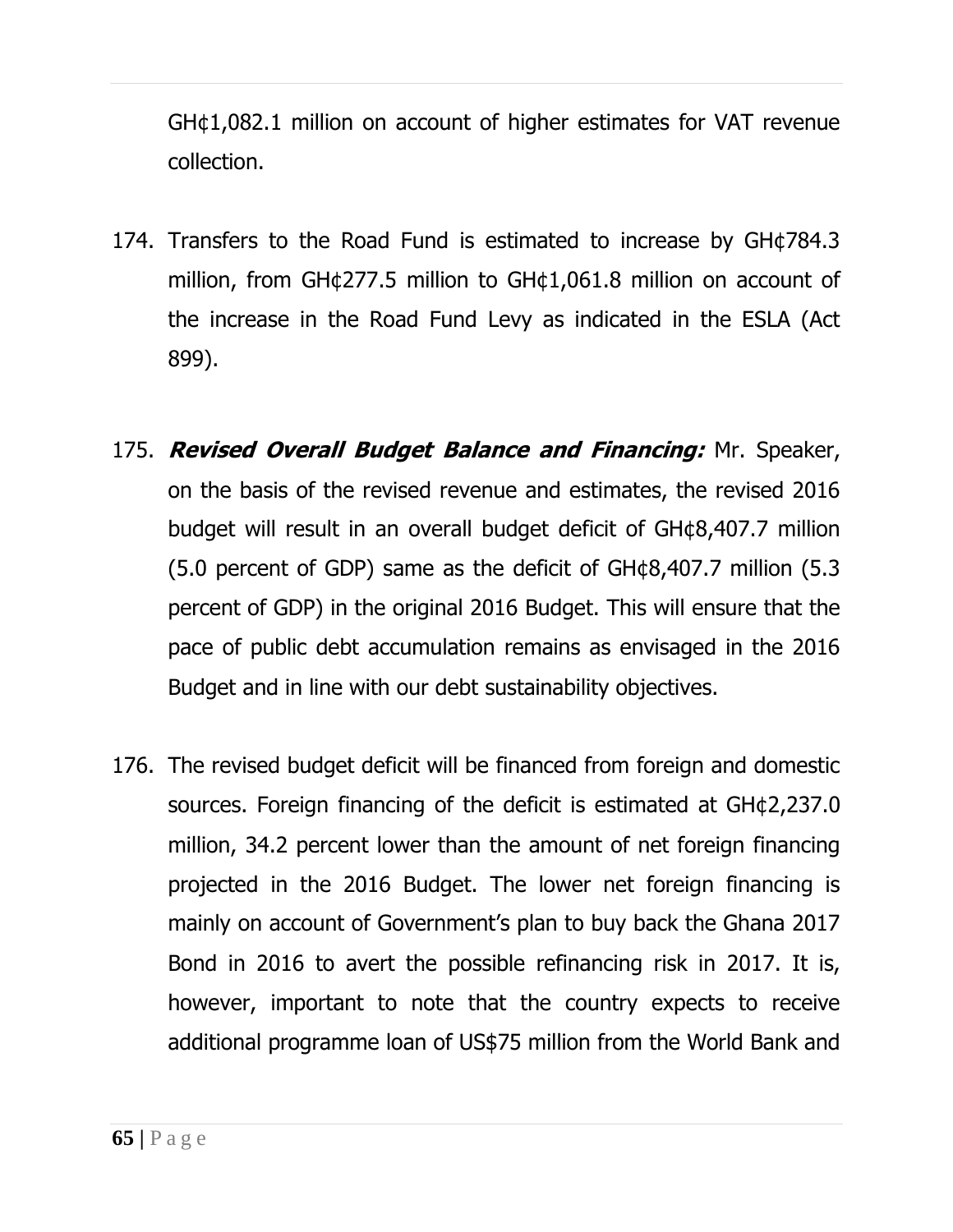GH¢1,082.1 million on account of higher estimates for VAT revenue collection.

174. Transfers to the Road Fund is estimated to increase by GH¢784.3 million, from GH¢277.5 million to GH¢1,061.8 million on account of the increase in the Road Fund Levy as indicated in the ESLA (Act 899).

175. ***Revised Overall Budget Balance and Financing:*** Mr. Speaker, on the basis of the revised revenue and estimates, the revised 2016 budget will result in an overall budget deficit of GH¢8,407.7 million (5.0 percent of GDP) same as the deficit of GH¢8,407.7 million (5.3 percent of GDP) in the original 2016 Budget. This will ensure that the pace of public debt accumulation remains as envisaged in the 2016 Budget and in line with our debt sustainability objectives.

176. The revised budget deficit will be financed from foreign and domestic sources. Foreign financing of the deficit is estimated at GH¢2,237.0 million, 34.2 percent lower than the amount of net foreign financing projected in the 2016 Budget. The lower net foreign financing is mainly on account of Government's plan to buy back the Ghana 2017 Bond in 2016 to avert the possible refinancing risk in 2017. It is, however, important to note that the country expects to receive additional programme loan of US$75 million from the World Bank and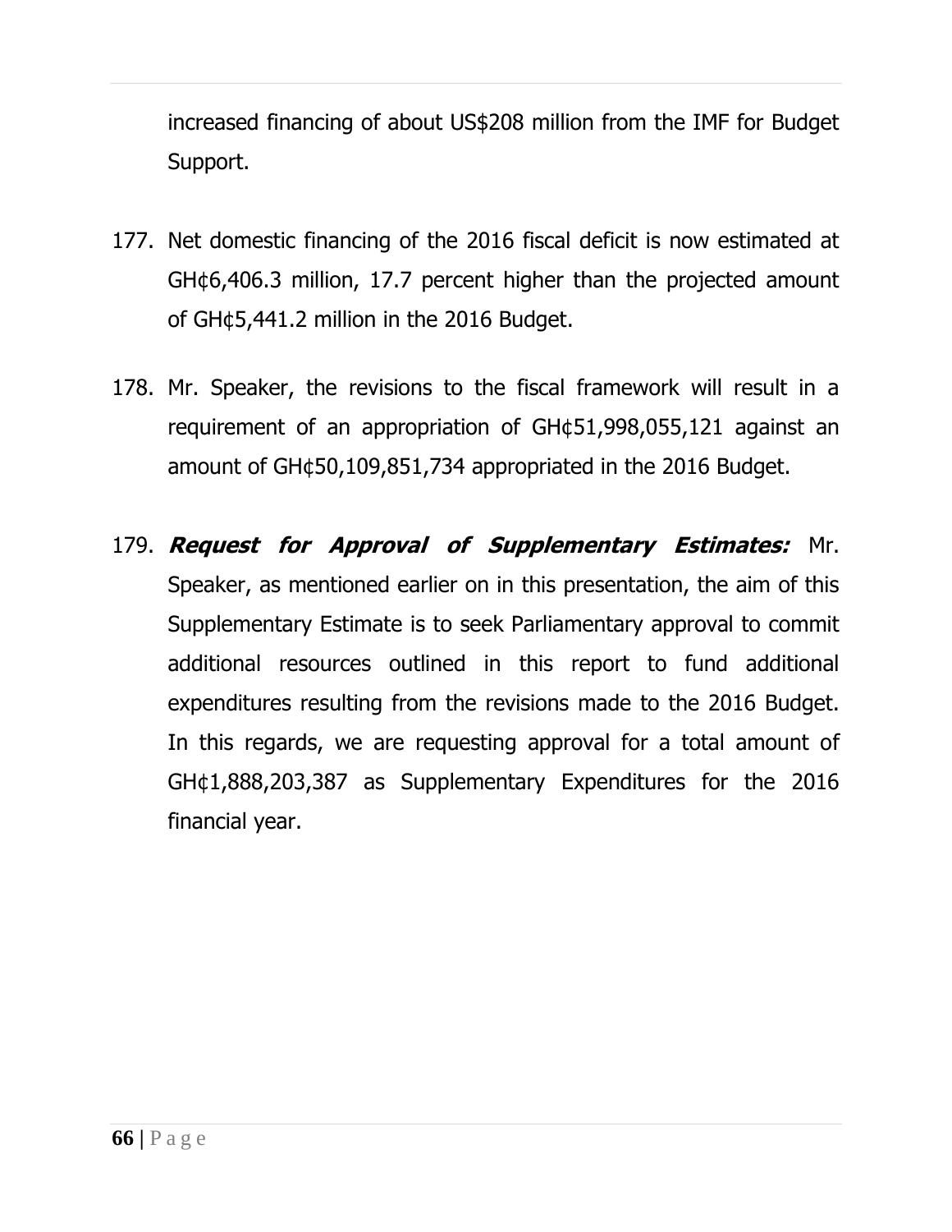increased financing of about US$208 million from the IMF for Budget Support.

177. Net domestic financing of the 2016 fiscal deficit is now estimated at GH¢6,406.3 million, 17.7 percent higher than the projected amount of GH¢5,441.2 million in the 2016 Budget.

178. Mr. Speaker, the revisions to the fiscal framework will result in a requirement of an appropriation of GH¢51,998,055,121 against an amount of GH¢50,109,851,734 appropriated in the 2016 Budget.

179. ***Request for Approval of Supplementary Estimates:*** Mr. Speaker, as mentioned earlier on in this presentation, the aim of this Supplementary Estimate is to seek Parliamentary approval to commit additional resources outlined in this report to fund additional expenditures resulting from the revisions made to the 2016 Budget. In this regards, we are requesting approval for a total amount of GH¢1,888,203,387 as Supplementary Expenditures for the 2016 financial year.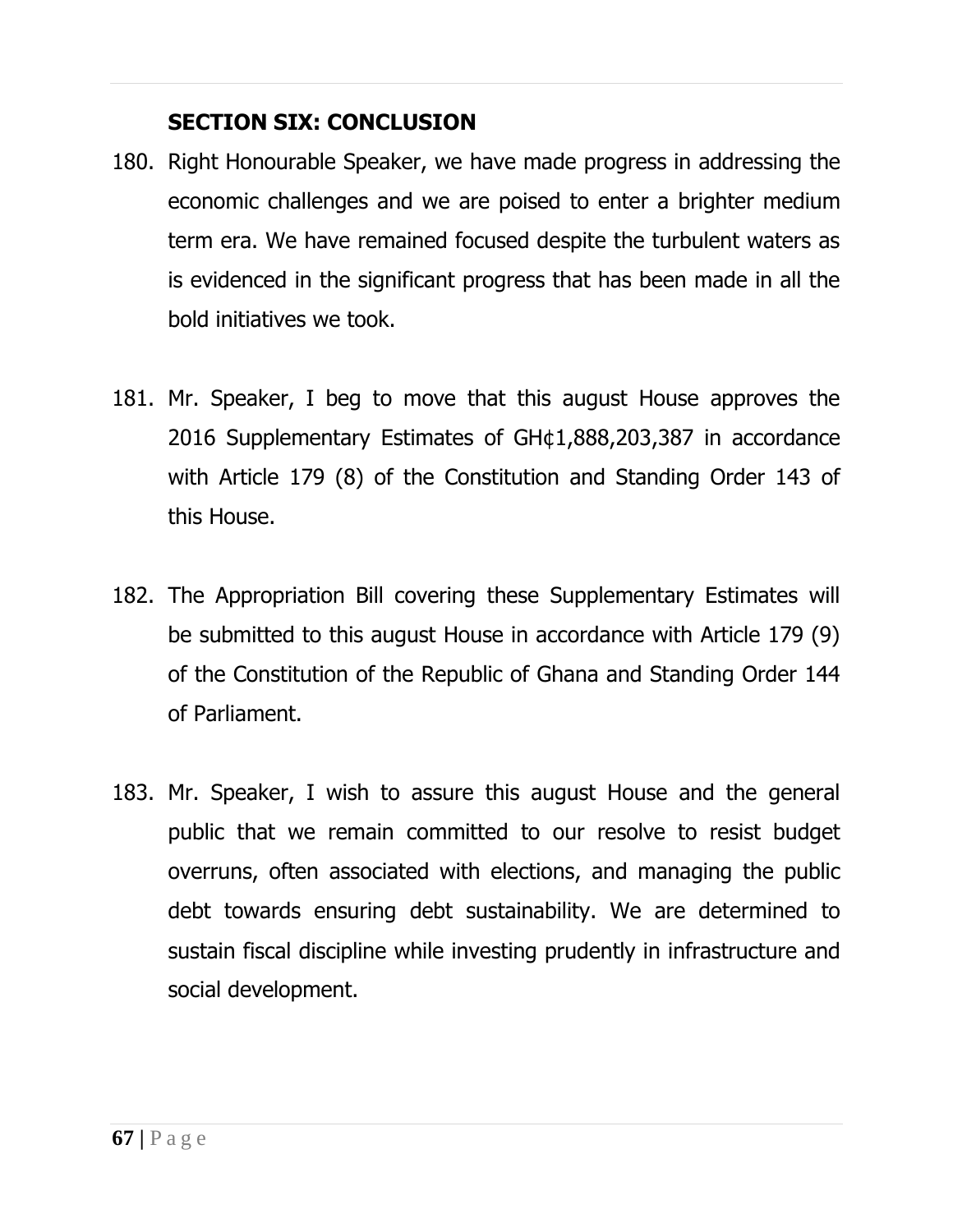## SECTION SIX: CONCLUSION

180. Right Honourable Speaker, we have made progress in addressing the economic challenges and we are poised to enter a brighter medium term era. We have remained focused despite the turbulent waters as is evidenced in the significant progress that has been made in all the bold initiatives we took.

181. Mr. Speaker, I beg to move that this august House approves the 2016 Supplementary Estimates of GH¢1,888,203,387 in accordance with Article 179 (8) of the Constitution and Standing Order 143 of this House.

182. The Appropriation Bill covering these Supplementary Estimates will be submitted to this august House in accordance with Article 179 (9) of the Constitution of the Republic of Ghana and Standing Order 144 of Parliament.

183. Mr. Speaker, I wish to assure this august House and the general public that we remain committed to our resolve to resist budget overruns, often associated with elections, and managing the public debt towards ensuring debt sustainability. We are determined to sustain fiscal discipline while investing prudently in infrastructure and social development.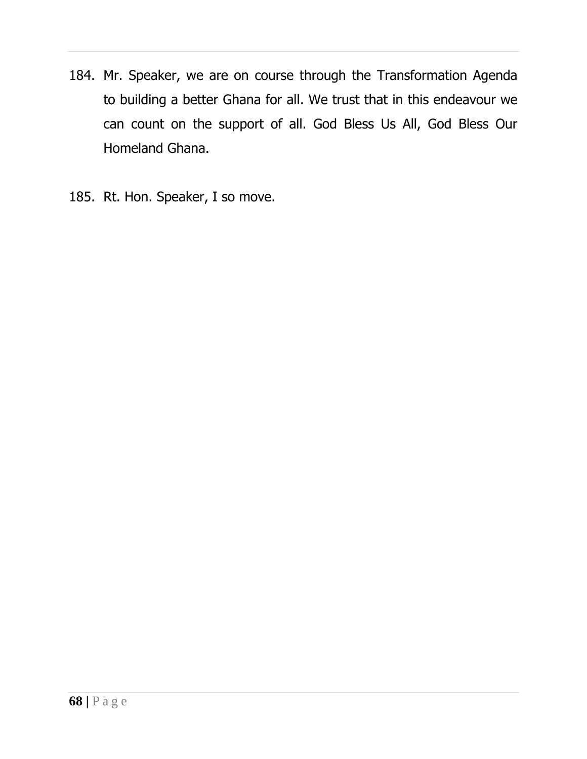184. Mr. Speaker, we are on course through the Transformation Agenda to building a better Ghana for all. We trust that in this endeavour we can count on the support of all. God Bless Us All, God Bless Our Homeland Ghana.

185. Rt. Hon. Speaker, I so move.